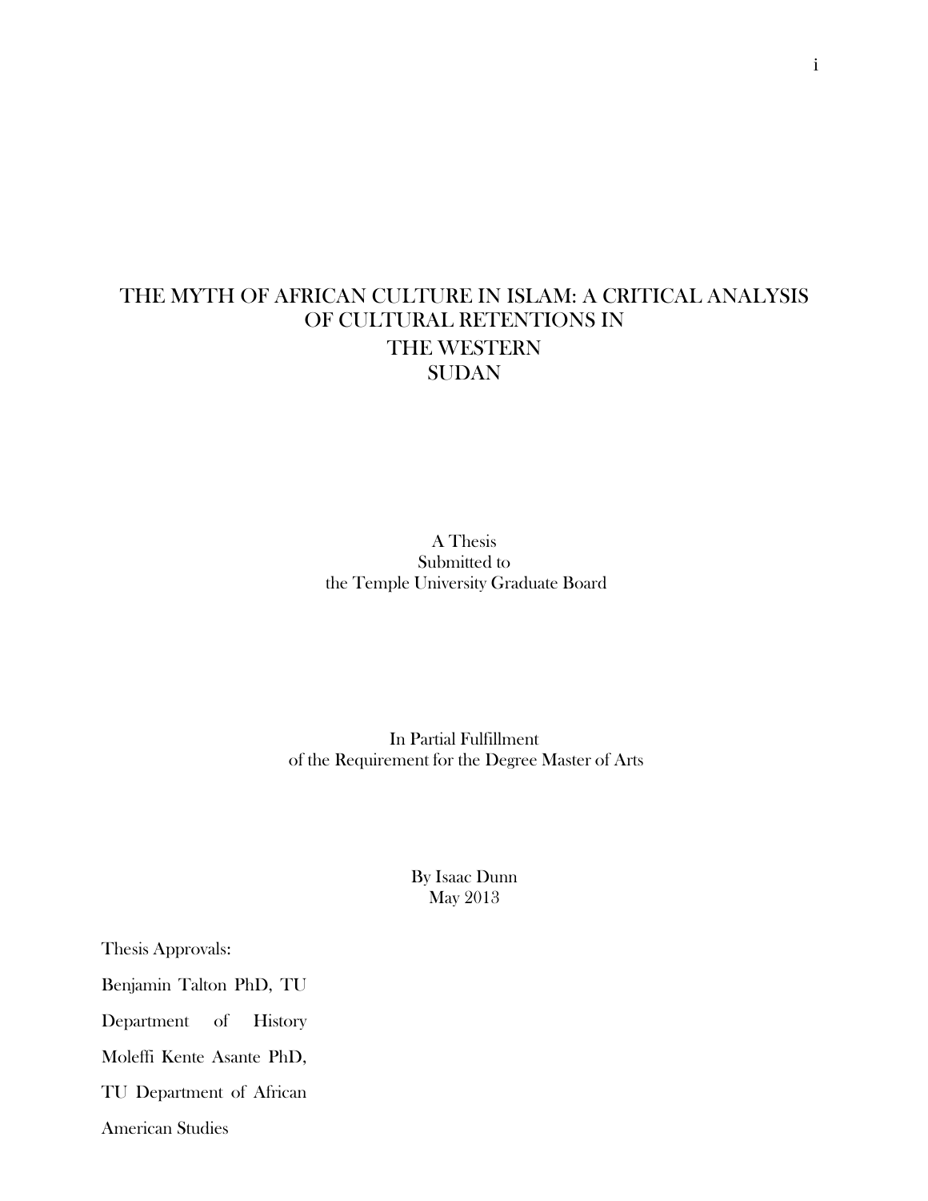# THE MYTH OF AFRICAN CULTURE IN ISLAM: A CRITICAL ANALYSIS OF CULTURAL RETENTIONS IN THE WESTERN SUDAN

A Thesis
Submitted to
the Temple University Graduate Board

In Partial Fulfillment
of the Requirement for the Degree Master of Arts

By Isaac Dunn
May 2013

Thesis Approvals:

Benjamin Talton PhD, TU Department of History

Moleffi Kente Asante PhD, TU Department of African American Studies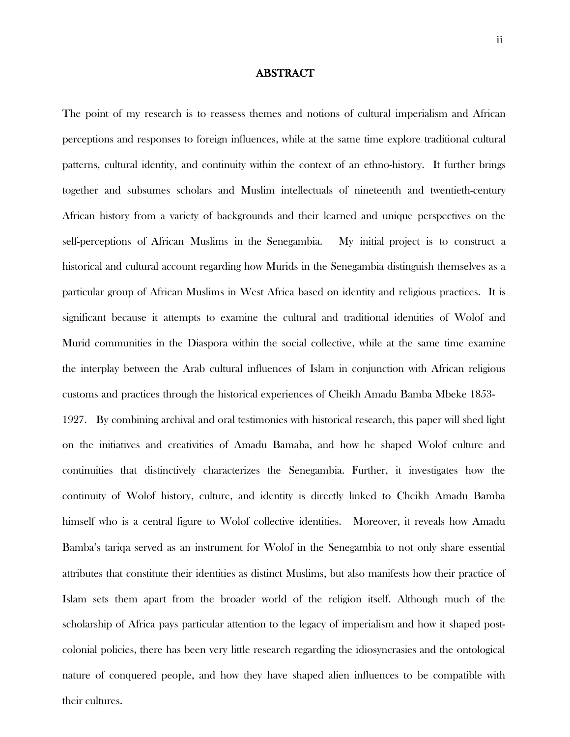# ABSTRACT

The point of my research is to reassess themes and notions of cultural imperialism and African perceptions and responses to foreign influences, while at the same time explore traditional cultural patterns, cultural identity, and continuity within the context of an ethno-history. It further brings together and subsumes scholars and Muslim intellectuals of nineteenth and twentieth-century African history from a variety of backgrounds and their learned and unique perspectives on the self-perceptions of African Muslims in the Senegambia. My initial project is to construct a historical and cultural account regarding how Murids in the Senegambia distinguish themselves as a particular group of African Muslims in West Africa based on identity and religious practices. It is significant because it attempts to examine the cultural and traditional identities of Wolof and Murid communities in the Diaspora within the social collective, while at the same time examine the interplay between the Arab cultural influences of Islam in conjunction with African religious customs and practices through the historical experiences of Cheikh Amadu Bamba Mbeke 1853-1927. By combining archival and oral testimonies with historical research, this paper will shed light on the initiatives and creativities of Amadu Bamaba, and how he shaped Wolof culture and continuities that distinctively characterizes the Senegambia. Further, it investigates how the continuity of Wolof history, culture, and identity is directly linked to Cheikh Amadu Bamba himself who is a central figure to Wolof collective identities. Moreover, it reveals how Amadu Bamba's tariqa served as an instrument for Wolof in the Senegambia to not only share essential attributes that constitute their identities as distinct Muslims, but also manifests how their practice of Islam sets them apart from the broader world of the religion itself. Although much of the scholarship of Africa pays particular attention to the legacy of imperialism and how it shaped post-colonial policies, there has been very little research regarding the idiosyncrasies and the ontological nature of conquered people, and how they have shaped alien influences to be compatible with their cultures.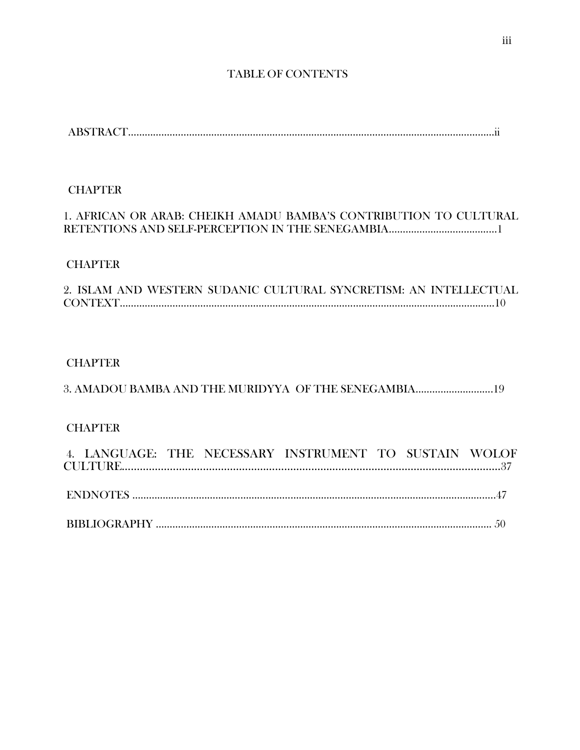# TABLE OF CONTENTS

ABSTRACT....................................................................................................................ii

CHAPTER

1. AFRICAN OR ARAB: CHEIKH AMADU BAMBA'S CONTRIBUTION TO CULTURAL RETENTIONS AND SELF-PERCEPTION IN THE SENEGAMBIA.......................................1

CHAPTER

2. ISLAM AND WESTERN SUDANIC CULTURAL SYNCRETISM: AN INTELLECTUAL CONTEXT.....................................................................................................................10

CHAPTER

3. AMADOU BAMBA AND THE MURIDYYA OF THE SENEGAMBIA............................19

CHAPTER

4. LANGUAGE: THE NECESSARY INSTRUMENT TO SUSTAIN WOLOF CULTURE.....................................................................................................................37

ENDNOTES ..................................................................................................................47

BIBLIOGRAPHY ......................................................................................................... 50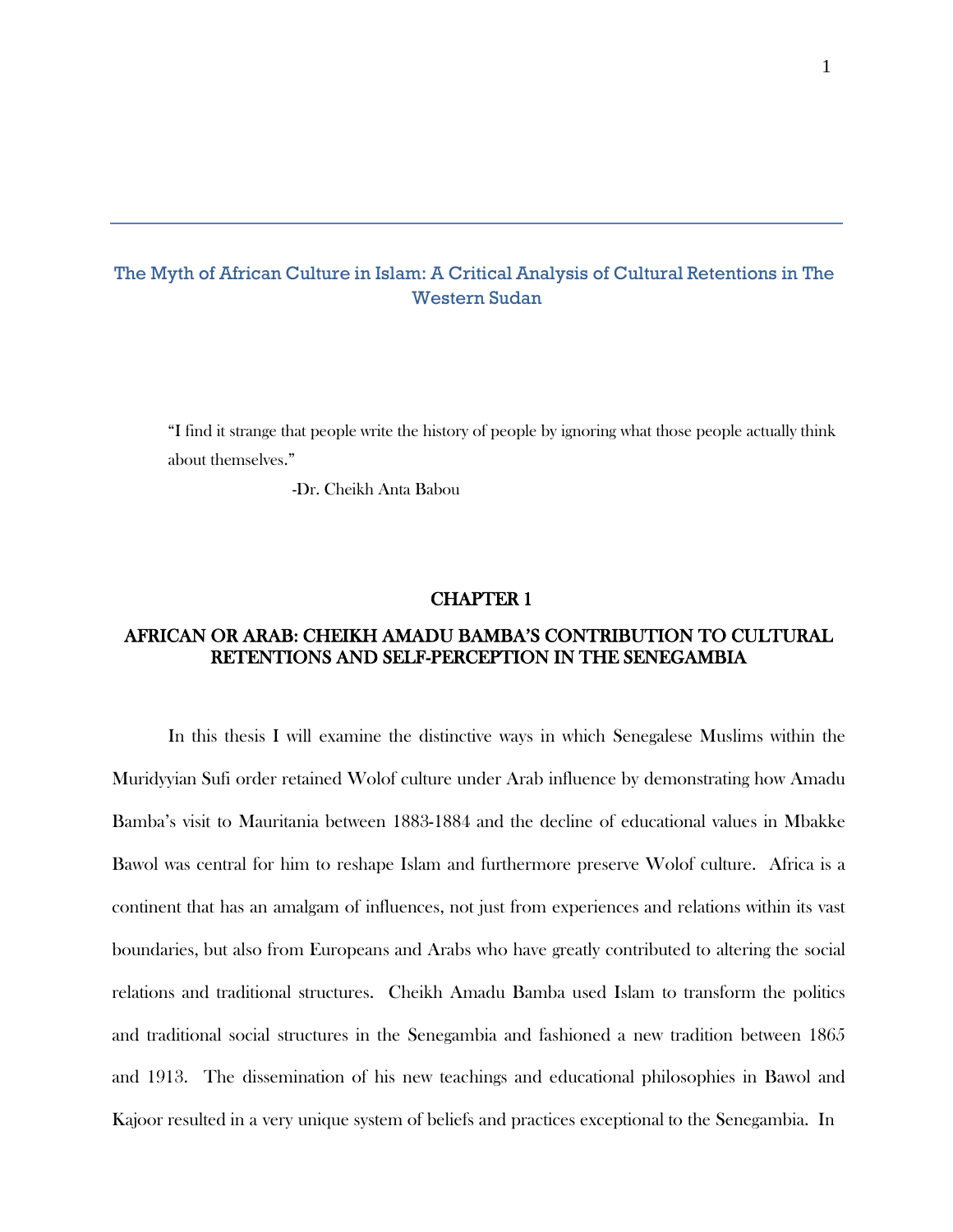# The Myth of African Culture in Islam: A Critical Analysis of Cultural Retentions in The Western Sudan

> "I find it strange that people write the history of people by ignoring what those people actually think about themselves."
>
> -Dr. Cheikh Anta Babou

## CHAPTER 1

## AFRICAN OR ARAB: CHEIKH AMADU BAMBA'S CONTRIBUTION TO CULTURAL RETENTIONS AND SELF-PERCEPTION IN THE SENEGAMBIA

In this thesis I will examine the distinctive ways in which Senegalese Muslims within the Muridyyian Sufi order retained Wolof culture under Arab influence by demonstrating how Amadu Bamba's visit to Mauritania between 1883-1884 and the decline of educational values in Mbakke Bawol was central for him to reshape Islam and furthermore preserve Wolof culture. Africa is a continent that has an amalgam of influences, not just from experiences and relations within its vast boundaries, but also from Europeans and Arabs who have greatly contributed to altering the social relations and traditional structures. Cheikh Amadu Bamba used Islam to transform the politics and traditional social structures in the Senegambia and fashioned a new tradition between 1865 and 1913. The dissemination of his new teachings and educational philosophies in Bawol and Kajoor resulted in a very unique system of beliefs and practices exceptional to the Senegambia. In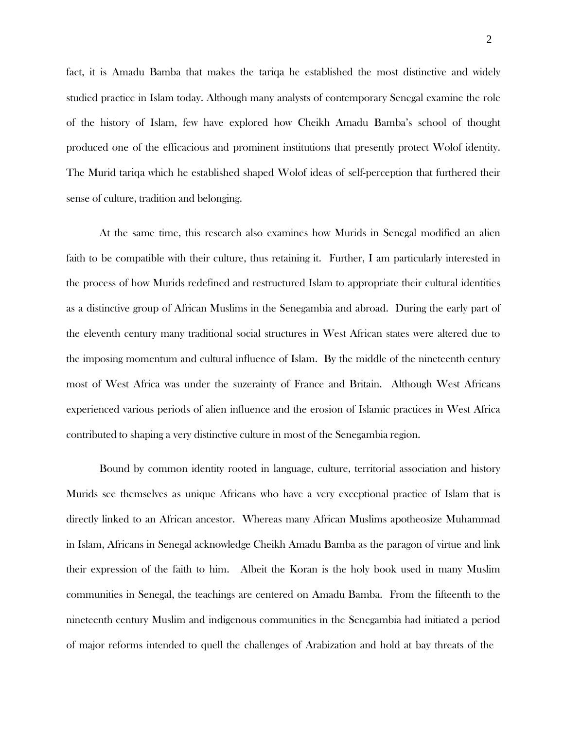fact, it is Amadu Bamba that makes the tariqa he established the most distinctive and widely studied practice in Islam today. Although many analysts of contemporary Senegal examine the role of the history of Islam, few have explored how Cheikh Amadu Bamba's school of thought produced one of the efficacious and prominent institutions that presently protect Wolof identity. The Murid tariqa which he established shaped Wolof ideas of self-perception that furthered their sense of culture, tradition and belonging.

At the same time, this research also examines how Murids in Senegal modified an alien faith to be compatible with their culture, thus retaining it. Further, I am particularly interested in the process of how Murids redefined and restructured Islam to appropriate their cultural identities as a distinctive group of African Muslims in the Senegambia and abroad. During the early part of the eleventh century many traditional social structures in West African states were altered due to the imposing momentum and cultural influence of Islam. By the middle of the nineteenth century most of West Africa was under the suzerainty of France and Britain. Although West Africans experienced various periods of alien influence and the erosion of Islamic practices in West Africa contributed to shaping a very distinctive culture in most of the Senegambia region.

Bound by common identity rooted in language, culture, territorial association and history Murids see themselves as unique Africans who have a very exceptional practice of Islam that is directly linked to an African ancestor. Whereas many African Muslims apotheosize Muhammad in Islam, Africans in Senegal acknowledge Cheikh Amadu Bamba as the paragon of virtue and link their expression of the faith to him. Albeit the Koran is the holy book used in many Muslim communities in Senegal, the teachings are centered on Amadu Bamba. From the fifteenth to the nineteenth century Muslim and indigenous communities in the Senegambia had initiated a period of major reforms intended to quell the challenges of Arabization and hold at bay threats of the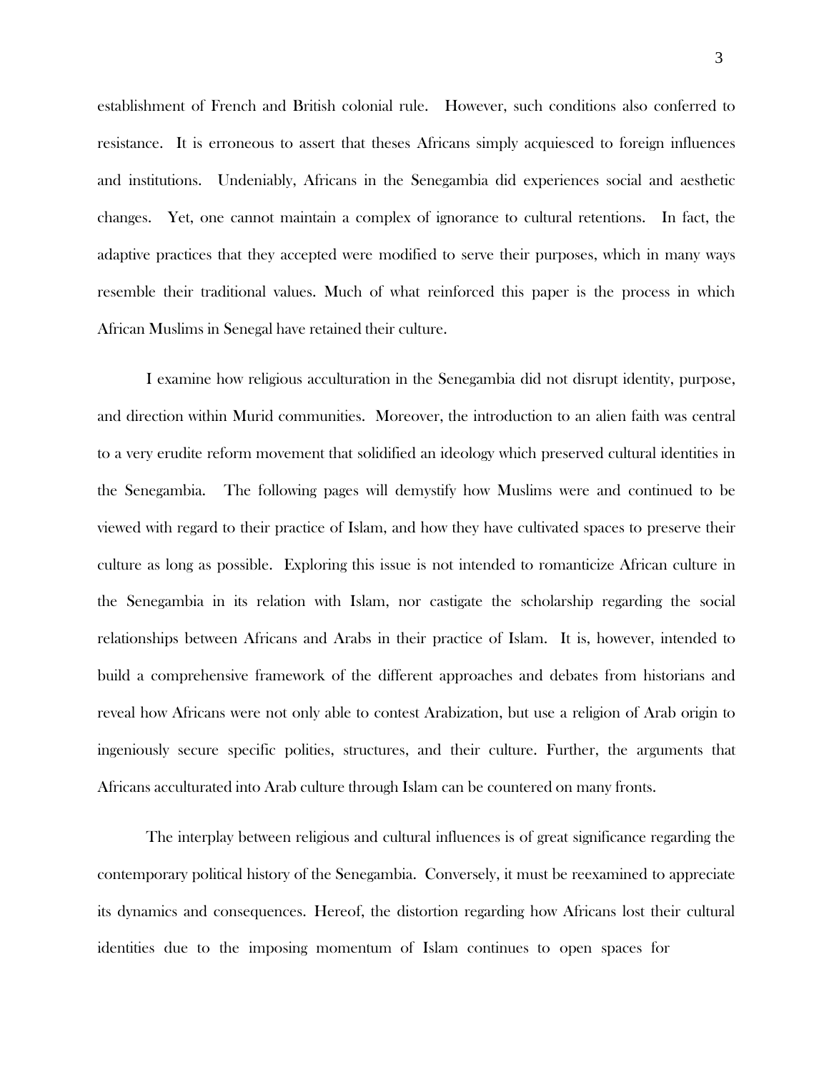establishment of French and British colonial rule. However, such conditions also conferred to resistance. It is erroneous to assert that theses Africans simply acquiesced to foreign influences and institutions. Undeniably, Africans in the Senegambia did experiences social and aesthetic changes. Yet, one cannot maintain a complex of ignorance to cultural retentions. In fact, the adaptive practices that they accepted were modified to serve their purposes, which in many ways resemble their traditional values. Much of what reinforced this paper is the process in which African Muslims in Senegal have retained their culture.

I examine how religious acculturation in the Senegambia did not disrupt identity, purpose, and direction within Murid communities. Moreover, the introduction to an alien faith was central to a very erudite reform movement that solidified an ideology which preserved cultural identities in the Senegambia. The following pages will demystify how Muslims were and continued to be viewed with regard to their practice of Islam, and how they have cultivated spaces to preserve their culture as long as possible. Exploring this issue is not intended to romanticize African culture in the Senegambia in its relation with Islam, nor castigate the scholarship regarding the social relationships between Africans and Arabs in their practice of Islam. It is, however, intended to build a comprehensive framework of the different approaches and debates from historians and reveal how Africans were not only able to contest Arabization, but use a religion of Arab origin to ingeniously secure specific polities, structures, and their culture. Further, the arguments that Africans acculturated into Arab culture through Islam can be countered on many fronts.

The interplay between religious and cultural influences is of great significance regarding the contemporary political history of the Senegambia. Conversely, it must be reexamined to appreciate its dynamics and consequences. Hereof, the distortion regarding how Africans lost their cultural identities due to the imposing momentum of Islam continues to open spaces for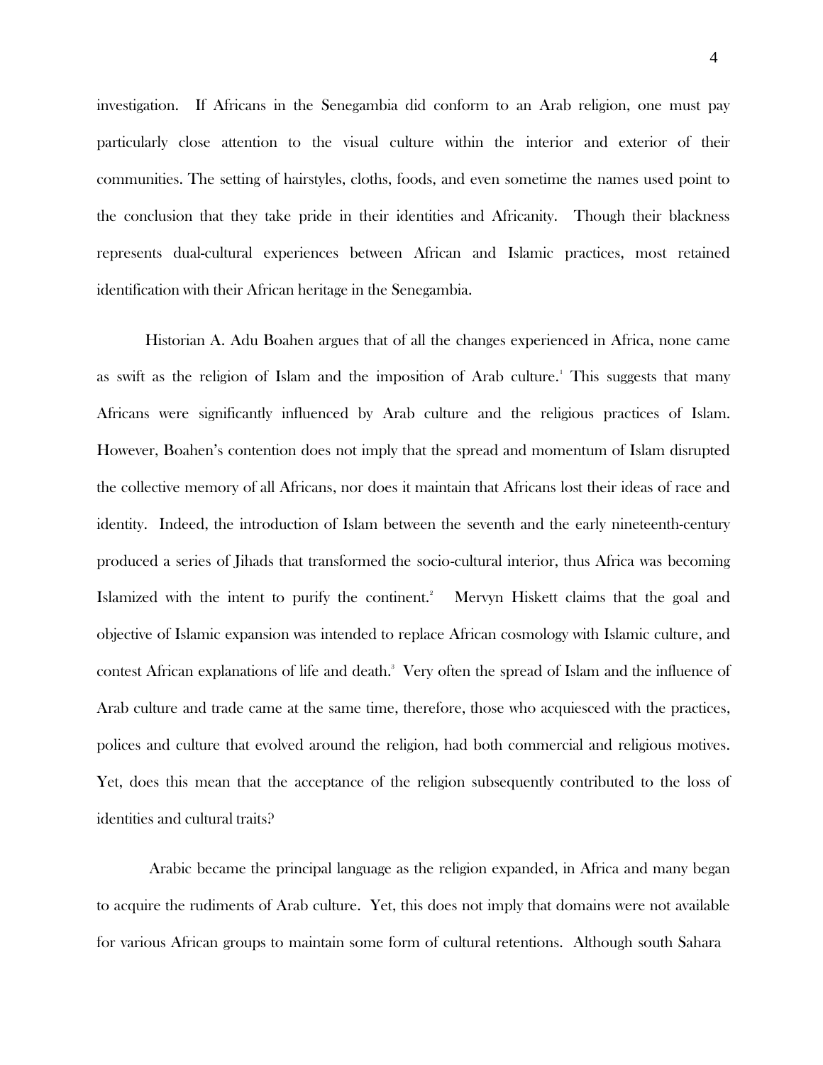investigation. If Africans in the Senegambia did conform to an Arab religion, one must pay particularly close attention to the visual culture within the interior and exterior of their communities. The setting of hairstyles, cloths, foods, and even sometime the names used point to the conclusion that they take pride in their identities and Africanity. Though their blackness represents dual-cultural experiences between African and Islamic practices, most retained identification with their African heritage in the Senegambia.

Historian A. Adu Boahen argues that of all the changes experienced in Africa, none came as swift as the religion of Islam and the imposition of Arab culture.[1] This suggests that many Africans were significantly influenced by Arab culture and the religious practices of Islam. However, Boahen's contention does not imply that the spread and momentum of Islam disrupted the collective memory of all Africans, nor does it maintain that Africans lost their ideas of race and identity. Indeed, the introduction of Islam between the seventh and the early nineteenth-century produced a series of Jihads that transformed the socio-cultural interior, thus Africa was becoming Islamized with the intent to purify the continent.[2] Mervyn Hiskett claims that the goal and objective of Islamic expansion was intended to replace African cosmology with Islamic culture, and contest African explanations of life and death.[3] Very often the spread of Islam and the influence of Arab culture and trade came at the same time, therefore, those who acquiesced with the practices, polices and culture that evolved around the religion, had both commercial and religious motives. Yet, does this mean that the acceptance of the religion subsequently contributed to the loss of identities and cultural traits?

Arabic became the principal language as the religion expanded, in Africa and many began to acquire the rudiments of Arab culture. Yet, this does not imply that domains were not available for various African groups to maintain some form of cultural retentions. Although south Sahara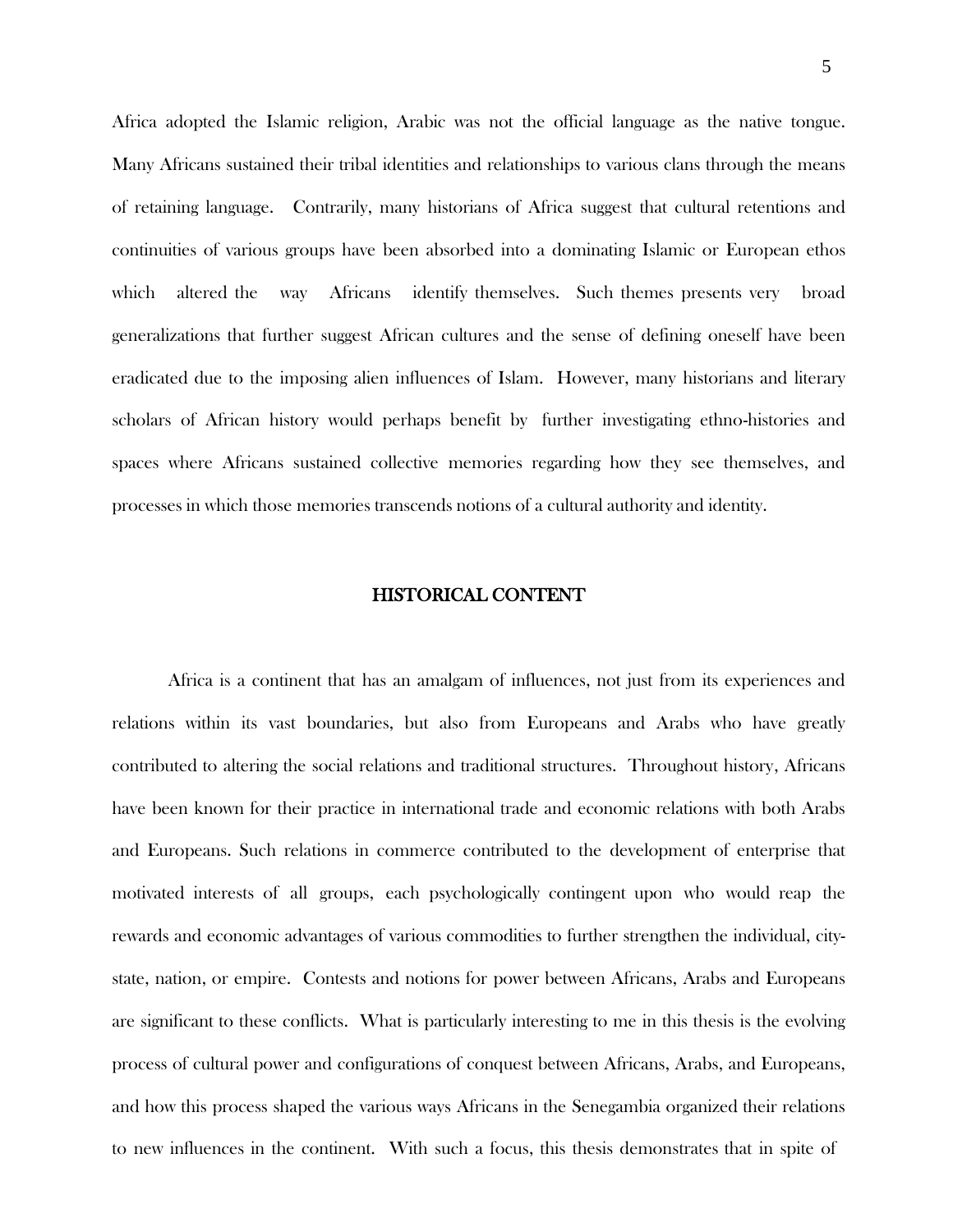Africa adopted the Islamic religion, Arabic was not the official language as the native tongue. Many Africans sustained their tribal identities and relationships to various clans through the means of retaining language. Contrarily, many historians of Africa suggest that cultural retentions and continuities of various groups have been absorbed into a dominating Islamic or European ethos which altered the way Africans identify themselves. Such themes presents very broad generalizations that further suggest African cultures and the sense of defining oneself have been eradicated due to the imposing alien influences of Islam. However, many historians and literary scholars of African history would perhaps benefit by further investigating ethno-histories and spaces where Africans sustained collective memories regarding how they see themselves, and processes in which those memories transcends notions of a cultural authority and identity.

## HISTORICAL CONTENT

Africa is a continent that has an amalgam of influences, not just from its experiences and relations within its vast boundaries, but also from Europeans and Arabs who have greatly contributed to altering the social relations and traditional structures. Throughout history, Africans have been known for their practice in international trade and economic relations with both Arabs and Europeans. Such relations in commerce contributed to the development of enterprise that motivated interests of all groups, each psychologically contingent upon who would reap the rewards and economic advantages of various commodities to further strengthen the individual, city-state, nation, or empire. Contests and notions for power between Africans, Arabs and Europeans are significant to these conflicts. What is particularly interesting to me in this thesis is the evolving process of cultural power and configurations of conquest between Africans, Arabs, and Europeans, and how this process shaped the various ways Africans in the Senegambia organized their relations to new influences in the continent. With such a focus, this thesis demonstrates that in spite of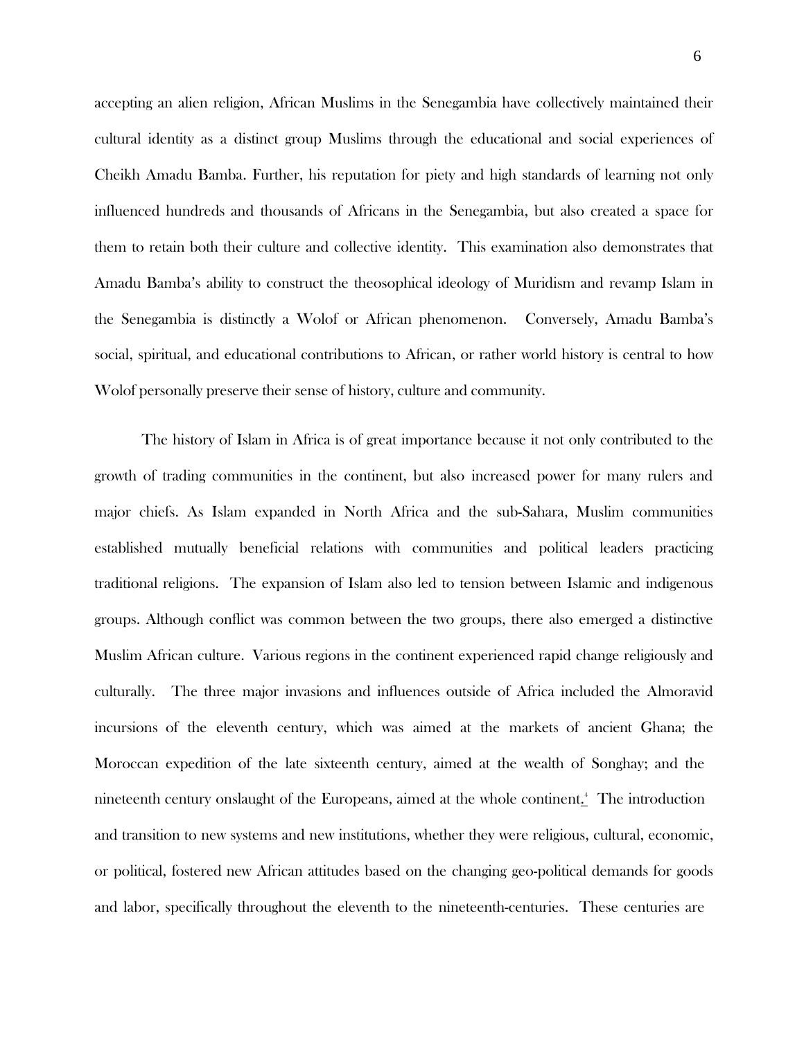accepting an alien religion, African Muslims in the Senegambia have collectively maintained their cultural identity as a distinct group Muslims through the educational and social experiences of Cheikh Amadu Bamba. Further, his reputation for piety and high standards of learning not only influenced hundreds and thousands of Africans in the Senegambia, but also created a space for them to retain both their culture and collective identity. This examination also demonstrates that Amadu Bamba's ability to construct the theosophical ideology of Muridism and revamp Islam in the Senegambia is distinctly a Wolof or African phenomenon. Conversely, Amadu Bamba's social, spiritual, and educational contributions to African, or rather world history is central to how Wolof personally preserve their sense of history, culture and community.

The history of Islam in Africa is of great importance because it not only contributed to the growth of trading communities in the continent, but also increased power for many rulers and major chiefs. As Islam expanded in North Africa and the sub-Sahara, Muslim communities established mutually beneficial relations with communities and political leaders practicing traditional religions. The expansion of Islam also led to tension between Islamic and indigenous groups. Although conflict was common between the two groups, there also emerged a distinctive Muslim African culture. Various regions in the continent experienced rapid change religiously and culturally. The three major invasions and influences outside of Africa included the Almoravid incursions of the eleventh century, which was aimed at the markets of ancient Ghana; the Moroccan expedition of the late sixteenth century, aimed at the wealth of Songhay; and the nineteenth century onslaught of the Europeans, aimed at the whole continent.[4] The introduction and transition to new systems and new institutions, whether they were religious, cultural, economic, or political, fostered new African attitudes based on the changing geo-political demands for goods and labor, specifically throughout the eleventh to the nineteenth-centuries. These centuries are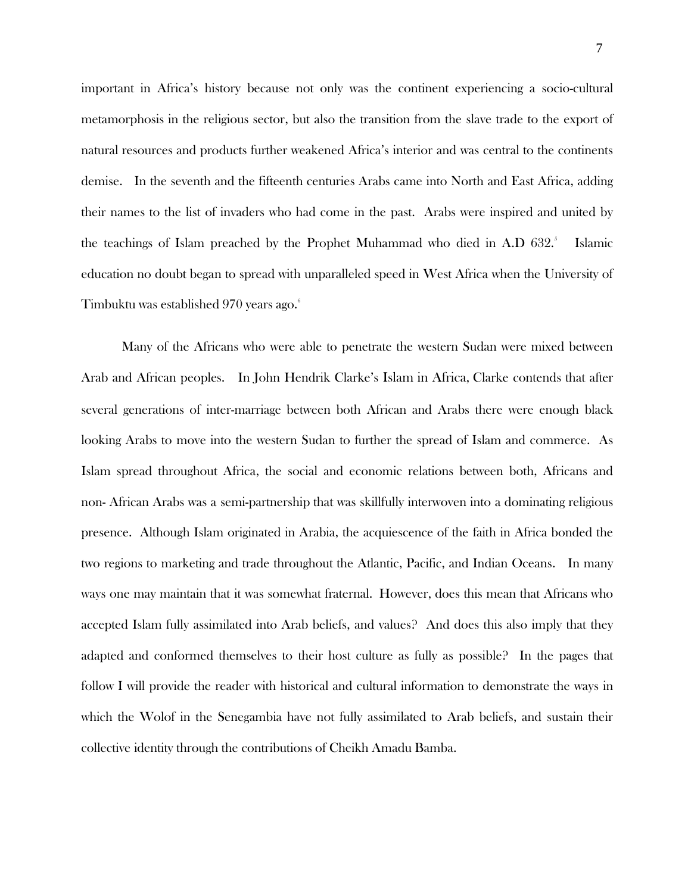important in Africa's history because not only was the continent experiencing a socio-cultural metamorphosis in the religious sector, but also the transition from the slave trade to the export of natural resources and products further weakened Africa's interior and was central to the continents demise. In the seventh and the fifteenth centuries Arabs came into North and East Africa, adding their names to the list of invaders who had come in the past. Arabs were inspired and united by the teachings of Islam preached by the Prophet Muhammad who died in A.D 632.[5] Islamic education no doubt began to spread with unparalleled speed in West Africa when the University of Timbuktu was established 970 years ago.[6]

Many of the Africans who were able to penetrate the western Sudan were mixed between Arab and African peoples. In John Hendrik Clarke's Islam in Africa, Clarke contends that after several generations of inter-marriage between both African and Arabs there were enough black looking Arabs to move into the western Sudan to further the spread of Islam and commerce. As Islam spread throughout Africa, the social and economic relations between both, Africans and non- African Arabs was a semi-partnership that was skillfully interwoven into a dominating religious presence. Although Islam originated in Arabia, the acquiescence of the faith in Africa bonded the two regions to marketing and trade throughout the Atlantic, Pacific, and Indian Oceans. In many ways one may maintain that it was somewhat fraternal. However, does this mean that Africans who accepted Islam fully assimilated into Arab beliefs, and values? And does this also imply that they adapted and conformed themselves to their host culture as fully as possible? In the pages that follow I will provide the reader with historical and cultural information to demonstrate the ways in which the Wolof in the Senegambia have not fully assimilated to Arab beliefs, and sustain their collective identity through the contributions of Cheikh Amadu Bamba.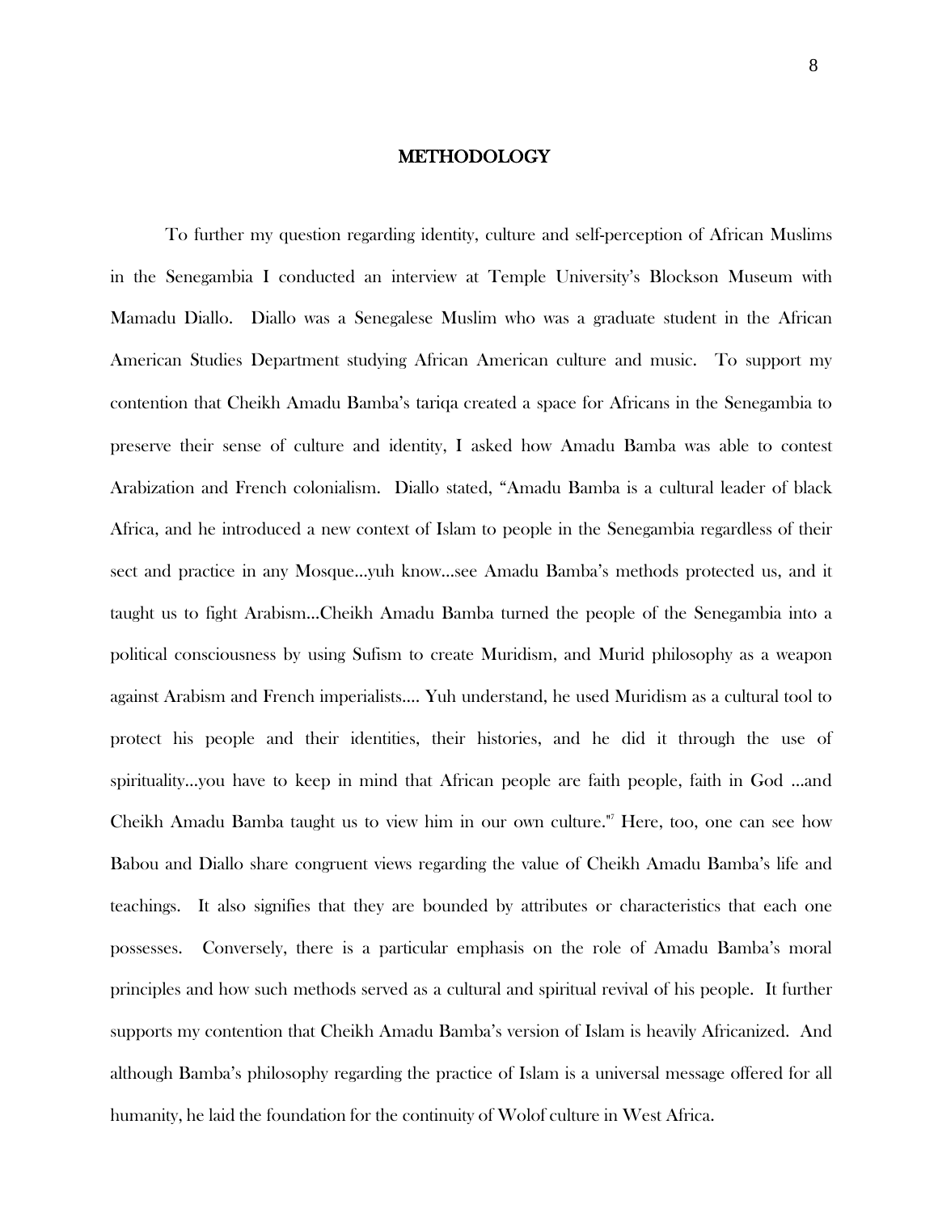## METHODOLOGY

To further my question regarding identity, culture and self-perception of African Muslims in the Senegambia I conducted an interview at Temple University's Blockson Museum with Mamadu Diallo. Diallo was a Senegalese Muslim who was a graduate student in the African American Studies Department studying African American culture and music. To support my contention that Cheikh Amadu Bamba's tariqa created a space for Africans in the Senegambia to preserve their sense of culture and identity, I asked how Amadu Bamba was able to contest Arabization and French colonialism. Diallo stated, "Amadu Bamba is a cultural leader of black Africa, and he introduced a new context of Islam to people in the Senegambia regardless of their sect and practice in any Mosque…yuh know…see Amadu Bamba's methods protected us, and it taught us to fight Arabism…Cheikh Amadu Bamba turned the people of the Senegambia into a political consciousness by using Sufism to create Muridism, and Murid philosophy as a weapon against Arabism and French imperialists…. Yuh understand, he used Muridism as a cultural tool to protect his people and their identities, their histories, and he did it through the use of spirituality…you have to keep in mind that African people are faith people, faith in God …and Cheikh Amadu Bamba taught us to view him in our own culture."[7] Here, too, one can see how Babou and Diallo share congruent views regarding the value of Cheikh Amadu Bamba's life and teachings. It also signifies that they are bounded by attributes or characteristics that each one possesses. Conversely, there is a particular emphasis on the role of Amadu Bamba's moral principles and how such methods served as a cultural and spiritual revival of his people. It further supports my contention that Cheikh Amadu Bamba's version of Islam is heavily Africanized. And although Bamba's philosophy regarding the practice of Islam is a universal message offered for all humanity, he laid the foundation for the continuity of Wolof culture in West Africa.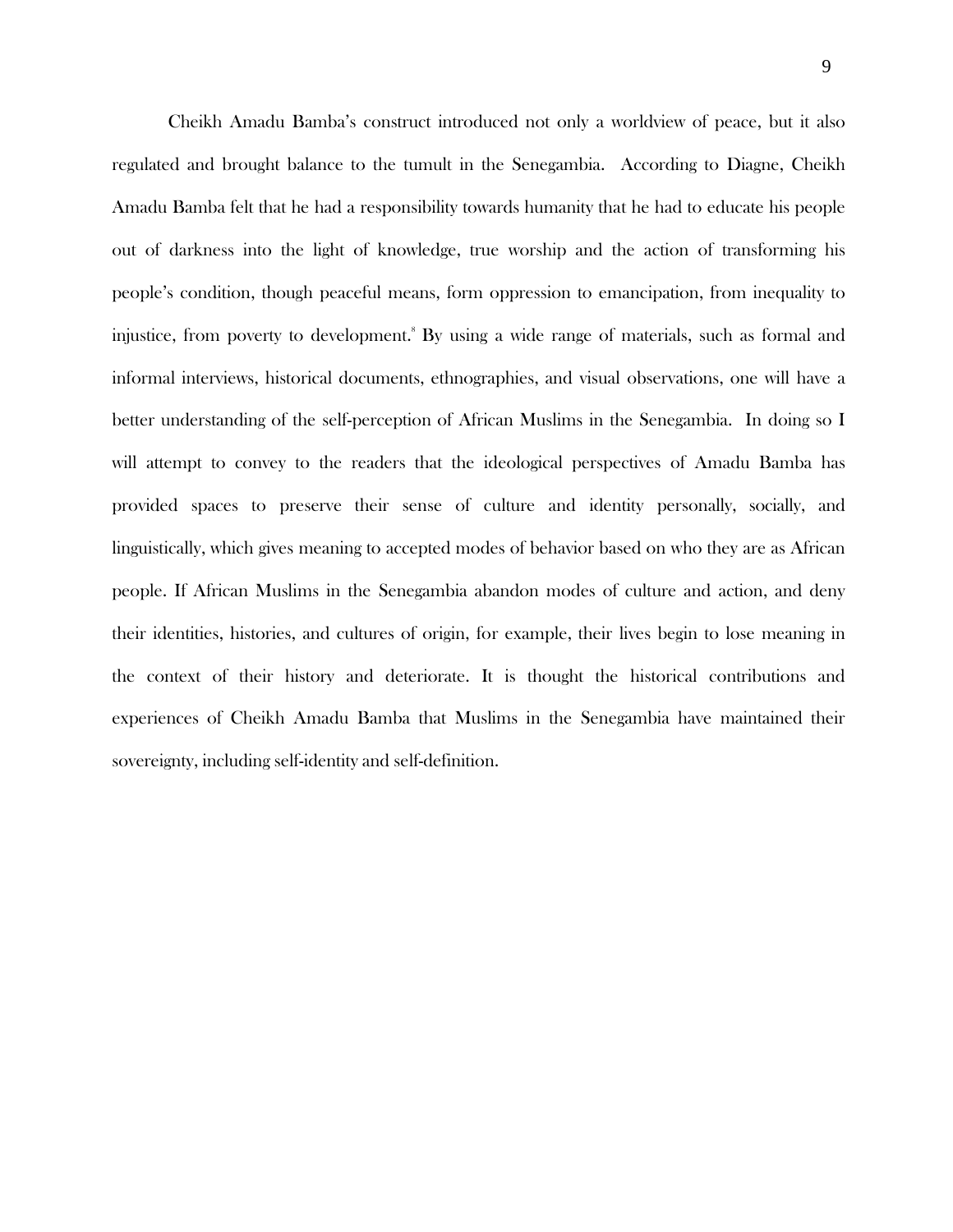Cheikh Amadu Bamba's construct introduced not only a worldview of peace, but it also regulated and brought balance to the tumult in the Senegambia. According to Diagne, Cheikh Amadu Bamba felt that he had a responsibility towards humanity that he had to educate his people out of darkness into the light of knowledge, true worship and the action of transforming his people's condition, though peaceful means, form oppression to emancipation, from inequality to injustice, from poverty to development.[8] By using a wide range of materials, such as formal and informal interviews, historical documents, ethnographies, and visual observations, one will have a better understanding of the self-perception of African Muslims in the Senegambia. In doing so I will attempt to convey to the readers that the ideological perspectives of Amadu Bamba has provided spaces to preserve their sense of culture and identity personally, socially, and linguistically, which gives meaning to accepted modes of behavior based on who they are as African people. If African Muslims in the Senegambia abandon modes of culture and action, and deny their identities, histories, and cultures of origin, for example, their lives begin to lose meaning in the context of their history and deteriorate. It is thought the historical contributions and experiences of Cheikh Amadu Bamba that Muslims in the Senegambia have maintained their sovereignty, including self-identity and self-definition.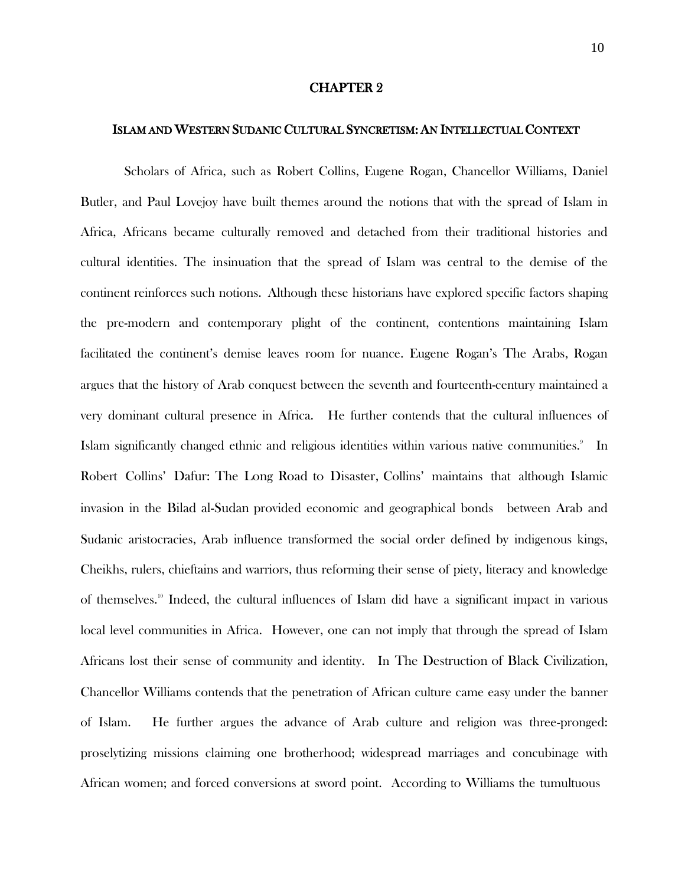# CHAPTER 2

## ISLAM AND WESTERN SUDANIC CULTURAL SYNCRETISM: AN INTELLECTUAL CONTEXT

Scholars of Africa, such as Robert Collins, Eugene Rogan, Chancellor Williams, Daniel Butler, and Paul Lovejoy have built themes around the notions that with the spread of Islam in Africa, Africans became culturally removed and detached from their traditional histories and cultural identities. The insinuation that the spread of Islam was central to the demise of the continent reinforces such notions. Although these historians have explored specific factors shaping the pre-modern and contemporary plight of the continent, contentions maintaining Islam facilitated the continent's demise leaves room for nuance. Eugene Rogan's The Arabs, Rogan argues that the history of Arab conquest between the seventh and fourteenth-century maintained a very dominant cultural presence in Africa. He further contends that the cultural influences of Islam significantly changed ethnic and religious identities within various native communities.[9] In Robert Collins' Dafur: The Long Road to Disaster, Collins' maintains that although Islamic invasion in the Bilad al-Sudan provided economic and geographical bonds between Arab and Sudanic aristocracies, Arab influence transformed the social order defined by indigenous kings, Cheikhs, rulers, chieftains and warriors, thus reforming their sense of piety, literacy and knowledge of themselves.[10] Indeed, the cultural influences of Islam did have a significant impact in various local level communities in Africa. However, one can not imply that through the spread of Islam Africans lost their sense of community and identity. In The Destruction of Black Civilization, Chancellor Williams contends that the penetration of African culture came easy under the banner of Islam. He further argues the advance of Arab culture and religion was three-pronged: proselytizing missions claiming one brotherhood; widespread marriages and concubinage with African women; and forced conversions at sword point. According to Williams the tumultuous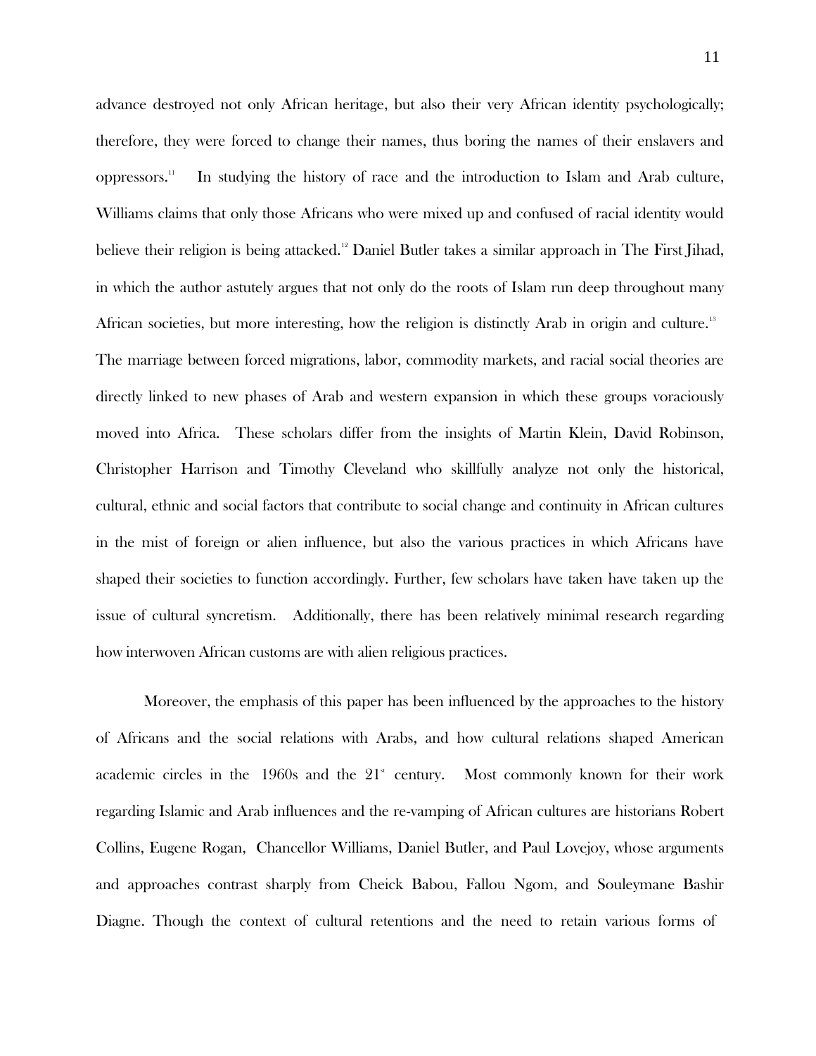advance destroyed not only African heritage, but also their very African identity psychologically; therefore, they were forced to change their names, thus boring the names of their enslavers and oppressors.[11] In studying the history of race and the introduction to Islam and Arab culture, Williams claims that only those Africans who were mixed up and confused of racial identity would believe their religion is being attacked.[12] Daniel Butler takes a similar approach in The First Jihad, in which the author astutely argues that not only do the roots of Islam run deep throughout many African societies, but more interesting, how the religion is distinctly Arab in origin and culture.[13] The marriage between forced migrations, labor, commodity markets, and racial social theories are directly linked to new phases of Arab and western expansion in which these groups voraciously moved into Africa. These scholars differ from the insights of Martin Klein, David Robinson, Christopher Harrison and Timothy Cleveland who skillfully analyze not only the historical, cultural, ethnic and social factors that contribute to social change and continuity in African cultures in the mist of foreign or alien influence, but also the various practices in which Africans have shaped their societies to function accordingly. Further, few scholars have taken have taken up the issue of cultural syncretism. Additionally, there has been relatively minimal research regarding how interwoven African customs are with alien religious practices.

Moreover, the emphasis of this paper has been influenced by the approaches to the history of Africans and the social relations with Arabs, and how cultural relations shaped American academic circles in the 1960s and the 21st century. Most commonly known for their work regarding Islamic and Arab influences and the re-vamping of African cultures are historians Robert Collins, Eugene Rogan, Chancellor Williams, Daniel Butler, and Paul Lovejoy, whose arguments and approaches contrast sharply from Cheick Babou, Fallou Ngom, and Souleymane Bashir Diagne. Though the context of cultural retentions and the need to retain various forms of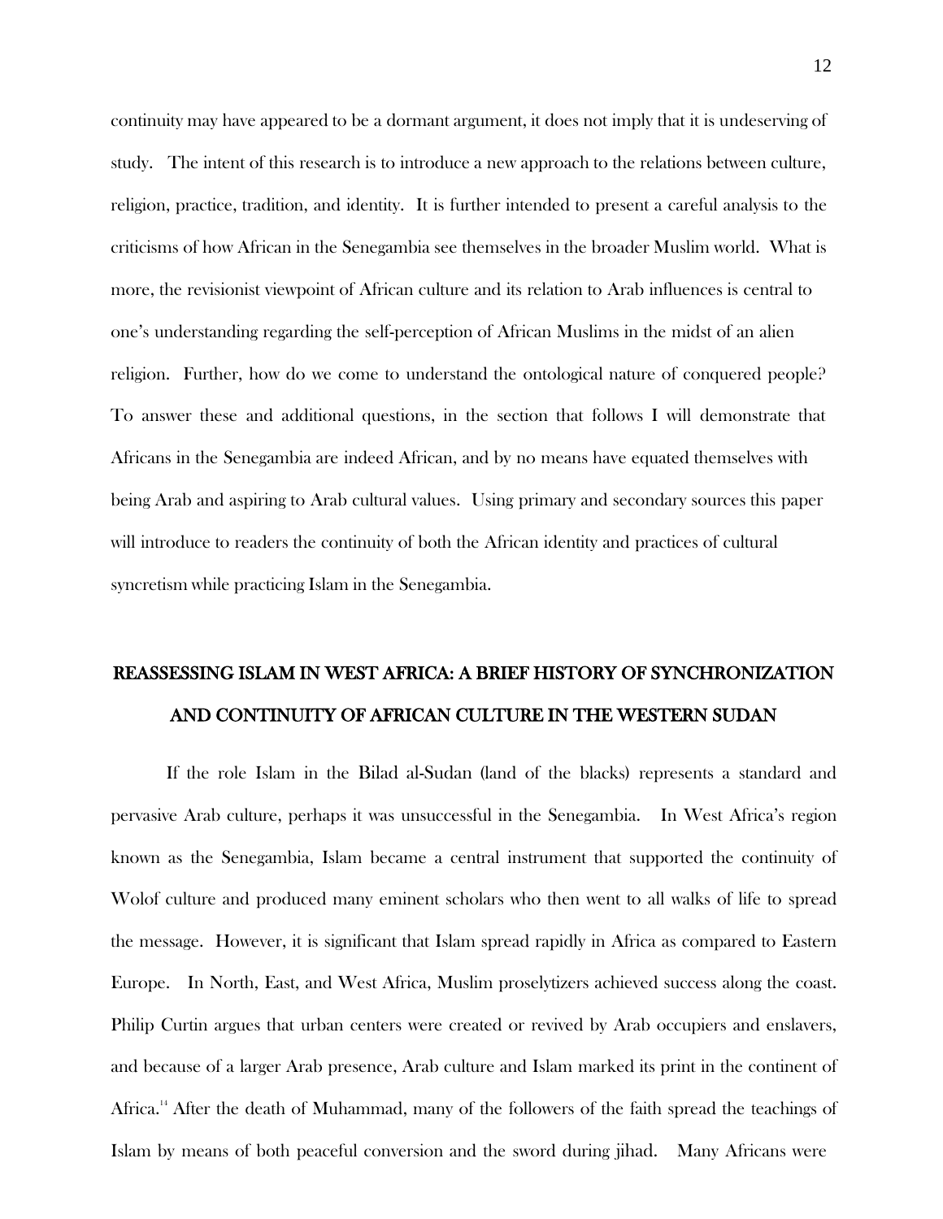continuity may have appeared to be a dormant argument, it does not imply that it is undeserving of study. The intent of this research is to introduce a new approach to the relations between culture, religion, practice, tradition, and identity. It is further intended to present a careful analysis to the criticisms of how African in the Senegambia see themselves in the broader Muslim world. What is more, the revisionist viewpoint of African culture and its relation to Arab influences is central to one's understanding regarding the self-perception of African Muslims in the midst of an alien religion. Further, how do we come to understand the ontological nature of conquered people? To answer these and additional questions, in the section that follows I will demonstrate that Africans in the Senegambia are indeed African, and by no means have equated themselves with being Arab and aspiring to Arab cultural values. Using primary and secondary sources this paper will introduce to readers the continuity of both the African identity and practices of cultural syncretism while practicing Islam in the Senegambia.

## REASSESSING ISLAM IN WEST AFRICA: A BRIEF HISTORY OF SYNCHRONIZATION AND CONTINUITY OF AFRICAN CULTURE IN THE WESTERN SUDAN

If the role Islam in the Bilad al-Sudan (land of the blacks) represents a standard and pervasive Arab culture, perhaps it was unsuccessful in the Senegambia. In West Africa's region known as the Senegambia, Islam became a central instrument that supported the continuity of Wolof culture and produced many eminent scholars who then went to all walks of life to spread the message. However, it is significant that Islam spread rapidly in Africa as compared to Eastern Europe. In North, East, and West Africa, Muslim proselytizers achieved success along the coast. Philip Curtin argues that urban centers were created or revived by Arab occupiers and enslavers, and because of a larger Arab presence, Arab culture and Islam marked its print in the continent of Africa.[14] After the death of Muhammad, many of the followers of the faith spread the teachings of Islam by means of both peaceful conversion and the sword during jihad. Many Africans were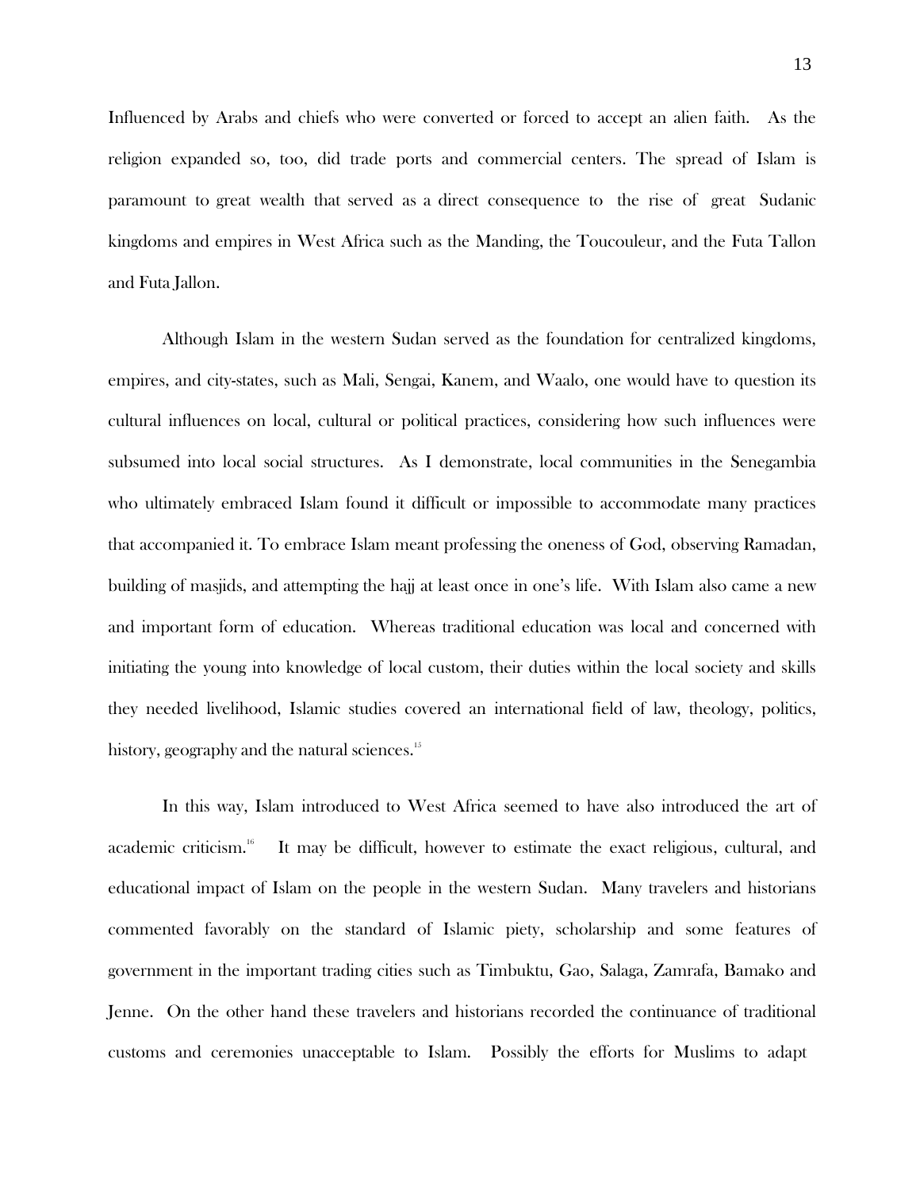Influenced by Arabs and chiefs who were converted or forced to accept an alien faith. As the religion expanded so, too, did trade ports and commercial centers. The spread of Islam is paramount to great wealth that served as a direct consequence to the rise of great Sudanic kingdoms and empires in West Africa such as the Manding, the Toucouleur, and the Futa Tallon and Futa Jallon.

Although Islam in the western Sudan served as the foundation for centralized kingdoms, empires, and city-states, such as Mali, Sengai, Kanem, and Waalo, one would have to question its cultural influences on local, cultural or political practices, considering how such influences were subsumed into local social structures. As I demonstrate, local communities in the Senegambia who ultimately embraced Islam found it difficult or impossible to accommodate many practices that accompanied it. To embrace Islam meant professing the oneness of God, observing Ramadan, building of masjids, and attempting the hajj at least once in one's life. With Islam also came a new and important form of education. Whereas traditional education was local and concerned with initiating the young into knowledge of local custom, their duties within the local society and skills they needed livelihood, Islamic studies covered an international field of law, theology, politics, history, geography and the natural sciences.[15]

In this way, Islam introduced to West Africa seemed to have also introduced the art of academic criticism.[16] It may be difficult, however to estimate the exact religious, cultural, and educational impact of Islam on the people in the western Sudan. Many travelers and historians commented favorably on the standard of Islamic piety, scholarship and some features of government in the important trading cities such as Timbuktu, Gao, Salaga, Zamrafa, Bamako and Jenne. On the other hand these travelers and historians recorded the continuance of traditional customs and ceremonies unacceptable to Islam. Possibly the efforts for Muslims to adapt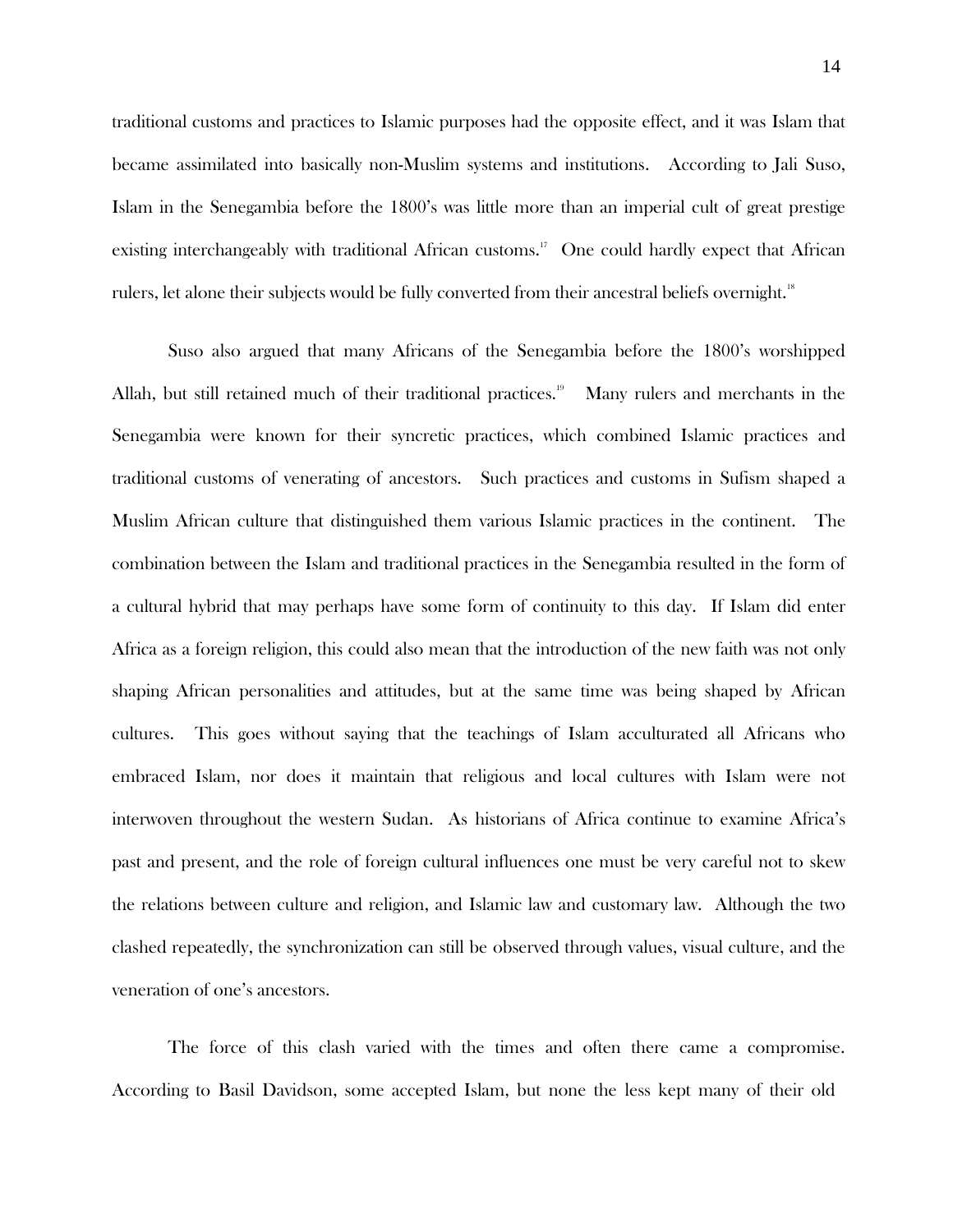traditional customs and practices to Islamic purposes had the opposite effect, and it was Islam that became assimilated into basically non-Muslim systems and institutions. According to Jali Suso, Islam in the Senegambia before the 1800's was little more than an imperial cult of great prestige existing interchangeably with traditional African customs.[17] One could hardly expect that African rulers, let alone their subjects would be fully converted from their ancestral beliefs overnight.[18]

Suso also argued that many Africans of the Senegambia before the 1800's worshipped Allah, but still retained much of their traditional practices.[19] Many rulers and merchants in the Senegambia were known for their syncretic practices, which combined Islamic practices and traditional customs of venerating of ancestors. Such practices and customs in Sufism shaped a Muslim African culture that distinguished them various Islamic practices in the continent. The combination between the Islam and traditional practices in the Senegambia resulted in the form of a cultural hybrid that may perhaps have some form of continuity to this day. If Islam did enter Africa as a foreign religion, this could also mean that the introduction of the new faith was not only shaping African personalities and attitudes, but at the same time was being shaped by African cultures. This goes without saying that the teachings of Islam acculturated all Africans who embraced Islam, nor does it maintain that religious and local cultures with Islam were not interwoven throughout the western Sudan. As historians of Africa continue to examine Africa's past and present, and the role of foreign cultural influences one must be very careful not to skew the relations between culture and religion, and Islamic law and customary law. Although the two clashed repeatedly, the synchronization can still be observed through values, visual culture, and the veneration of one's ancestors.

The force of this clash varied with the times and often there came a compromise. According to Basil Davidson, some accepted Islam, but none the less kept many of their old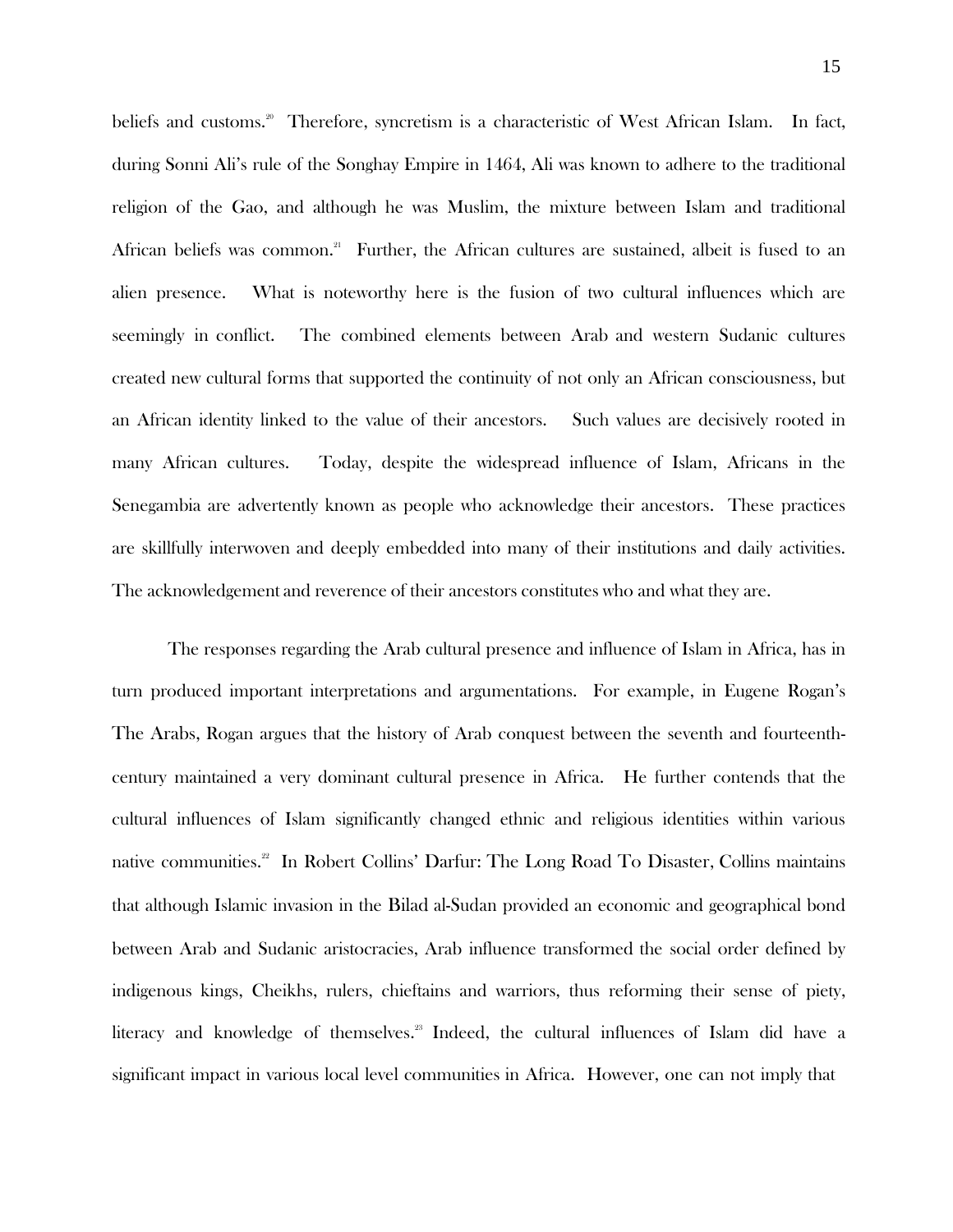beliefs and customs.[20] Therefore, syncretism is a characteristic of West African Islam. In fact, during Sonni Ali's rule of the Songhay Empire in 1464, Ali was known to adhere to the traditional religion of the Gao, and although he was Muslim, the mixture between Islam and traditional African beliefs was common.[21] Further, the African cultures are sustained, albeit is fused to an alien presence. What is noteworthy here is the fusion of two cultural influences which are seemingly in conflict. The combined elements between Arab and western Sudanic cultures created new cultural forms that supported the continuity of not only an African consciousness, but an African identity linked to the value of their ancestors. Such values are decisively rooted in many African cultures. Today, despite the widespread influence of Islam, Africans in the Senegambia are advertently known as people who acknowledge their ancestors. These practices are skillfully interwoven and deeply embedded into many of their institutions and daily activities. The acknowledgement and reverence of their ancestors constitutes who and what they are.

The responses regarding the Arab cultural presence and influence of Islam in Africa, has in turn produced important interpretations and argumentations. For example, in Eugene Rogan's The Arabs, Rogan argues that the history of Arab conquest between the seventh and fourteenth-century maintained a very dominant cultural presence in Africa. He further contends that the cultural influences of Islam significantly changed ethnic and religious identities within various native communities.[22] In Robert Collins' Darfur: The Long Road To Disaster, Collins maintains that although Islamic invasion in the Bilad al-Sudan provided an economic and geographical bond between Arab and Sudanic aristocracies, Arab influence transformed the social order defined by indigenous kings, Cheikhs, rulers, chieftains and warriors, thus reforming their sense of piety, literacy and knowledge of themselves.[23] Indeed, the cultural influences of Islam did have a significant impact in various local level communities in Africa. However, one can not imply that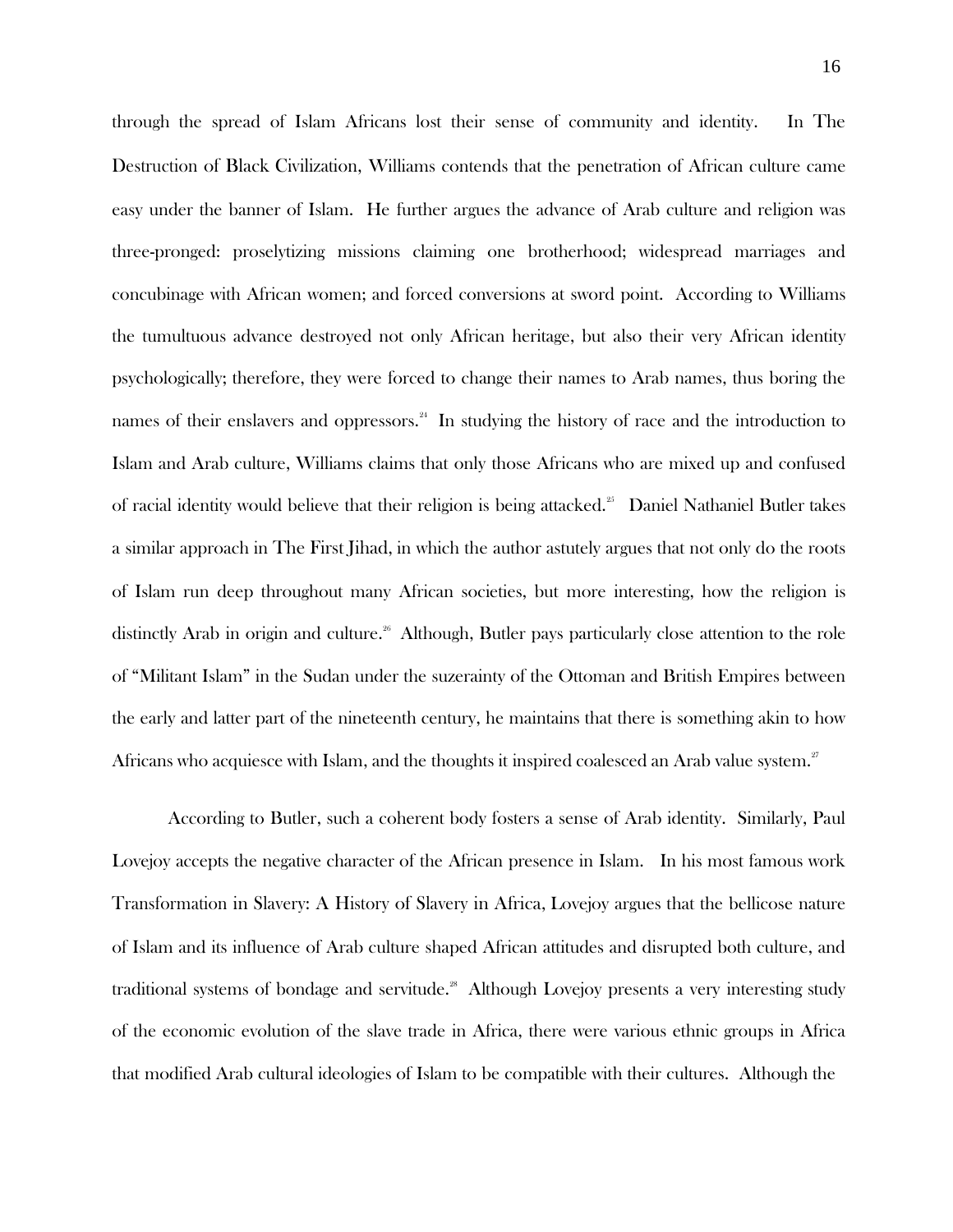through the spread of Islam Africans lost their sense of community and identity. In The Destruction of Black Civilization, Williams contends that the penetration of African culture came easy under the banner of Islam. He further argues the advance of Arab culture and religion was three-pronged: proselytizing missions claiming one brotherhood; widespread marriages and concubinage with African women; and forced conversions at sword point. According to Williams the tumultuous advance destroyed not only African heritage, but also their very African identity psychologically; therefore, they were forced to change their names to Arab names, thus boring the names of their enslavers and oppressors.[24] In studying the history of race and the introduction to Islam and Arab culture, Williams claims that only those Africans who are mixed up and confused of racial identity would believe that their religion is being attacked.[25] Daniel Nathaniel Butler takes a similar approach in The First Jihad, in which the author astutely argues that not only do the roots of Islam run deep throughout many African societies, but more interesting, how the religion is distinctly Arab in origin and culture.[26] Although, Butler pays particularly close attention to the role of "Militant Islam" in the Sudan under the suzerainty of the Ottoman and British Empires between the early and latter part of the nineteenth century, he maintains that there is something akin to how Africans who acquiesce with Islam, and the thoughts it inspired coalesced an Arab value system.[27]

According to Butler, such a coherent body fosters a sense of Arab identity. Similarly, Paul Lovejoy accepts the negative character of the African presence in Islam. In his most famous work Transformation in Slavery: A History of Slavery in Africa, Lovejoy argues that the bellicose nature of Islam and its influence of Arab culture shaped African attitudes and disrupted both culture, and traditional systems of bondage and servitude.[28] Although Lovejoy presents a very interesting study of the economic evolution of the slave trade in Africa, there were various ethnic groups in Africa that modified Arab cultural ideologies of Islam to be compatible with their cultures. Although the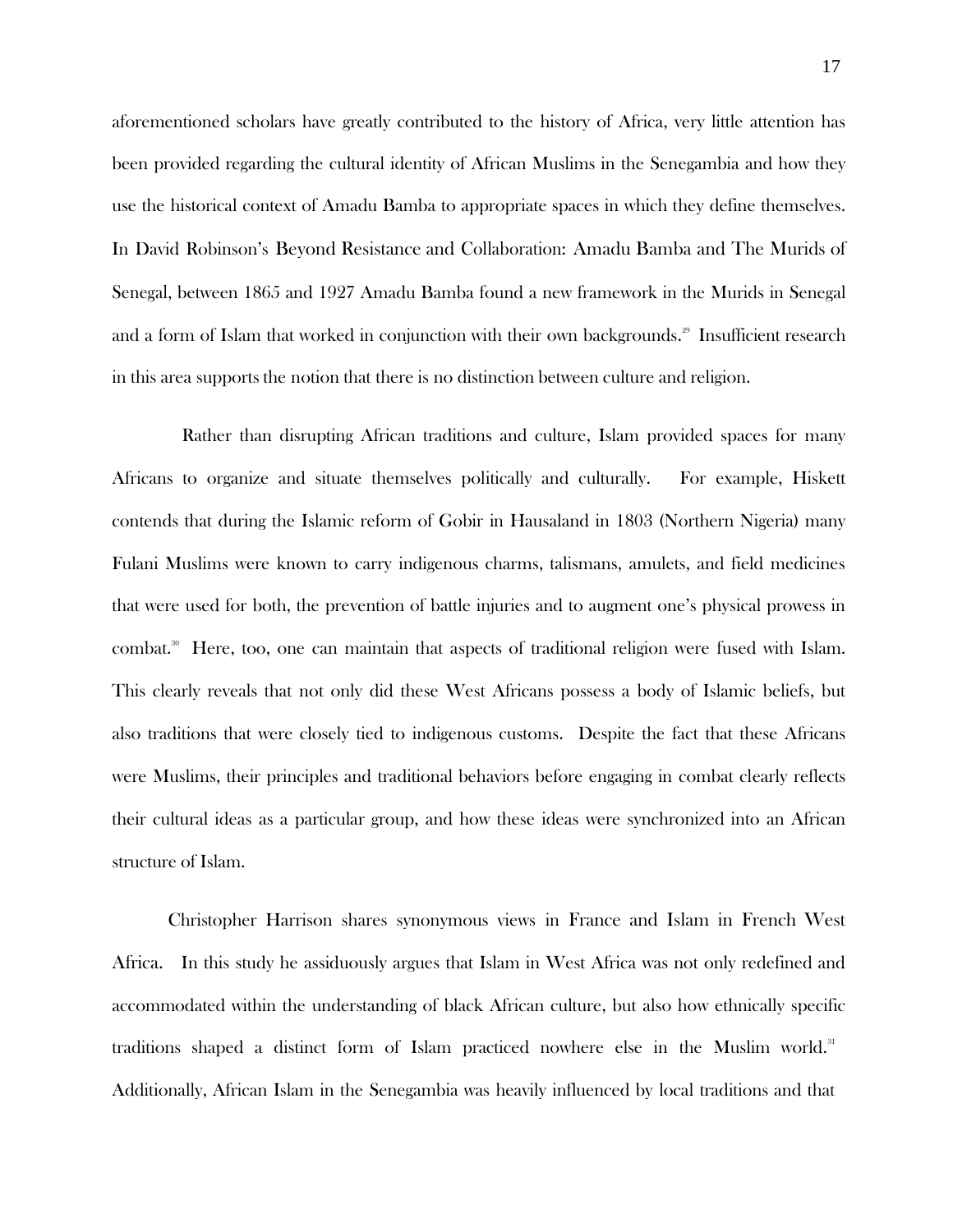aforementioned scholars have greatly contributed to the history of Africa, very little attention has been provided regarding the cultural identity of African Muslims in the Senegambia and how they use the historical context of Amadu Bamba to appropriate spaces in which they define themselves. In David Robinson's Beyond Resistance and Collaboration: Amadu Bamba and The Murids of Senegal, between 1865 and 1927 Amadu Bamba found a new framework in the Murids in Senegal and a form of Islam that worked in conjunction with their own backgrounds.[29] Insufficient research in this area supports the notion that there is no distinction between culture and religion.

Rather than disrupting African traditions and culture, Islam provided spaces for many Africans to organize and situate themselves politically and culturally. For example, Hiskett contends that during the Islamic reform of Gobir in Hausaland in 1803 (Northern Nigeria) many Fulani Muslims were known to carry indigenous charms, talismans, amulets, and field medicines that were used for both, the prevention of battle injuries and to augment one's physical prowess in combat.[30] Here, too, one can maintain that aspects of traditional religion were fused with Islam. This clearly reveals that not only did these West Africans possess a body of Islamic beliefs, but also traditions that were closely tied to indigenous customs. Despite the fact that these Africans were Muslims, their principles and traditional behaviors before engaging in combat clearly reflects their cultural ideas as a particular group, and how these ideas were synchronized into an African structure of Islam.

Christopher Harrison shares synonymous views in France and Islam in French West Africa. In this study he assiduously argues that Islam in West Africa was not only redefined and accommodated within the understanding of black African culture, but also how ethnically specific traditions shaped a distinct form of Islam practiced nowhere else in the Muslim world.[31] Additionally, African Islam in the Senegambia was heavily influenced by local traditions and that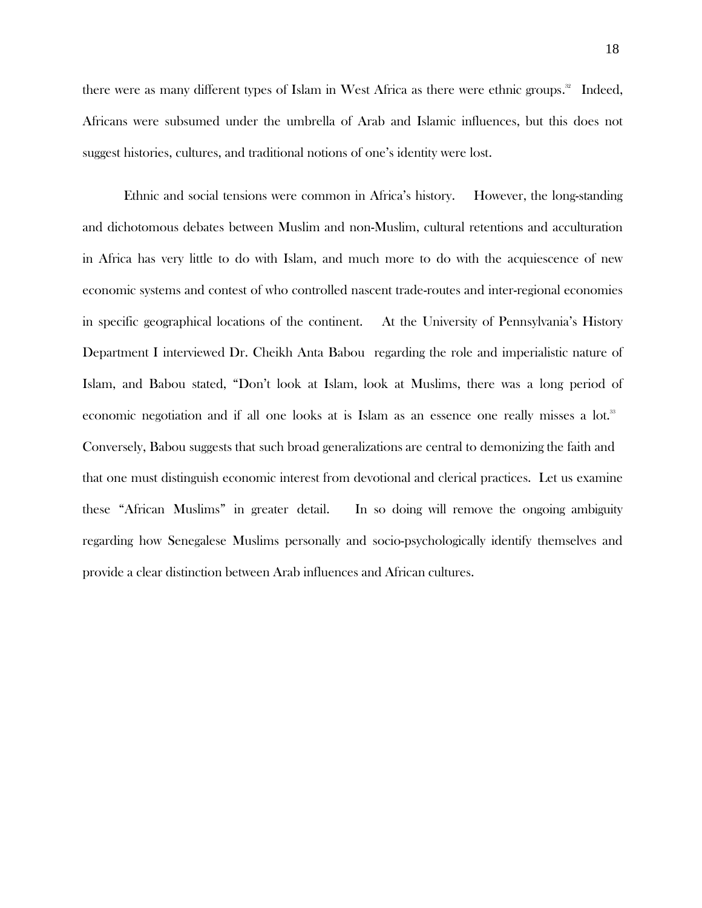there were as many different types of Islam in West Africa as there were ethnic groups.[32] Indeed, Africans were subsumed under the umbrella of Arab and Islamic influences, but this does not suggest histories, cultures, and traditional notions of one's identity were lost.

Ethnic and social tensions were common in Africa's history. However, the long-standing and dichotomous debates between Muslim and non-Muslim, cultural retentions and acculturation in Africa has very little to do with Islam, and much more to do with the acquiescence of new economic systems and contest of who controlled nascent trade-routes and inter-regional economies in specific geographical locations of the continent. At the University of Pennsylvania's History Department I interviewed Dr. Cheikh Anta Babou regarding the role and imperialistic nature of Islam, and Babou stated, "Don't look at Islam, look at Muslims, there was a long period of economic negotiation and if all one looks at is Islam as an essence one really misses a lot.[33] Conversely, Babou suggests that such broad generalizations are central to demonizing the faith and that one must distinguish economic interest from devotional and clerical practices. Let us examine these "African Muslims" in greater detail. In so doing will remove the ongoing ambiguity regarding how Senegalese Muslims personally and socio-psychologically identify themselves and provide a clear distinction between Arab influences and African cultures.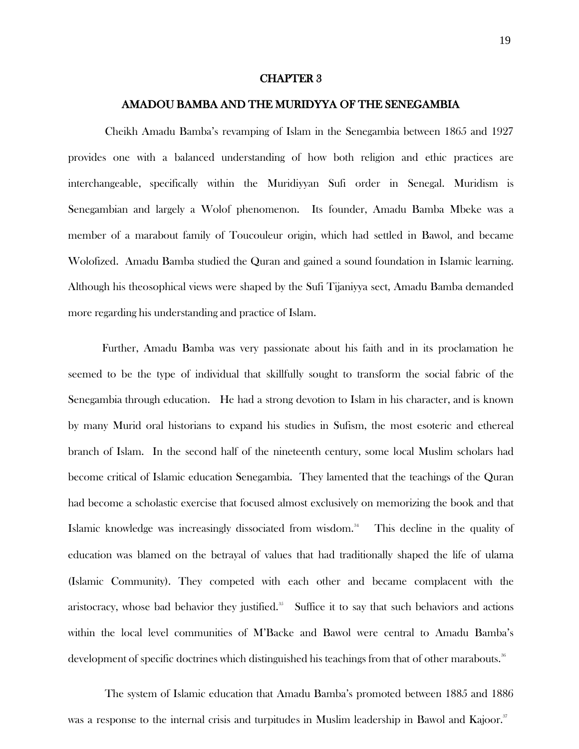# CHAPTER 3

## AMADOU BAMBA AND THE MURIDYYA OF THE SENEGAMBIA

Cheikh Amadu Bamba's revamping of Islam in the Senegambia between 1865 and 1927 provides one with a balanced understanding of how both religion and ethic practices are interchangeable, specifically within the Muridiyyan Sufi order in Senegal. Muridism is Senegambian and largely a Wolof phenomenon. Its founder, Amadu Bamba Mbeke was a member of a marabout family of Toucouleur origin, which had settled in Bawol, and became Wolofized. Amadu Bamba studied the Quran and gained a sound foundation in Islamic learning. Although his theosophical views were shaped by the Sufi Tijaniyya sect, Amadu Bamba demanded more regarding his understanding and practice of Islam.

Further, Amadu Bamba was very passionate about his faith and in its proclamation he seemed to be the type of individual that skillfully sought to transform the social fabric of the Senegambia through education. He had a strong devotion to Islam in his character, and is known by many Murid oral historians to expand his studies in Sufism, the most esoteric and ethereal branch of Islam. In the second half of the nineteenth century, some local Muslim scholars had become critical of Islamic education Senegambia. They lamented that the teachings of the Quran had become a scholastic exercise that focused almost exclusively on memorizing the book and that Islamic knowledge was increasingly dissociated from wisdom.[34] This decline in the quality of education was blamed on the betrayal of values that had traditionally shaped the life of ulama (Islamic Community). They competed with each other and became complacent with the aristocracy, whose bad behavior they justified.[35] Suffice it to say that such behaviors and actions within the local level communities of M'Backe and Bawol were central to Amadu Bamba's development of specific doctrines which distinguished his teachings from that of other marabouts.[36]

The system of Islamic education that Amadu Bamba's promoted between 1885 and 1886 was a response to the internal crisis and turpitudes in Muslim leadership in Bawol and Kajoor.[37]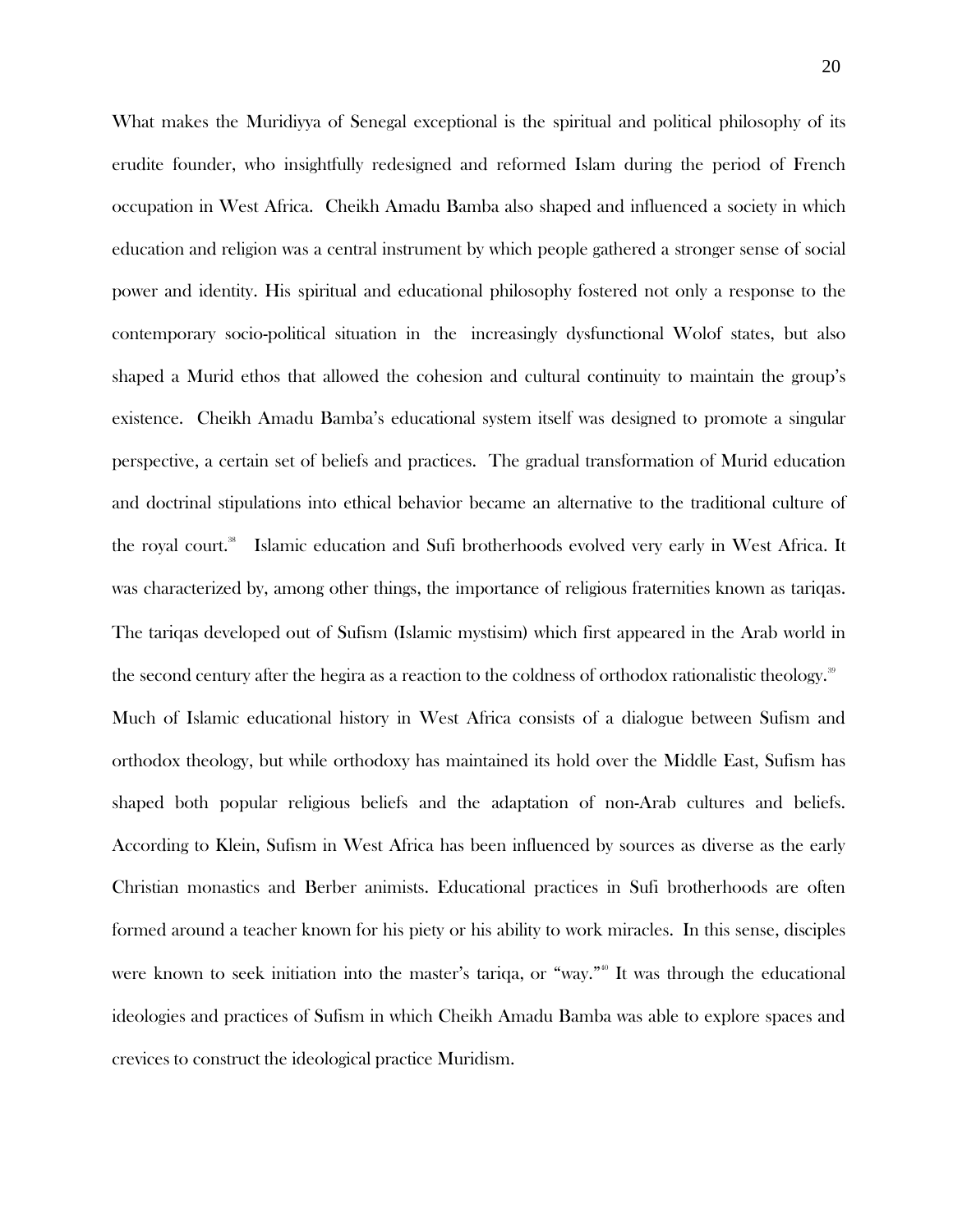What makes the Muridiyya of Senegal exceptional is the spiritual and political philosophy of its erudite founder, who insightfully redesigned and reformed Islam during the period of French occupation in West Africa. Cheikh Amadu Bamba also shaped and influenced a society in which education and religion was a central instrument by which people gathered a stronger sense of social power and identity. His spiritual and educational philosophy fostered not only a response to the contemporary socio-political situation in the increasingly dysfunctional Wolof states, but also shaped a Murid ethos that allowed the cohesion and cultural continuity to maintain the group's existence. Cheikh Amadu Bamba's educational system itself was designed to promote a singular perspective, a certain set of beliefs and practices. The gradual transformation of Murid education and doctrinal stipulations into ethical behavior became an alternative to the traditional culture of the royal court.[38] Islamic education and Sufi brotherhoods evolved very early in West Africa. It was characterized by, among other things, the importance of religious fraternities known as tariqas. The tariqas developed out of Sufism (Islamic mystisim) which first appeared in the Arab world in the second century after the hegira as a reaction to the coldness of orthodox rationalistic theology.[39] Much of Islamic educational history in West Africa consists of a dialogue between Sufism and orthodox theology, but while orthodoxy has maintained its hold over the Middle East, Sufism has shaped both popular religious beliefs and the adaptation of non-Arab cultures and beliefs. According to Klein, Sufism in West Africa has been influenced by sources as diverse as the early Christian monastics and Berber animists. Educational practices in Sufi brotherhoods are often formed around a teacher known for his piety or his ability to work miracles. In this sense, disciples were known to seek initiation into the master's tariqa, or "way."[40] It was through the educational ideologies and practices of Sufism in which Cheikh Amadu Bamba was able to explore spaces and crevices to construct the ideological practice Muridism.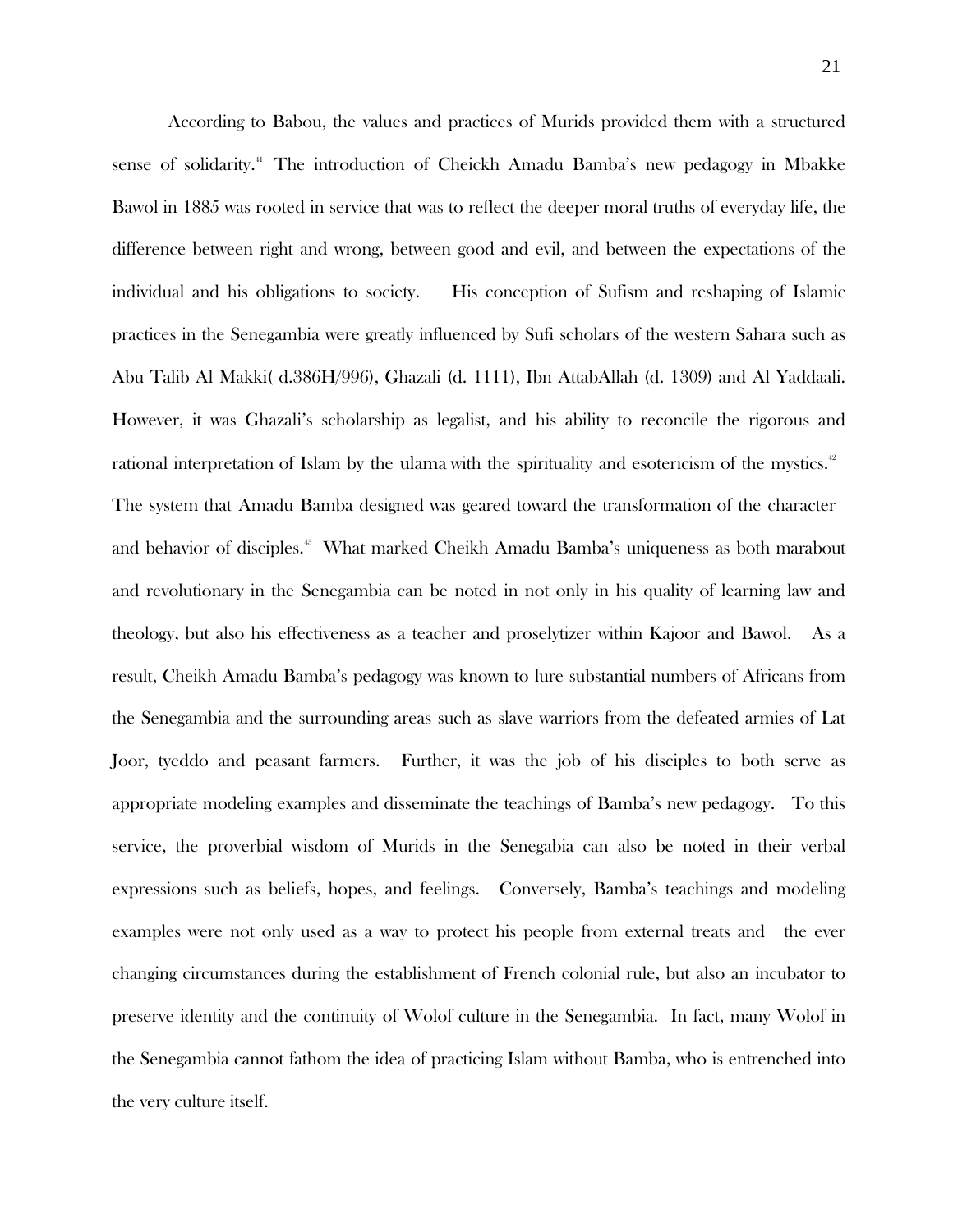According to Babou, the values and practices of Murids provided them with a structured sense of solidarity.[41] The introduction of Cheickh Amadu Bamba's new pedagogy in Mbakke Bawol in 1885 was rooted in service that was to reflect the deeper moral truths of everyday life, the difference between right and wrong, between good and evil, and between the expectations of the individual and his obligations to society. His conception of Sufism and reshaping of Islamic practices in the Senegambia were greatly influenced by Sufi scholars of the western Sahara such as Abu Talib Al Makki( d.386H/996), Ghazali (d. 1111), Ibn AttabAllah (d. 1309) and Al Yaddaali. However, it was Ghazali's scholarship as legalist, and his ability to reconcile the rigorous and rational interpretation of Islam by the ulama with the spirituality and esotericism of the mystics.[42] The system that Amadu Bamba designed was geared toward the transformation of the character and behavior of disciples.[43] What marked Cheikh Amadu Bamba's uniqueness as both marabout and revolutionary in the Senegambia can be noted in not only in his quality of learning law and theology, but also his effectiveness as a teacher and proselytizer within Kajoor and Bawol. As a result, Cheikh Amadu Bamba's pedagogy was known to lure substantial numbers of Africans from the Senegambia and the surrounding areas such as slave warriors from the defeated armies of Lat Joor, tyeddo and peasant farmers. Further, it was the job of his disciples to both serve as appropriate modeling examples and disseminate the teachings of Bamba's new pedagogy. To this service, the proverbial wisdom of Murids in the Senegabia can also be noted in their verbal expressions such as beliefs, hopes, and feelings. Conversely, Bamba's teachings and modeling examples were not only used as a way to protect his people from external treats and the ever changing circumstances during the establishment of French colonial rule, but also an incubator to preserve identity and the continuity of Wolof culture in the Senegambia. In fact, many Wolof in the Senegambia cannot fathom the idea of practicing Islam without Bamba, who is entrenched into the very culture itself.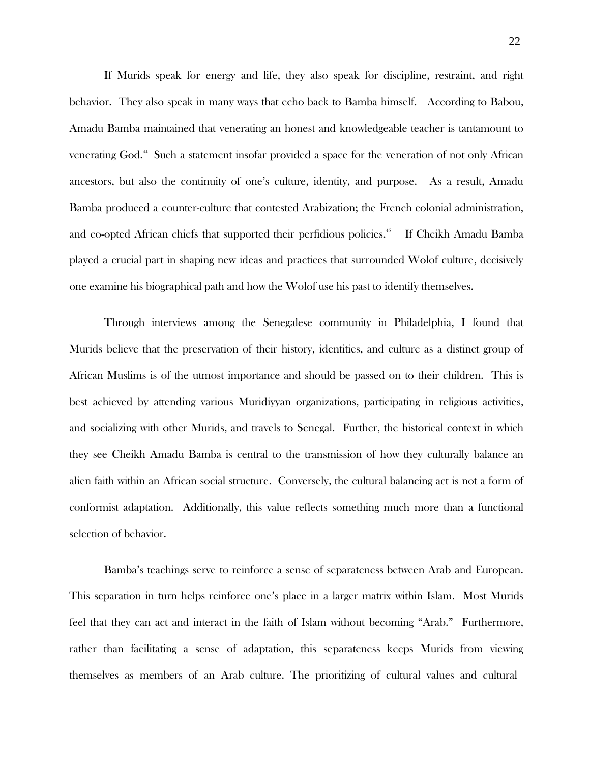If Murids speak for energy and life, they also speak for discipline, restraint, and right behavior. They also speak in many ways that echo back to Bamba himself. According to Babou, Amadu Bamba maintained that venerating an honest and knowledgeable teacher is tantamount to venerating God.[44] Such a statement insofar provided a space for the veneration of not only African ancestors, but also the continuity of one's culture, identity, and purpose. As a result, Amadu Bamba produced a counter-culture that contested Arabization; the French colonial administration, and co-opted African chiefs that supported their perfidious policies.[45] If Cheikh Amadu Bamba played a crucial part in shaping new ideas and practices that surrounded Wolof culture, decisively one examine his biographical path and how the Wolof use his past to identify themselves.

Through interviews among the Senegalese community in Philadelphia, I found that Murids believe that the preservation of their history, identities, and culture as a distinct group of African Muslims is of the utmost importance and should be passed on to their children. This is best achieved by attending various Muridiyyan organizations, participating in religious activities, and socializing with other Murids, and travels to Senegal. Further, the historical context in which they see Cheikh Amadu Bamba is central to the transmission of how they culturally balance an alien faith within an African social structure. Conversely, the cultural balancing act is not a form of conformist adaptation. Additionally, this value reflects something much more than a functional selection of behavior.

Bamba's teachings serve to reinforce a sense of separateness between Arab and European. This separation in turn helps reinforce one's place in a larger matrix within Islam. Most Murids feel that they can act and interact in the faith of Islam without becoming "Arab." Furthermore, rather than facilitating a sense of adaptation, this separateness keeps Murids from viewing themselves as members of an Arab culture. The prioritizing of cultural values and cultural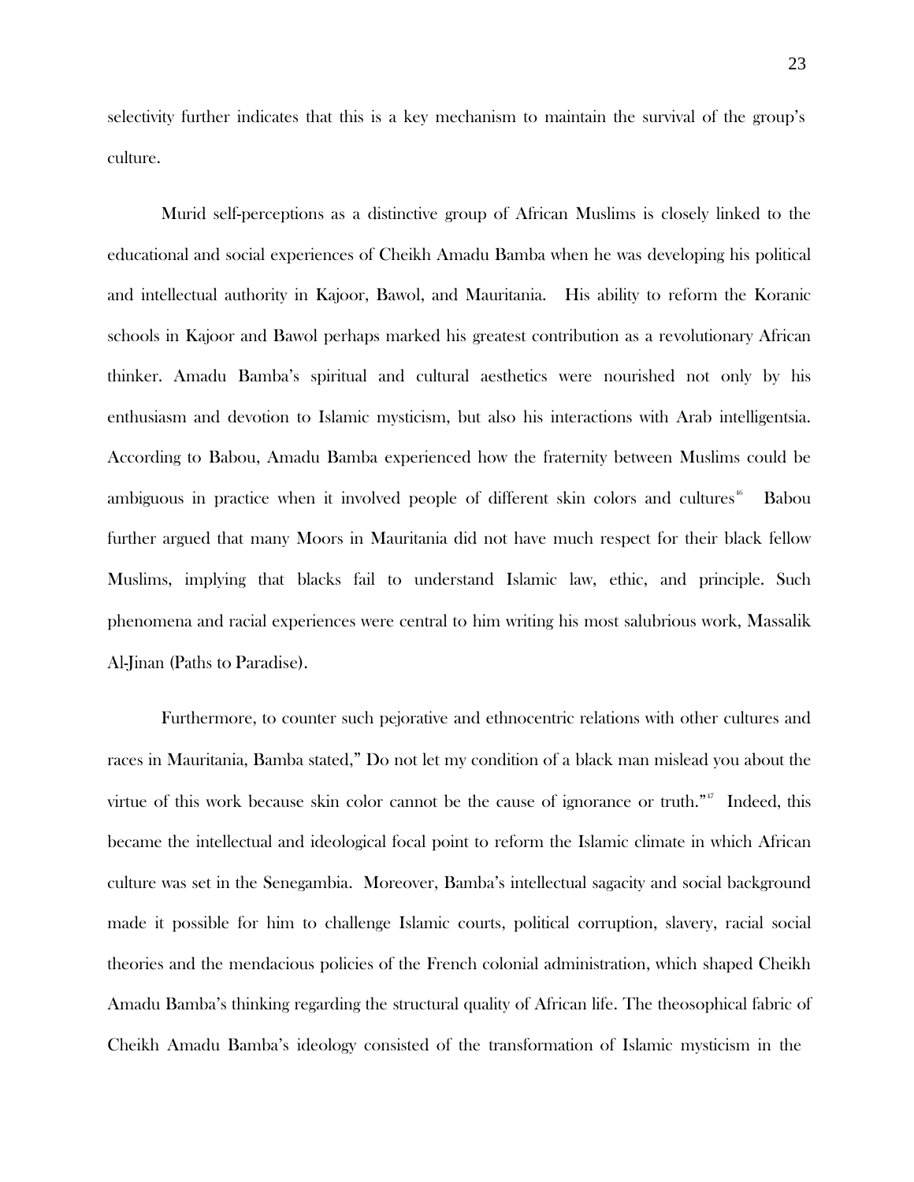selectivity further indicates that this is a key mechanism to maintain the survival of the group's culture.

Murid self-perceptions as a distinctive group of African Muslims is closely linked to the educational and social experiences of Cheikh Amadu Bamba when he was developing his political and intellectual authority in Kajoor, Bawol, and Mauritania. His ability to reform the Koranic schools in Kajoor and Bawol perhaps marked his greatest contribution as a revolutionary African thinker. Amadu Bamba's spiritual and cultural aesthetics were nourished not only by his enthusiasm and devotion to Islamic mysticism, but also his interactions with Arab intelligentsia. According to Babou, Amadu Bamba experienced how the fraternity between Muslims could be ambiguous in practice when it involved people of different skin colors and cultures[46] Babou further argued that many Moors in Mauritania did not have much respect for their black fellow Muslims, implying that blacks fail to understand Islamic law, ethic, and principle. Such phenomena and racial experiences were central to him writing his most salubrious work, Massalik Al-Jinan (Paths to Paradise).

Furthermore, to counter such pejorative and ethnocentric relations with other cultures and races in Mauritania, Bamba stated," Do not let my condition of a black man mislead you about the virtue of this work because skin color cannot be the cause of ignorance or truth."[47] Indeed, this became the intellectual and ideological focal point to reform the Islamic climate in which African culture was set in the Senegambia. Moreover, Bamba's intellectual sagacity and social background made it possible for him to challenge Islamic courts, political corruption, slavery, racial social theories and the mendacious policies of the French colonial administration, which shaped Cheikh Amadu Bamba's thinking regarding the structural quality of African life. The theosophical fabric of Cheikh Amadu Bamba's ideology consisted of the transformation of Islamic mysticism in the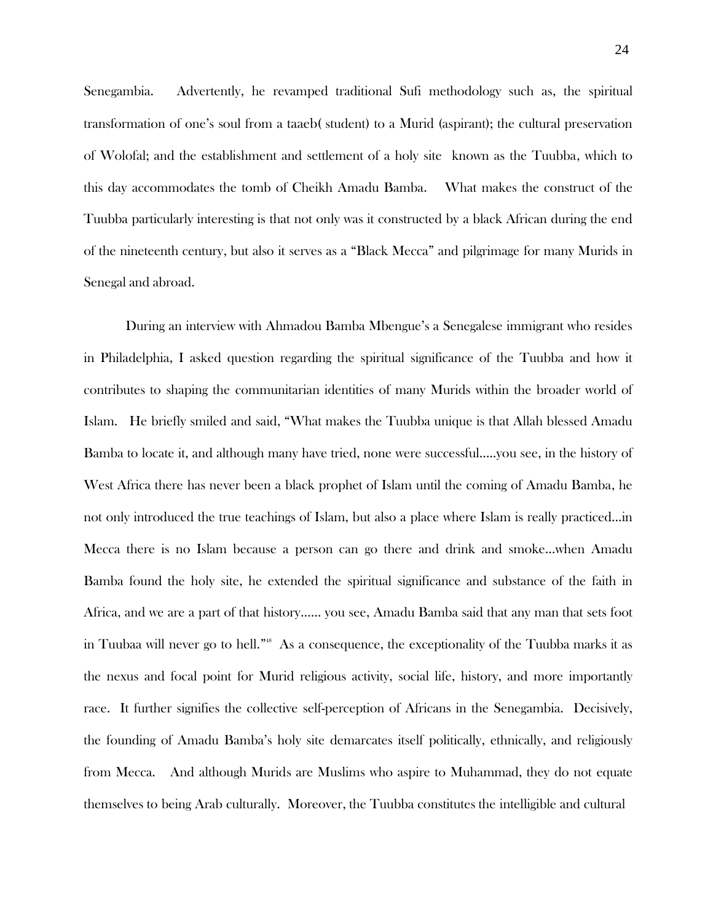Senegambia. Advertently, he revamped traditional Sufi methodology such as, the spiritual transformation of one's soul from a taaeb( student) to a Murid (aspirant); the cultural preservation of Wolofal; and the establishment and settlement of a holy site known as the Tuubba, which to this day accommodates the tomb of Cheikh Amadu Bamba. What makes the construct of the Tuubba particularly interesting is that not only was it constructed by a black African during the end of the nineteenth century, but also it serves as a "Black Mecca" and pilgrimage for many Murids in Senegal and abroad.

During an interview with Ahmadou Bamba Mbengue's a Senegalese immigrant who resides in Philadelphia, I asked question regarding the spiritual significance of the Tuubba and how it contributes to shaping the communitarian identities of many Murids within the broader world of Islam. He briefly smiled and said, "What makes the Tuubba unique is that Allah blessed Amadu Bamba to locate it, and although many have tried, none were successful.....you see, in the history of West Africa there has never been a black prophet of Islam until the coming of Amadu Bamba, he not only introduced the true teachings of Islam, but also a place where Islam is really practiced...in Mecca there is no Islam because a person can go there and drink and smoke...when Amadu Bamba found the holy site, he extended the spiritual significance and substance of the faith in Africa, and we are a part of that history...... you see, Amadu Bamba said that any man that sets foot in Tuubaa will never go to hell."[48] As a consequence, the exceptionality of the Tuubba marks it as the nexus and focal point for Murid religious activity, social life, history, and more importantly race. It further signifies the collective self-perception of Africans in the Senegambia. Decisively, the founding of Amadu Bamba's holy site demarcates itself politically, ethnically, and religiously from Mecca. And although Murids are Muslims who aspire to Muhammad, they do not equate themselves to being Arab culturally. Moreover, the Tuubba constitutes the intelligible and cultural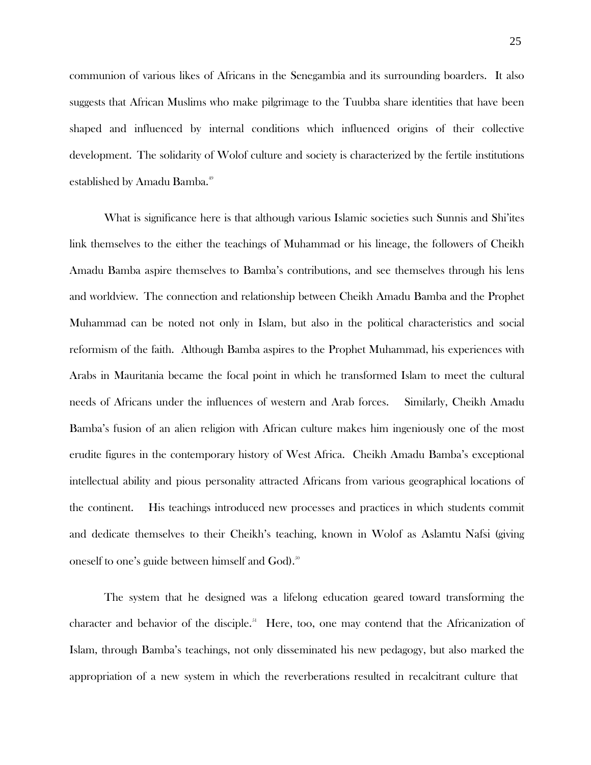communion of various likes of Africans in the Senegambia and its surrounding boarders. It also suggests that African Muslims who make pilgrimage to the Tuubba share identities that have been shaped and influenced by internal conditions which influenced origins of their collective development. The solidarity of Wolof culture and society is characterized by the fertile institutions established by Amadu Bamba.[49]

What is significance here is that although various Islamic societies such Sunnis and Shi'ites link themselves to the either the teachings of Muhammad or his lineage, the followers of Cheikh Amadu Bamba aspire themselves to Bamba's contributions, and see themselves through his lens and worldview. The connection and relationship between Cheikh Amadu Bamba and the Prophet Muhammad can be noted not only in Islam, but also in the political characteristics and social reformism of the faith. Although Bamba aspires to the Prophet Muhammad, his experiences with Arabs in Mauritania became the focal point in which he transformed Islam to meet the cultural needs of Africans under the influences of western and Arab forces. Similarly, Cheikh Amadu Bamba's fusion of an alien religion with African culture makes him ingeniously one of the most erudite figures in the contemporary history of West Africa. Cheikh Amadu Bamba's exceptional intellectual ability and pious personality attracted Africans from various geographical locations of the continent. His teachings introduced new processes and practices in which students commit and dedicate themselves to their Cheikh's teaching, known in Wolof as Aslamtu Nafsi (giving oneself to one's guide between himself and God).[50]

The system that he designed was a lifelong education geared toward transforming the character and behavior of the disciple.[51] Here, too, one may contend that the Africanization of Islam, through Bamba's teachings, not only disseminated his new pedagogy, but also marked the appropriation of a new system in which the reverberations resulted in recalcitrant culture that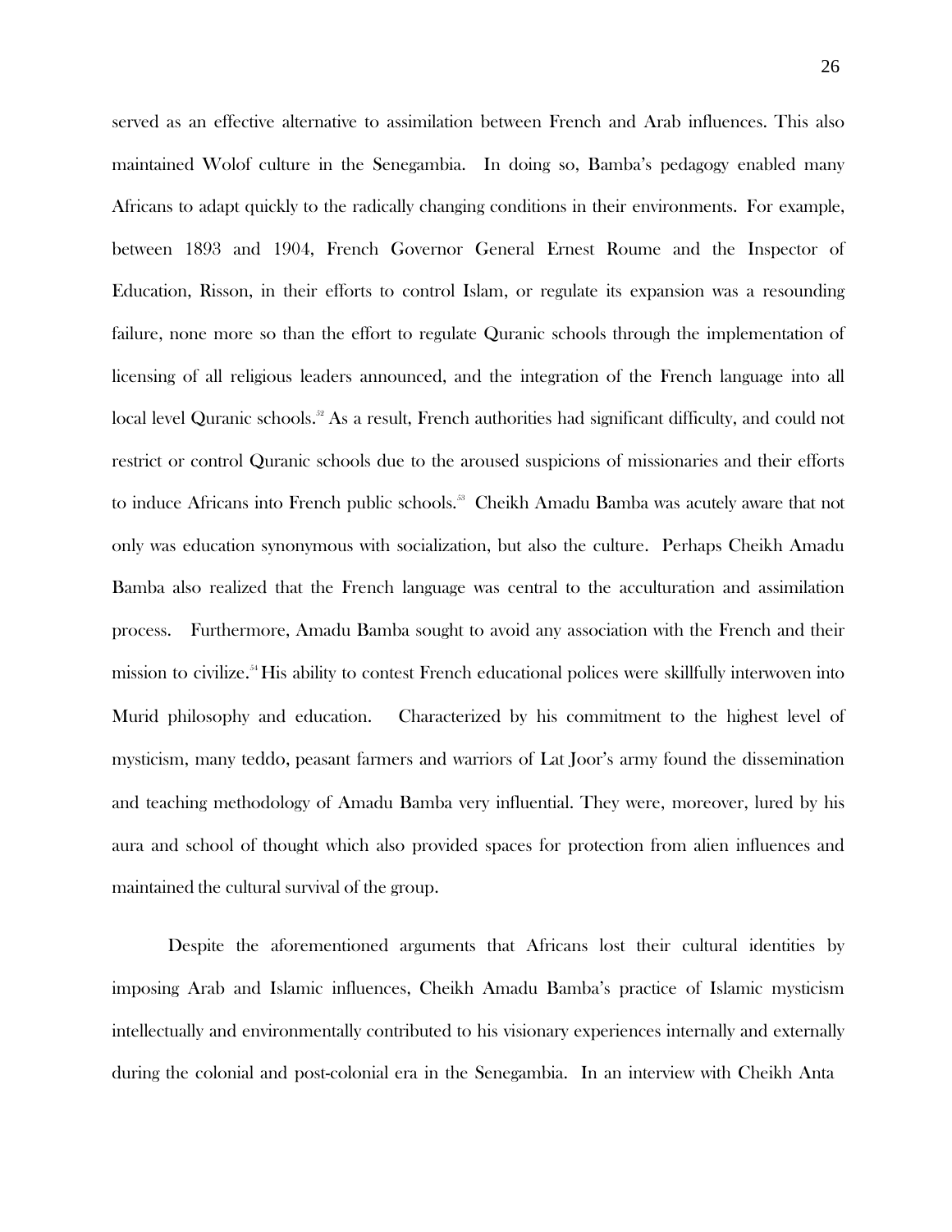served as an effective alternative to assimilation between French and Arab influences. This also maintained Wolof culture in the Senegambia. In doing so, Bamba's pedagogy enabled many Africans to adapt quickly to the radically changing conditions in their environments. For example, between 1893 and 1904, French Governor General Ernest Roume and the Inspector of Education, Risson, in their efforts to control Islam, or regulate its expansion was a resounding failure, none more so than the effort to regulate Quranic schools through the implementation of licensing of all religious leaders announced, and the integration of the French language into all local level Quranic schools.[52] As a result, French authorities had significant difficulty, and could not restrict or control Quranic schools due to the aroused suspicions of missionaries and their efforts to induce Africans into French public schools.[53] Cheikh Amadu Bamba was acutely aware that not only was education synonymous with socialization, but also the culture. Perhaps Cheikh Amadu Bamba also realized that the French language was central to the acculturation and assimilation process. Furthermore, Amadu Bamba sought to avoid any association with the French and their mission to civilize.[54] His ability to contest French educational polices were skillfully interwoven into Murid philosophy and education. Characterized by his commitment to the highest level of mysticism, many teddo, peasant farmers and warriors of Lat Joor's army found the dissemination and teaching methodology of Amadu Bamba very influential. They were, moreover, lured by his aura and school of thought which also provided spaces for protection from alien influences and maintained the cultural survival of the group.

Despite the aforementioned arguments that Africans lost their cultural identities by imposing Arab and Islamic influences, Cheikh Amadu Bamba's practice of Islamic mysticism intellectually and environmentally contributed to his visionary experiences internally and externally during the colonial and post-colonial era in the Senegambia. In an interview with Cheikh Anta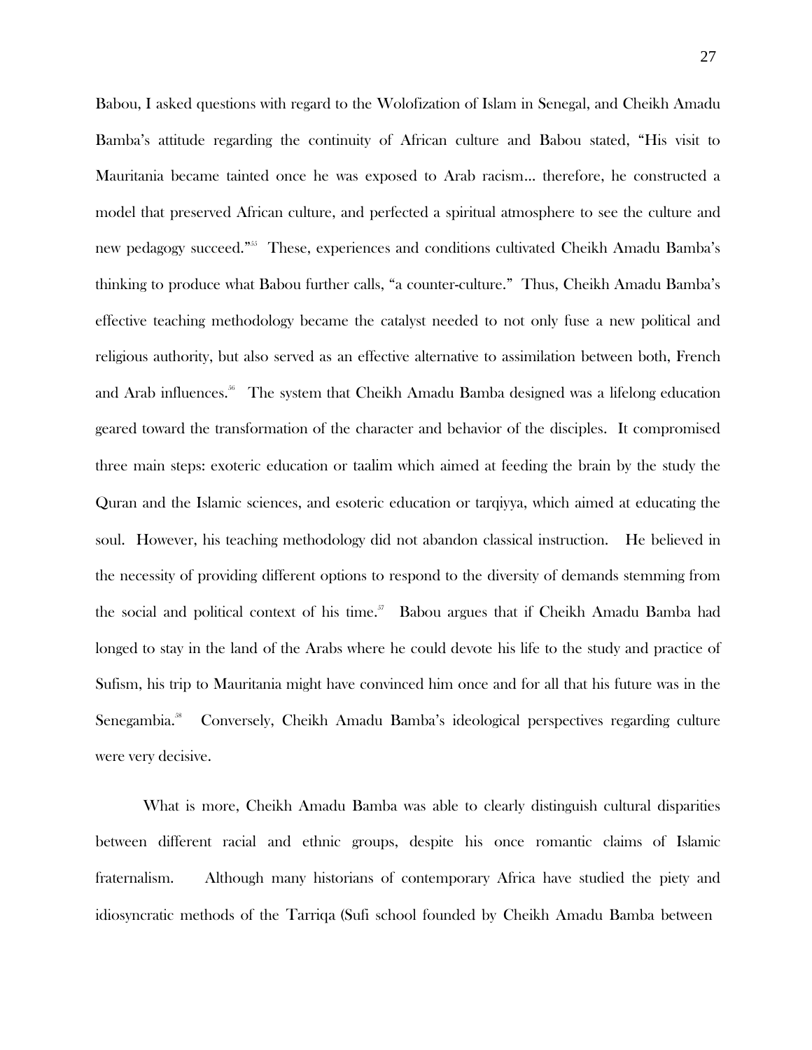Babou, I asked questions with regard to the Wolofization of Islam in Senegal, and Cheikh Amadu Bamba's attitude regarding the continuity of African culture and Babou stated, "His visit to Mauritania became tainted once he was exposed to Arab racism… therefore, he constructed a model that preserved African culture, and perfected a spiritual atmosphere to see the culture and new pedagogy succeed."[55] These, experiences and conditions cultivated Cheikh Amadu Bamba's thinking to produce what Babou further calls, "a counter-culture." Thus, Cheikh Amadu Bamba's effective teaching methodology became the catalyst needed to not only fuse a new political and religious authority, but also served as an effective alternative to assimilation between both, French and Arab influences.[56] The system that Cheikh Amadu Bamba designed was a lifelong education geared toward the transformation of the character and behavior of the disciples. It compromised three main steps: exoteric education or taalim which aimed at feeding the brain by the study the Quran and the Islamic sciences, and esoteric education or tarqiyya, which aimed at educating the soul. However, his teaching methodology did not abandon classical instruction. He believed in the necessity of providing different options to respond to the diversity of demands stemming from the social and political context of his time.[57] Babou argues that if Cheikh Amadu Bamba had longed to stay in the land of the Arabs where he could devote his life to the study and practice of Sufism, his trip to Mauritania might have convinced him once and for all that his future was in the Senegambia.[58] Conversely, Cheikh Amadu Bamba's ideological perspectives regarding culture were very decisive.

What is more, Cheikh Amadu Bamba was able to clearly distinguish cultural disparities between different racial and ethnic groups, despite his once romantic claims of Islamic fraternalism. Although many historians of contemporary Africa have studied the piety and idiosyncratic methods of the Tarriqa (Sufi school founded by Cheikh Amadu Bamba between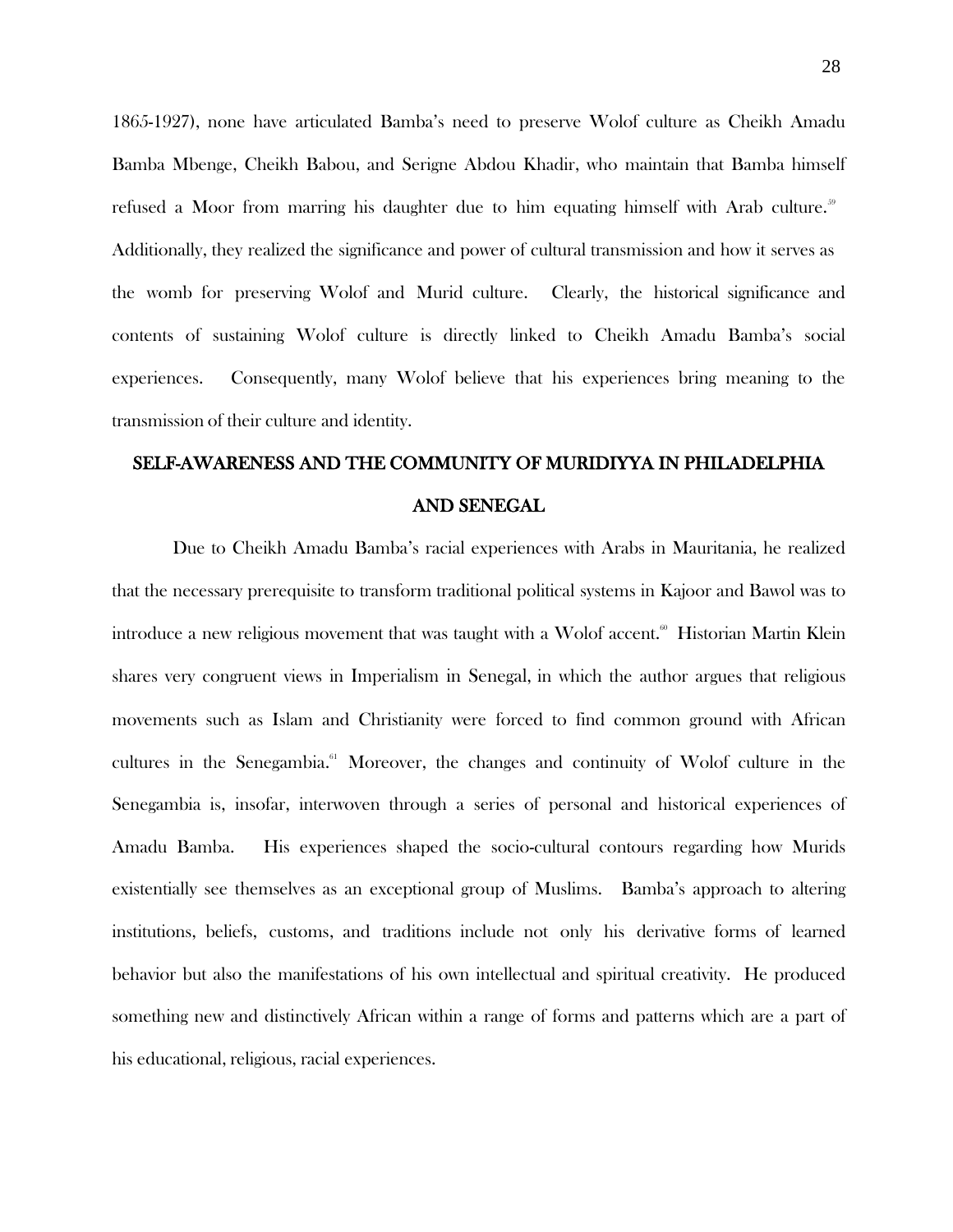1865-1927), none have articulated Bamba's need to preserve Wolof culture as Cheikh Amadu Bamba Mbenge, Cheikh Babou, and Serigne Abdou Khadir, who maintain that Bamba himself refused a Moor from marring his daughter due to him equating himself with Arab culture.[59] Additionally, they realized the significance and power of cultural transmission and how it serves as the womb for preserving Wolof and Murid culture. Clearly, the historical significance and contents of sustaining Wolof culture is directly linked to Cheikh Amadu Bamba's social experiences. Consequently, many Wolof believe that his experiences bring meaning to the transmission of their culture and identity.

## SELF-AWARENESS AND THE COMMUNITY OF MURIDIYYA IN PHILADELPHIA AND SENEGAL

Due to Cheikh Amadu Bamba's racial experiences with Arabs in Mauritania, he realized that the necessary prerequisite to transform traditional political systems in Kajoor and Bawol was to introduce a new religious movement that was taught with a Wolof accent.[60] Historian Martin Klein shares very congruent views in Imperialism in Senegal, in which the author argues that religious movements such as Islam and Christianity were forced to find common ground with African cultures in the Senegambia.[61] Moreover, the changes and continuity of Wolof culture in the Senegambia is, insofar, interwoven through a series of personal and historical experiences of Amadu Bamba. His experiences shaped the socio-cultural contours regarding how Murids existentially see themselves as an exceptional group of Muslims. Bamba's approach to altering institutions, beliefs, customs, and traditions include not only his derivative forms of learned behavior but also the manifestations of his own intellectual and spiritual creativity. He produced something new and distinctively African within a range of forms and patterns which are a part of his educational, religious, racial experiences.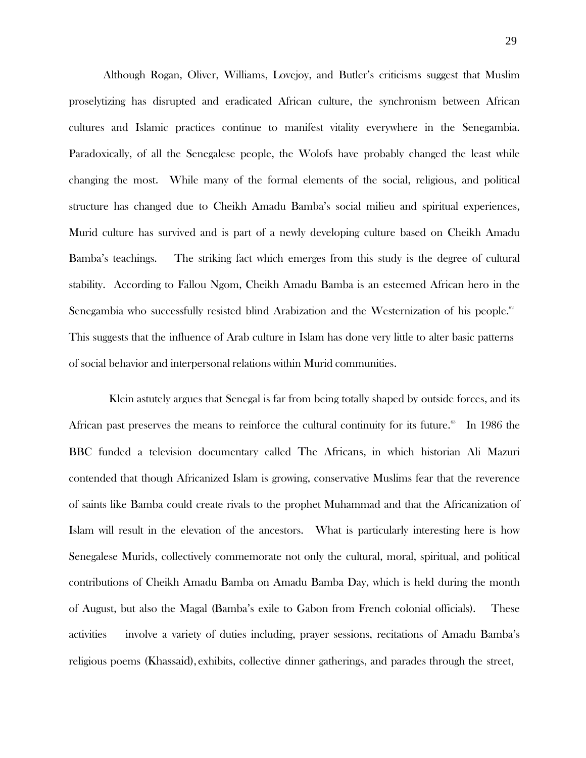Although Rogan, Oliver, Williams, Lovejoy, and Butler's criticisms suggest that Muslim proselytizing has disrupted and eradicated African culture, the synchronism between African cultures and Islamic practices continue to manifest vitality everywhere in the Senegambia. Paradoxically, of all the Senegalese people, the Wolofs have probably changed the least while changing the most. While many of the formal elements of the social, religious, and political structure has changed due to Cheikh Amadu Bamba's social milieu and spiritual experiences, Murid culture has survived and is part of a newly developing culture based on Cheikh Amadu Bamba's teachings. The striking fact which emerges from this study is the degree of cultural stability. According to Fallou Ngom, Cheikh Amadu Bamba is an esteemed African hero in the Senegambia who successfully resisted blind Arabization and the Westernization of his people.[62] This suggests that the influence of Arab culture in Islam has done very little to alter basic patterns of social behavior and interpersonal relations within Murid communities.

Klein astutely argues that Senegal is far from being totally shaped by outside forces, and its African past preserves the means to reinforce the cultural continuity for its future.[63] In 1986 the BBC funded a television documentary called The Africans, in which historian Ali Mazuri contended that though Africanized Islam is growing, conservative Muslims fear that the reverence of saints like Bamba could create rivals to the prophet Muhammad and that the Africanization of Islam will result in the elevation of the ancestors. What is particularly interesting here is how Senegalese Murids, collectively commemorate not only the cultural, moral, spiritual, and political contributions of Cheikh Amadu Bamba on Amadu Bamba Day, which is held during the month of August, but also the Magal (Bamba's exile to Gabon from French colonial officials). These activities involve a variety of duties including, prayer sessions, recitations of Amadu Bamba's religious poems (Khassaid), exhibits, collective dinner gatherings, and parades through the street,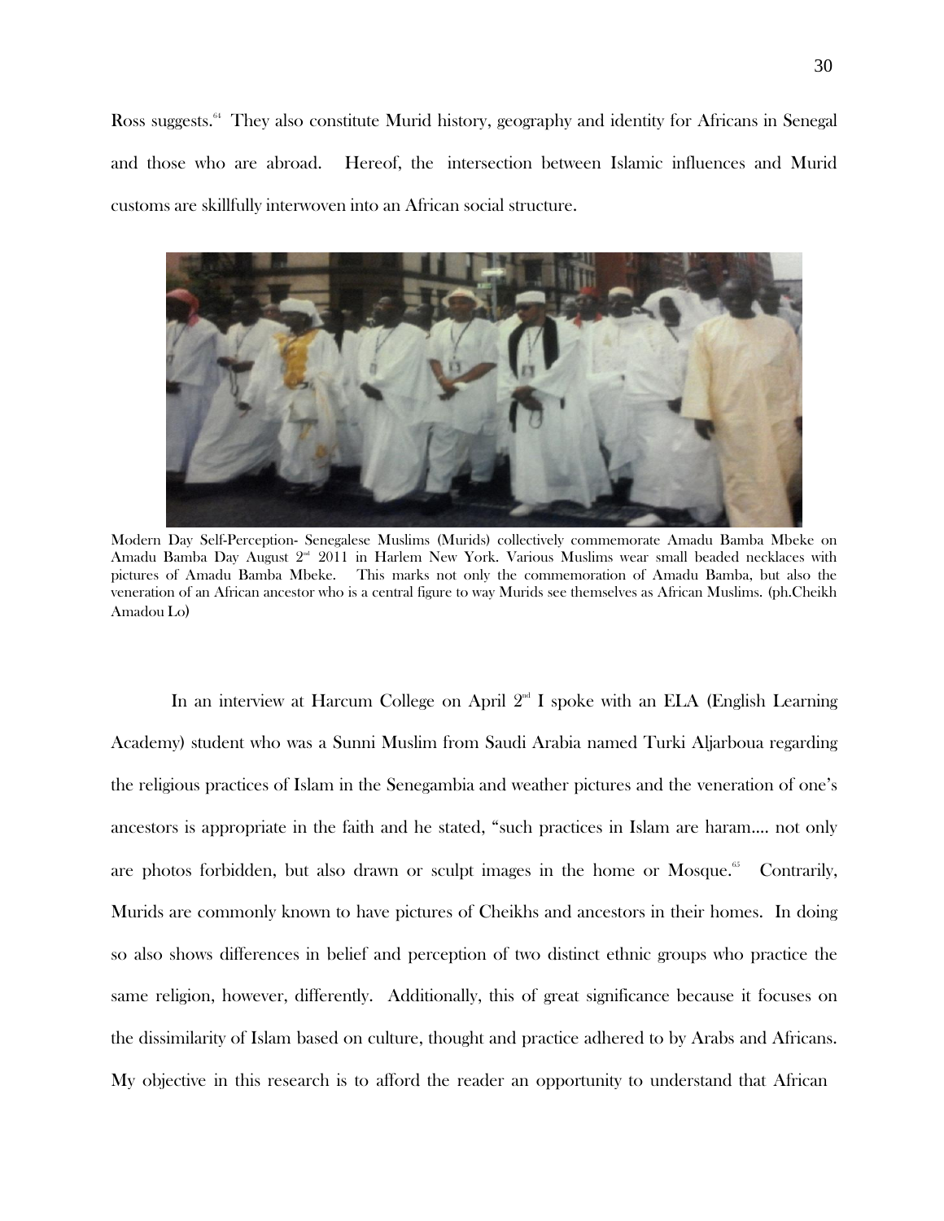Ross suggests.[64] They also constitute Murid history, geography and identity for Africans in Senegal and those who are abroad. Hereof, the intersection between Islamic influences and Murid customs are skillfully interwoven into an African social structure.

Modern Day Self-Perception- Senegalese Muslims (Murids) collectively commemorate Amadu Bamba Mbeke on Amadu Bamba Day August 2nd 2011 in Harlem New York. Various Muslims wear small beaded necklaces with pictures of Amadu Bamba Mbeke. This marks not only the commemoration of Amadu Bamba, but also the veneration of an African ancestor who is a central figure to way Murids see themselves as African Muslims. (ph.Cheikh Amadou Lo)

In an interview at Harcum College on April 2nd I spoke with an ELA (English Learning Academy) student who was a Sunni Muslim from Saudi Arabia named Turki Aljarboua regarding the religious practices of Islam in the Senegambia and weather pictures and the veneration of one's ancestors is appropriate in the faith and he stated, "such practices in Islam are haram.... not only are photos forbidden, but also drawn or sculpt images in the home or Mosque.[65] Contrarily, Murids are commonly known to have pictures of Cheikhs and ancestors in their homes. In doing so also shows differences in belief and perception of two distinct ethnic groups who practice the same religion, however, differently. Additionally, this of great significance because it focuses on the dissimilarity of Islam based on culture, thought and practice adhered to by Arabs and Africans. My objective in this research is to afford the reader an opportunity to understand that African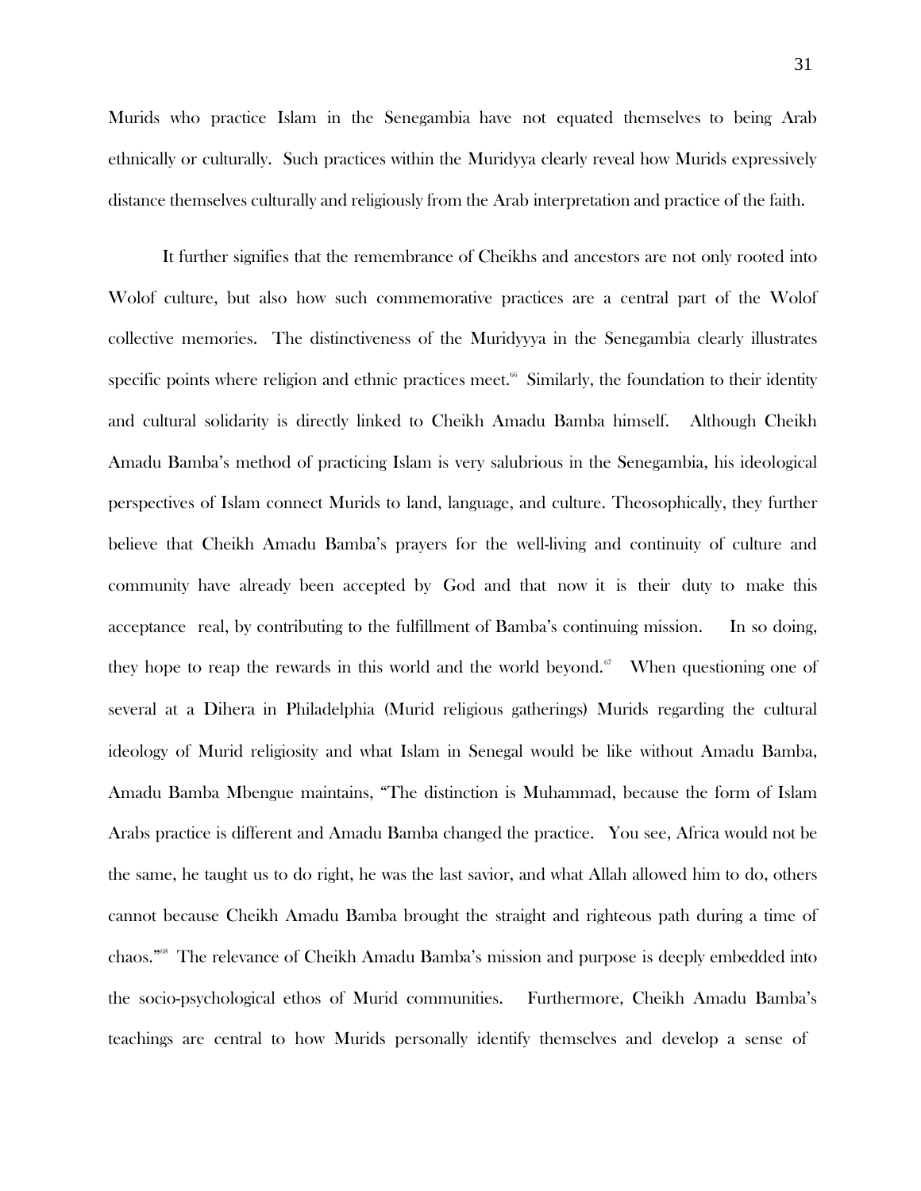Murids who practice Islam in the Senegambia have not equated themselves to being Arab ethnically or culturally. Such practices within the Muridyya clearly reveal how Murids expressively distance themselves culturally and religiously from the Arab interpretation and practice of the faith.

It further signifies that the remembrance of Cheikhs and ancestors are not only rooted into Wolof culture, but also how such commemorative practices are a central part of the Wolof collective memories. The distinctiveness of the Muridyyya in the Senegambia clearly illustrates specific points where religion and ethnic practices meet.[66] Similarly, the foundation to their identity and cultural solidarity is directly linked to Cheikh Amadu Bamba himself. Although Cheikh Amadu Bamba's method of practicing Islam is very salubrious in the Senegambia, his ideological perspectives of Islam connect Murids to land, language, and culture. Theosophically, they further believe that Cheikh Amadu Bamba's prayers for the well-living and continuity of culture and community have already been accepted by God and that now it is their duty to make this acceptance real, by contributing to the fulfillment of Bamba's continuing mission. In so doing, they hope to reap the rewards in this world and the world beyond.[67] When questioning one of several at a Dihera in Philadelphia (Murid religious gatherings) Murids regarding the cultural ideology of Murid religiosity and what Islam in Senegal would be like without Amadu Bamba, Amadu Bamba Mbengue maintains, "The distinction is Muhammad, because the form of Islam Arabs practice is different and Amadu Bamba changed the practice. You see, Africa would not be the same, he taught us to do right, he was the last savior, and what Allah allowed him to do, others cannot because Cheikh Amadu Bamba brought the straight and righteous path during a time of chaos."[68] The relevance of Cheikh Amadu Bamba's mission and purpose is deeply embedded into the socio-psychological ethos of Murid communities. Furthermore, Cheikh Amadu Bamba's teachings are central to how Murids personally identify themselves and develop a sense of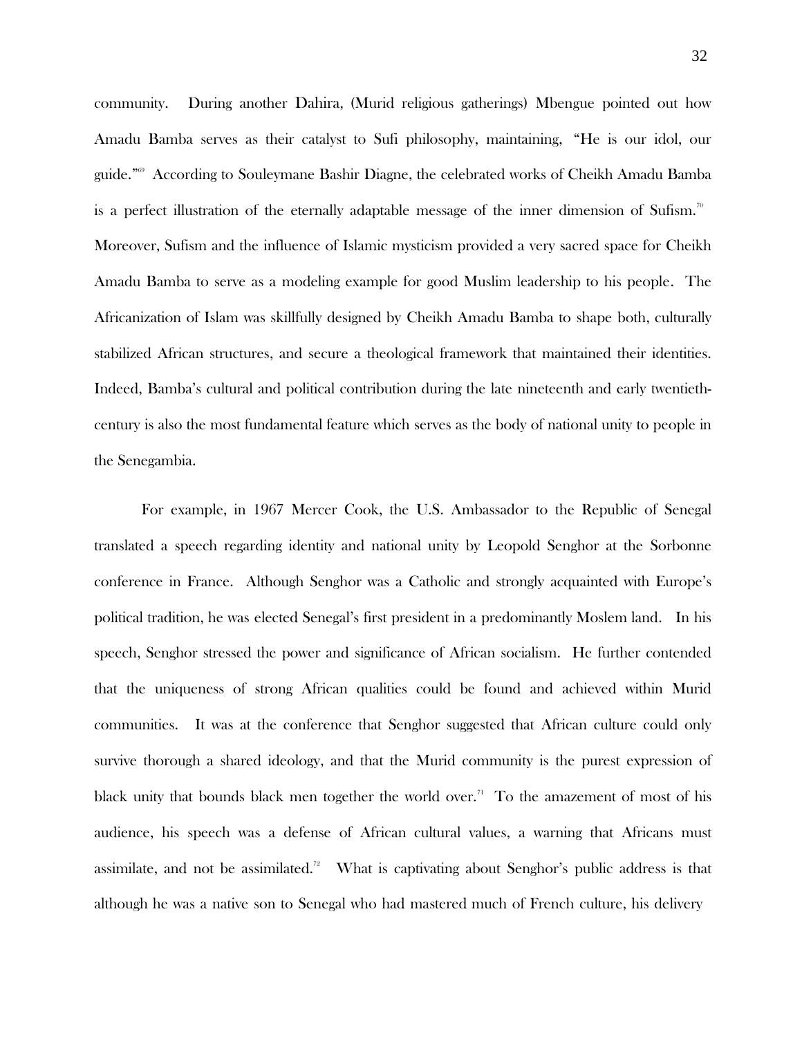community. During another Dahira, (Murid religious gatherings) Mbengue pointed out how Amadu Bamba serves as their catalyst to Sufi philosophy, maintaining, "He is our idol, our guide."[69] According to Souleymane Bashir Diagne, the celebrated works of Cheikh Amadu Bamba is a perfect illustration of the eternally adaptable message of the inner dimension of Sufism.[70] Moreover, Sufism and the influence of Islamic mysticism provided a very sacred space for Cheikh Amadu Bamba to serve as a modeling example for good Muslim leadership to his people. The Africanization of Islam was skillfully designed by Cheikh Amadu Bamba to shape both, culturally stabilized African structures, and secure a theological framework that maintained their identities. Indeed, Bamba's cultural and political contribution during the late nineteenth and early twentieth-century is also the most fundamental feature which serves as the body of national unity to people in the Senegambia.

For example, in 1967 Mercer Cook, the U.S. Ambassador to the Republic of Senegal translated a speech regarding identity and national unity by Leopold Senghor at the Sorbonne conference in France. Although Senghor was a Catholic and strongly acquainted with Europe's political tradition, he was elected Senegal's first president in a predominantly Moslem land. In his speech, Senghor stressed the power and significance of African socialism. He further contended that the uniqueness of strong African qualities could be found and achieved within Murid communities. It was at the conference that Senghor suggested that African culture could only survive thorough a shared ideology, and that the Murid community is the purest expression of black unity that bounds black men together the world over.[71] To the amazement of most of his audience, his speech was a defense of African cultural values, a warning that Africans must assimilate, and not be assimilated.[72] What is captivating about Senghor's public address is that although he was a native son to Senegal who had mastered much of French culture, his delivery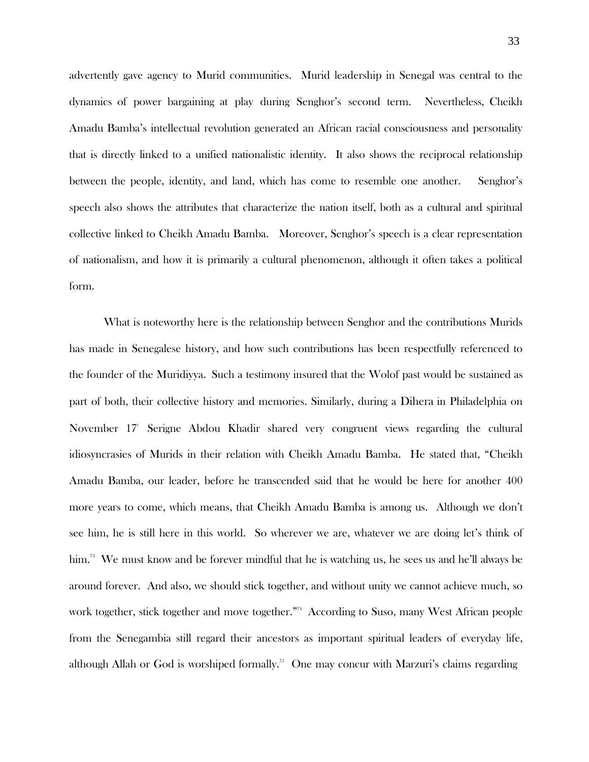advertently gave agency to Murid communities. Murid leadership in Senegal was central to the dynamics of power bargaining at play during Senghor's second term. Nevertheless, Cheikh Amadu Bamba's intellectual revolution generated an African racial consciousness and personality that is directly linked to a unified nationalistic identity. It also shows the reciprocal relationship between the people, identity, and land, which has come to resemble one another. Senghor's speech also shows the attributes that characterize the nation itself, both as a cultural and spiritual collective linked to Cheikh Amadu Bamba. Moreover, Senghor's speech is a clear representation of nationalism, and how it is primarily a cultural phenomenon, although it often takes a political form.

What is noteworthy here is the relationship between Senghor and the contributions Murids has made in Senegalese history, and how such contributions has been respectfully referenced to the founder of the Muridiyya. Such a testimony insured that the Wolof past would be sustained as part of both, their collective history and memories. Similarly, during a Dihera in Philadelphia on November 17[t] Serigne Abdou Khadir shared very congruent views regarding the cultural idiosyncrasies of Murids in their relation with Cheikh Amadu Bamba. He stated that, "Cheikh Amadu Bamba, our leader, before he transcended said that he would be here for another 400 more years to come, which means, that Cheikh Amadu Bamba is among us. Although we don't see him, he is still here in this world. So wherever we are, whatever we are doing let's think of him.[73] We must know and be forever mindful that he is watching us, he sees us and he'll always be around forever. And also, we should stick together, and without unity we cannot achieve much, so work together, stick together and move together."[74] According to Suso, many West African people from the Senegambia still regard their ancestors as important spiritual leaders of everyday life, although Allah or God is worshiped formally.[75] One may concur with Marzuri's claims regarding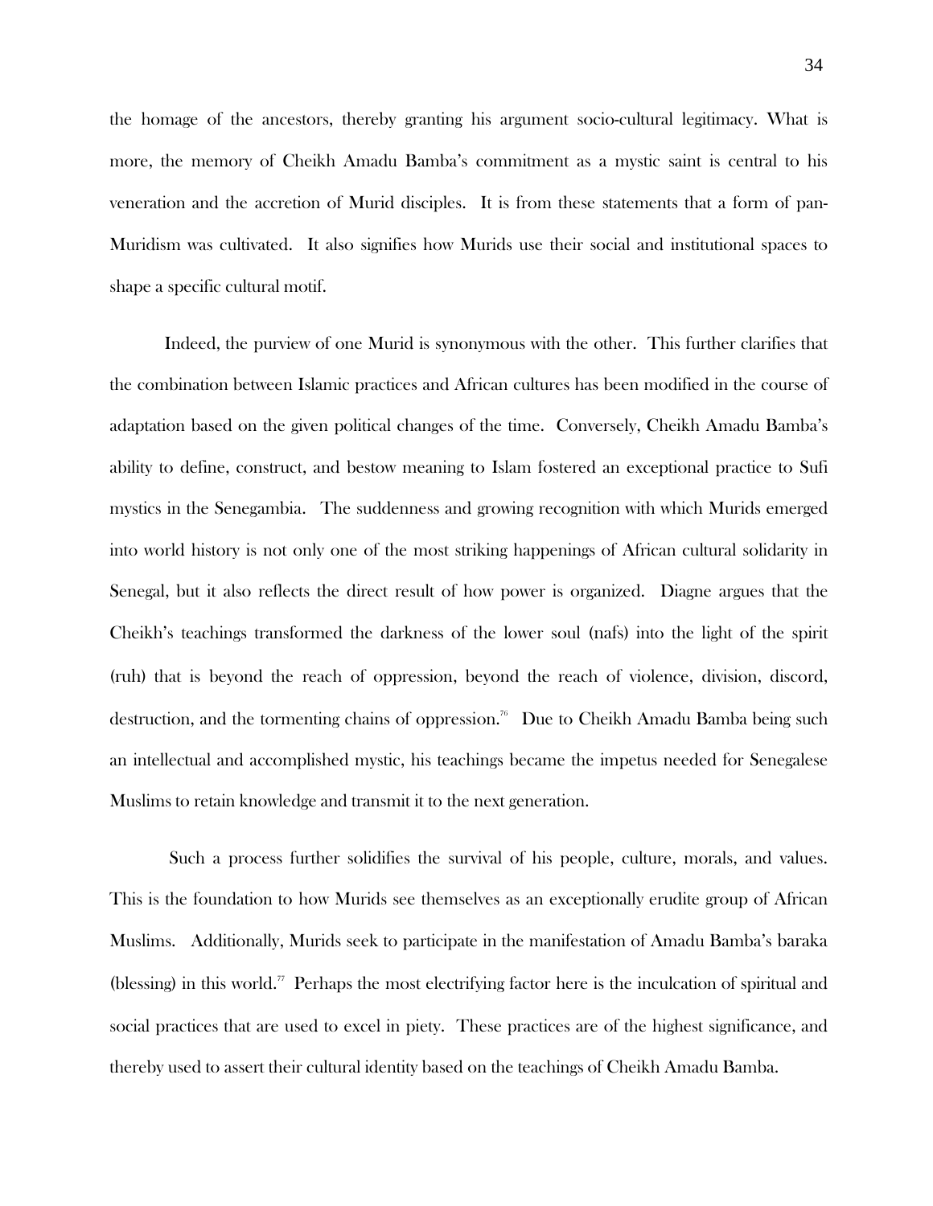the homage of the ancestors, thereby granting his argument socio-cultural legitimacy. What is more, the memory of Cheikh Amadu Bamba's commitment as a mystic saint is central to his veneration and the accretion of Murid disciples. It is from these statements that a form of pan-Muridism was cultivated. It also signifies how Murids use their social and institutional spaces to shape a specific cultural motif.

Indeed, the purview of one Murid is synonymous with the other. This further clarifies that the combination between Islamic practices and African cultures has been modified in the course of adaptation based on the given political changes of the time. Conversely, Cheikh Amadu Bamba's ability to define, construct, and bestow meaning to Islam fostered an exceptional practice to Sufi mystics in the Senegambia. The suddenness and growing recognition with which Murids emerged into world history is not only one of the most striking happenings of African cultural solidarity in Senegal, but it also reflects the direct result of how power is organized. Diagne argues that the Cheikh's teachings transformed the darkness of the lower soul (nafs) into the light of the spirit (ruh) that is beyond the reach of oppression, beyond the reach of violence, division, discord, destruction, and the tormenting chains of oppression.[76] Due to Cheikh Amadu Bamba being such an intellectual and accomplished mystic, his teachings became the impetus needed for Senegalese Muslims to retain knowledge and transmit it to the next generation.

Such a process further solidifies the survival of his people, culture, morals, and values. This is the foundation to how Murids see themselves as an exceptionally erudite group of African Muslims. Additionally, Murids seek to participate in the manifestation of Amadu Bamba's baraka (blessing) in this world.[77] Perhaps the most electrifying factor here is the inculcation of spiritual and social practices that are used to excel in piety. These practices are of the highest significance, and thereby used to assert their cultural identity based on the teachings of Cheikh Amadu Bamba.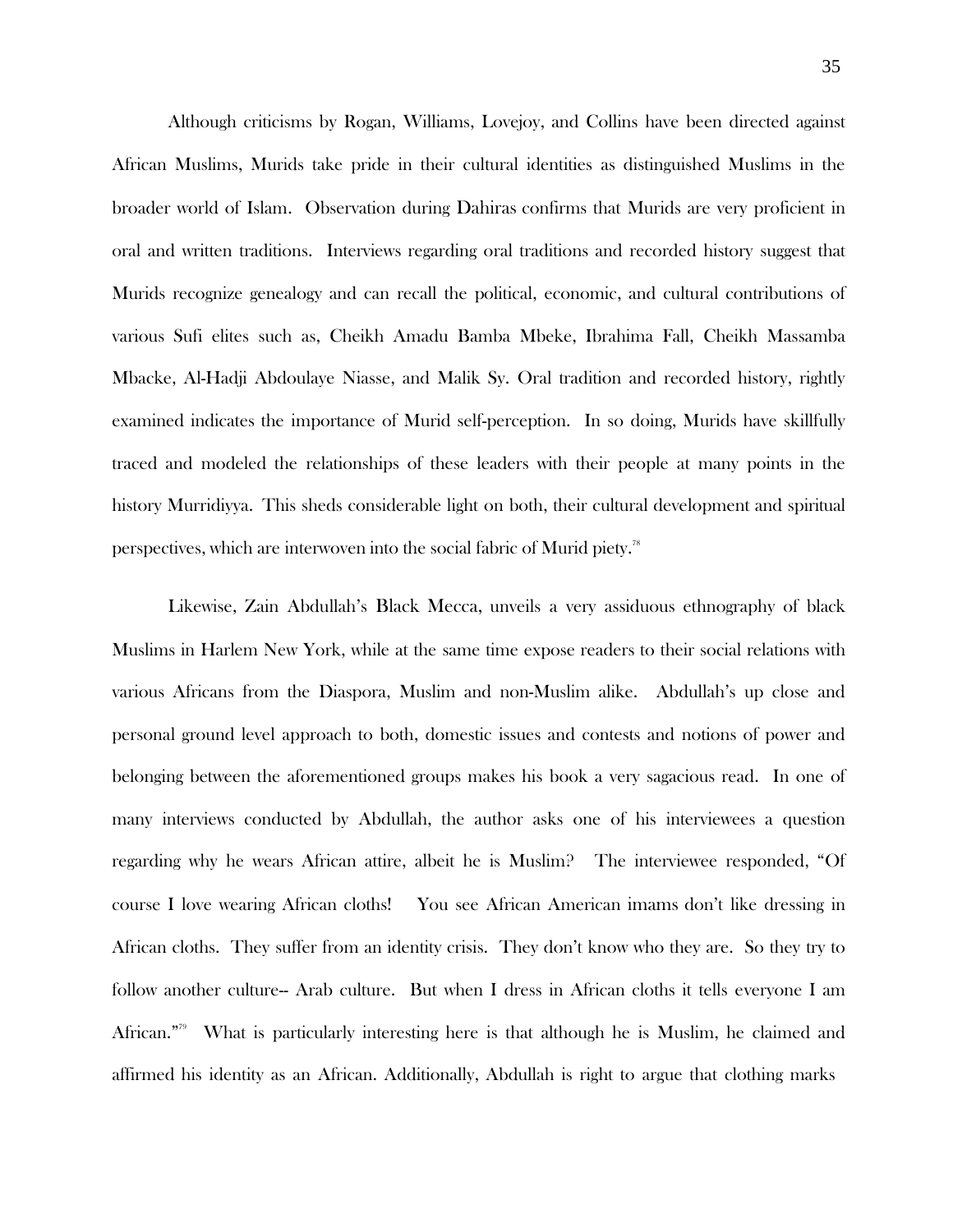Although criticisms by Rogan, Williams, Lovejoy, and Collins have been directed against African Muslims, Murids take pride in their cultural identities as distinguished Muslims in the broader world of Islam. Observation during Dahiras confirms that Murids are very proficient in oral and written traditions. Interviews regarding oral traditions and recorded history suggest that Murids recognize genealogy and can recall the political, economic, and cultural contributions of various Sufi elites such as, Cheikh Amadu Bamba Mbeke, Ibrahima Fall, Cheikh Massamba Mbacke, Al-Hadji Abdoulaye Niasse, and Malik Sy. Oral tradition and recorded history, rightly examined indicates the importance of Murid self-perception. In so doing, Murids have skillfully traced and modeled the relationships of these leaders with their people at many points in the history Murridiyya. This sheds considerable light on both, their cultural development and spiritual perspectives, which are interwoven into the social fabric of Murid piety.[78]

Likewise, Zain Abdullah's Black Mecca, unveils a very assiduous ethnography of black Muslims in Harlem New York, while at the same time expose readers to their social relations with various Africans from the Diaspora, Muslim and non-Muslim alike. Abdullah's up close and personal ground level approach to both, domestic issues and contests and notions of power and belonging between the aforementioned groups makes his book a very sagacious read. In one of many interviews conducted by Abdullah, the author asks one of his interviewees a question regarding why he wears African attire, albeit he is Muslim? The interviewee responded, "Of course I love wearing African cloths! You see African American imams don't like dressing in African cloths. They suffer from an identity crisis. They don't know who they are. So they try to follow another culture-- Arab culture. But when I dress in African cloths it tells everyone I am African."[79] What is particularly interesting here is that although he is Muslim, he claimed and affirmed his identity as an African. Additionally, Abdullah is right to argue that clothing marks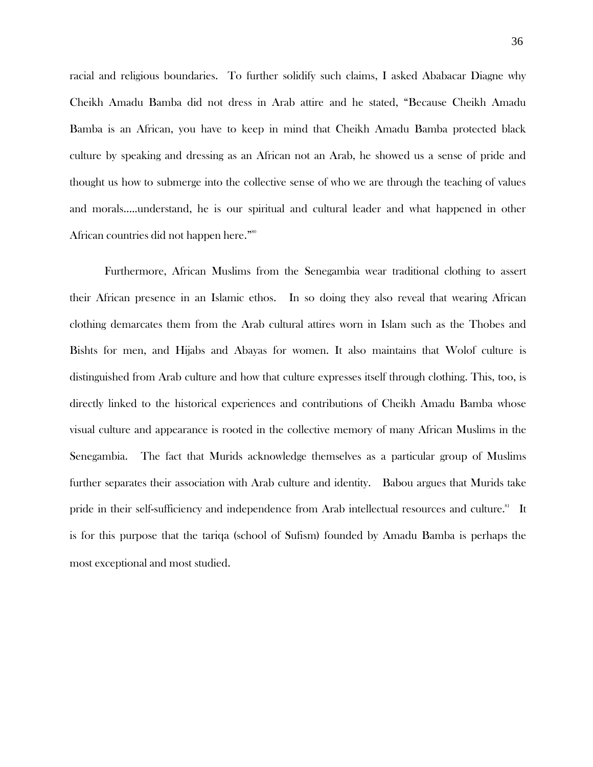racial and religious boundaries. To further solidify such claims, I asked Ababacar Diagne why Cheikh Amadu Bamba did not dress in Arab attire and he stated, "Because Cheikh Amadu Bamba is an African, you have to keep in mind that Cheikh Amadu Bamba protected black culture by speaking and dressing as an African not an Arab, he showed us a sense of pride and thought us how to submerge into the collective sense of who we are through the teaching of values and morals.....understand, he is our spiritual and cultural leader and what happened in other African countries did not happen here."[80]

Furthermore, African Muslims from the Senegambia wear traditional clothing to assert their African presence in an Islamic ethos. In so doing they also reveal that wearing African clothing demarcates them from the Arab cultural attires worn in Islam such as the Thobes and Bishts for men, and Hijabs and Abayas for women. It also maintains that Wolof culture is distinguished from Arab culture and how that culture expresses itself through clothing. This, too, is directly linked to the historical experiences and contributions of Cheikh Amadu Bamba whose visual culture and appearance is rooted in the collective memory of many African Muslims in the Senegambia. The fact that Murids acknowledge themselves as a particular group of Muslims further separates their association with Arab culture and identity. Babou argues that Murids take pride in their self-sufficiency and independence from Arab intellectual resources and culture.[81] It is for this purpose that the tariqa (school of Sufism) founded by Amadu Bamba is perhaps the most exceptional and most studied.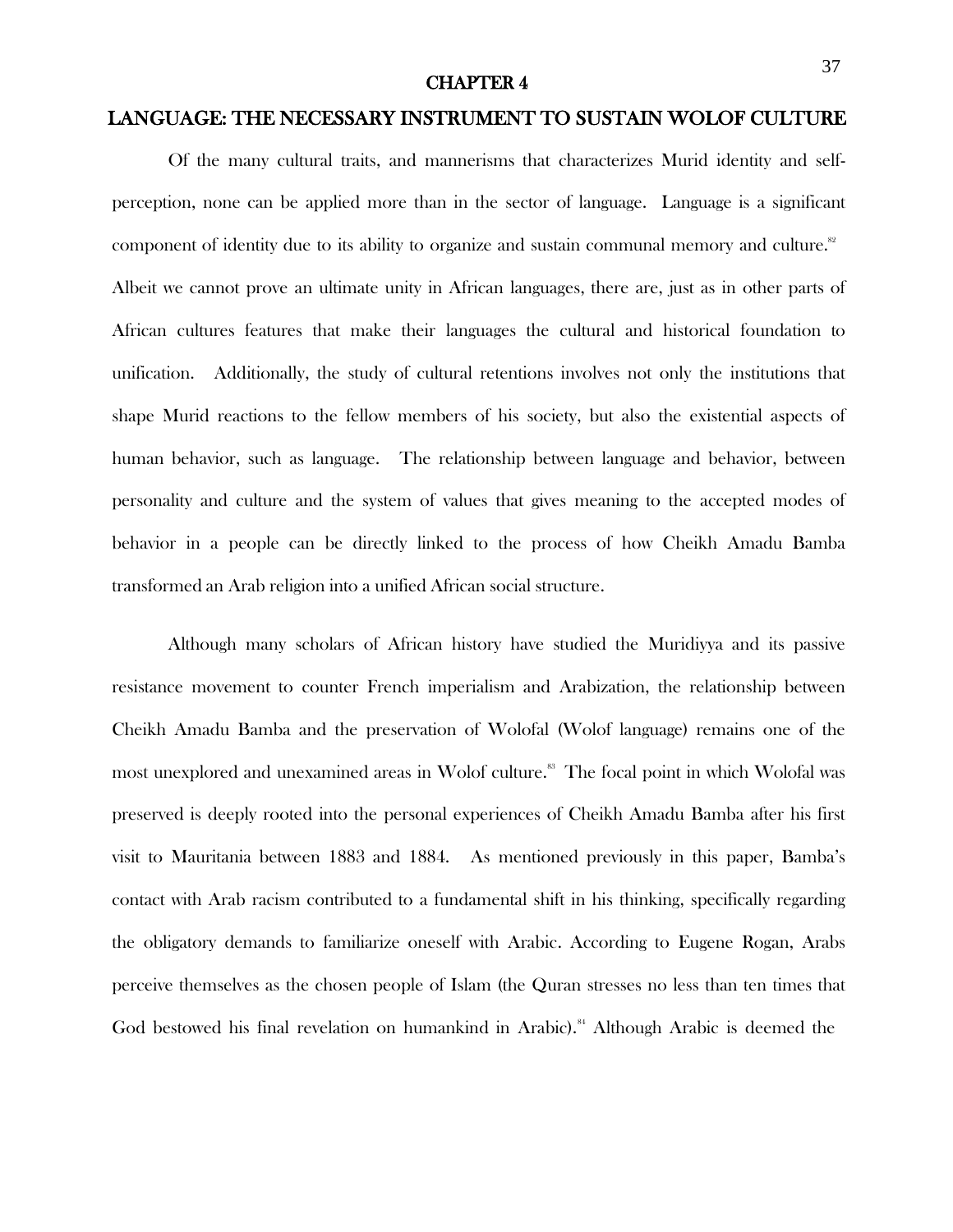# CHAPTER 4

## LANGUAGE: THE NECESSARY INSTRUMENT TO SUSTAIN WOLOF CULTURE

Of the many cultural traits, and mannerisms that characterizes Murid identity and self-perception, none can be applied more than in the sector of language. Language is a significant component of identity due to its ability to organize and sustain communal memory and culture.[82] Albeit we cannot prove an ultimate unity in African languages, there are, just as in other parts of African cultures features that make their languages the cultural and historical foundation to unification. Additionally, the study of cultural retentions involves not only the institutions that shape Murid reactions to the fellow members of his society, but also the existential aspects of human behavior, such as language. The relationship between language and behavior, between personality and culture and the system of values that gives meaning to the accepted modes of behavior in a people can be directly linked to the process of how Cheikh Amadu Bamba transformed an Arab religion into a unified African social structure.

Although many scholars of African history have studied the Muridiyya and its passive resistance movement to counter French imperialism and Arabization, the relationship between Cheikh Amadu Bamba and the preservation of Wolofal (Wolof language) remains one of the most unexplored and unexamined areas in Wolof culture.[83] The focal point in which Wolofal was preserved is deeply rooted into the personal experiences of Cheikh Amadu Bamba after his first visit to Mauritania between 1883 and 1884. As mentioned previously in this paper, Bamba's contact with Arab racism contributed to a fundamental shift in his thinking, specifically regarding the obligatory demands to familiarize oneself with Arabic. According to Eugene Rogan, Arabs perceive themselves as the chosen people of Islam (the Quran stresses no less than ten times that God bestowed his final revelation on humankind in Arabic).[84] Although Arabic is deemed the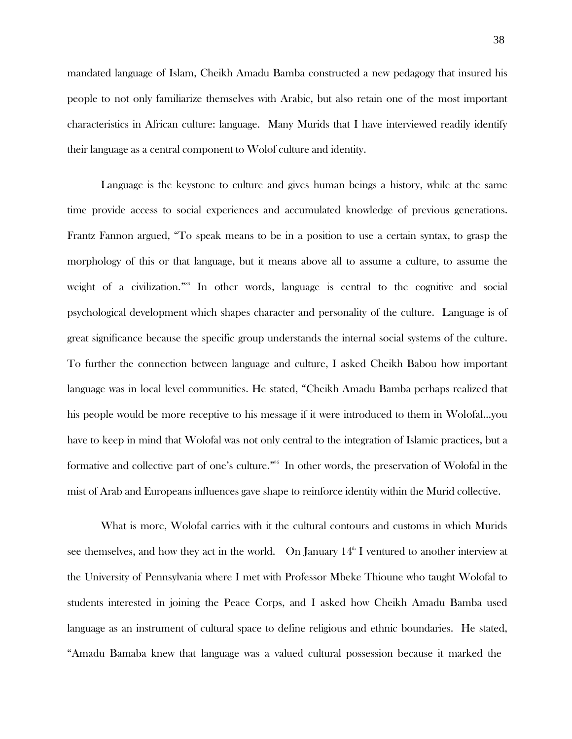mandated language of Islam, Cheikh Amadu Bamba constructed a new pedagogy that insured his people to not only familiarize themselves with Arabic, but also retain one of the most important characteristics in African culture: language. Many Murids that I have interviewed readily identify their language as a central component to Wolof culture and identity.

Language is the keystone to culture and gives human beings a history, while at the same time provide access to social experiences and accumulated knowledge of previous generations. Frantz Fannon argued, "To speak means to be in a position to use a certain syntax, to grasp the morphology of this or that language, but it means above all to assume a culture, to assume the weight of a civilization."[85] In other words, language is central to the cognitive and social psychological development which shapes character and personality of the culture. Language is of great significance because the specific group understands the internal social systems of the culture. To further the connection between language and culture, I asked Cheikh Babou how important language was in local level communities. He stated, "Cheikh Amadu Bamba perhaps realized that his people would be more receptive to his message if it were introduced to them in Wolofal…you have to keep in mind that Wolofal was not only central to the integration of Islamic practices, but a formative and collective part of one's culture."[86] In other words, the preservation of Wolofal in the mist of Arab and Europeans influences gave shape to reinforce identity within the Murid collective.

What is more, Wolofal carries with it the cultural contours and customs in which Murids see themselves, and how they act in the world. On January 14th I ventured to another interview at the University of Pennsylvania where I met with Professor Mbeke Thioune who taught Wolofal to students interested in joining the Peace Corps, and I asked how Cheikh Amadu Bamba used language as an instrument of cultural space to define religious and ethnic boundaries. He stated, "Amadu Bamaba knew that language was a valued cultural possession because it marked the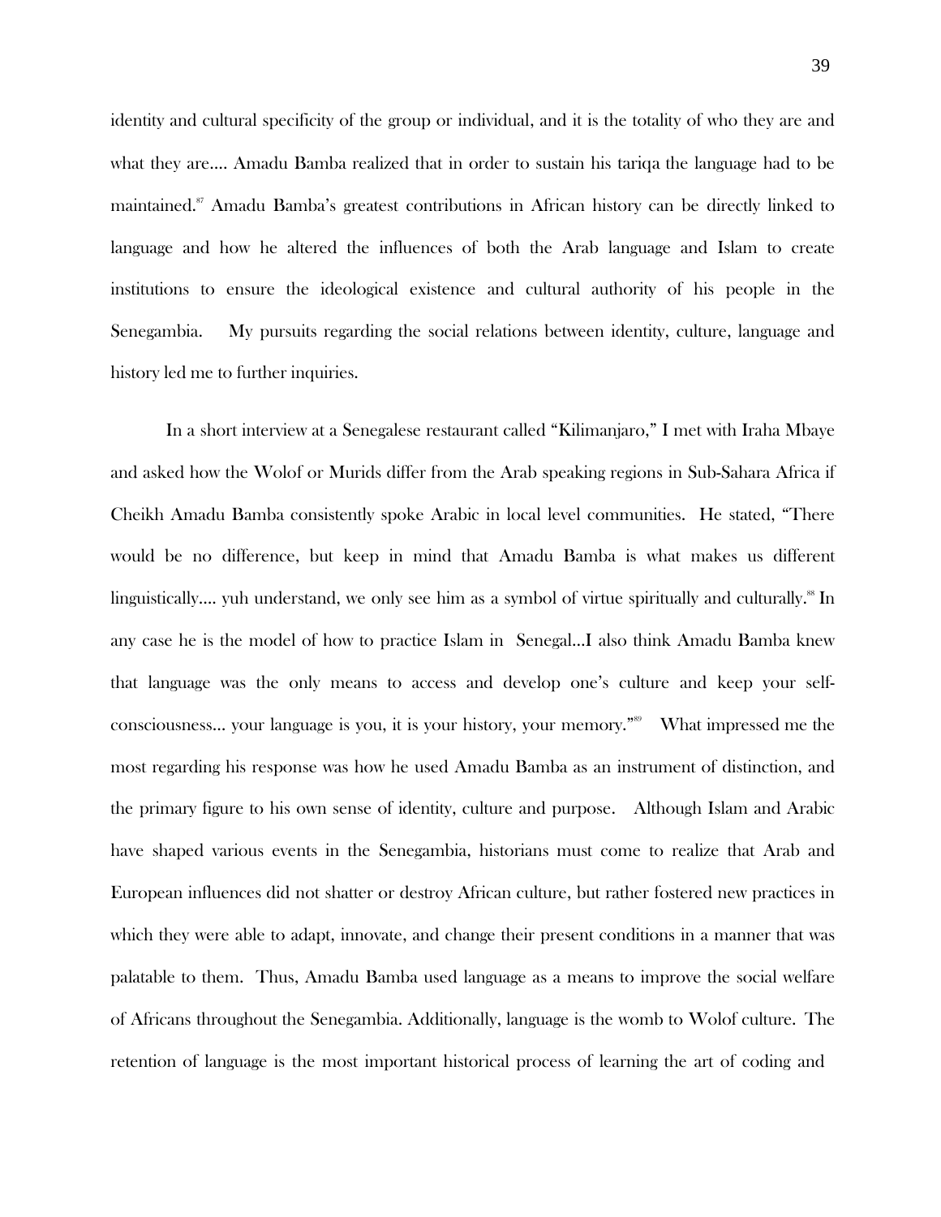identity and cultural specificity of the group or individual, and it is the totality of who they are and what they are…. Amadu Bamba realized that in order to sustain his tariqa the language had to be maintained.[87] Amadu Bamba's greatest contributions in African history can be directly linked to language and how he altered the influences of both the Arab language and Islam to create institutions to ensure the ideological existence and cultural authority of his people in the Senegambia. My pursuits regarding the social relations between identity, culture, language and history led me to further inquiries.

In a short interview at a Senegalese restaurant called "Kilimanjaro," I met with Iraha Mbaye and asked how the Wolof or Murids differ from the Arab speaking regions in Sub-Sahara Africa if Cheikh Amadu Bamba consistently spoke Arabic in local level communities. He stated, "There would be no difference, but keep in mind that Amadu Bamba is what makes us different linguistically…. yuh understand, we only see him as a symbol of virtue spiritually and culturally.[88] In any case he is the model of how to practice Islam in Senegal…I also think Amadu Bamba knew that language was the only means to access and develop one's culture and keep your self-consciousness… your language is you, it is your history, your memory."[89] What impressed me the most regarding his response was how he used Amadu Bamba as an instrument of distinction, and the primary figure to his own sense of identity, culture and purpose. Although Islam and Arabic have shaped various events in the Senegambia, historians must come to realize that Arab and European influences did not shatter or destroy African culture, but rather fostered new practices in which they were able to adapt, innovate, and change their present conditions in a manner that was palatable to them. Thus, Amadu Bamba used language as a means to improve the social welfare of Africans throughout the Senegambia. Additionally, language is the womb to Wolof culture. The retention of language is the most important historical process of learning the art of coding and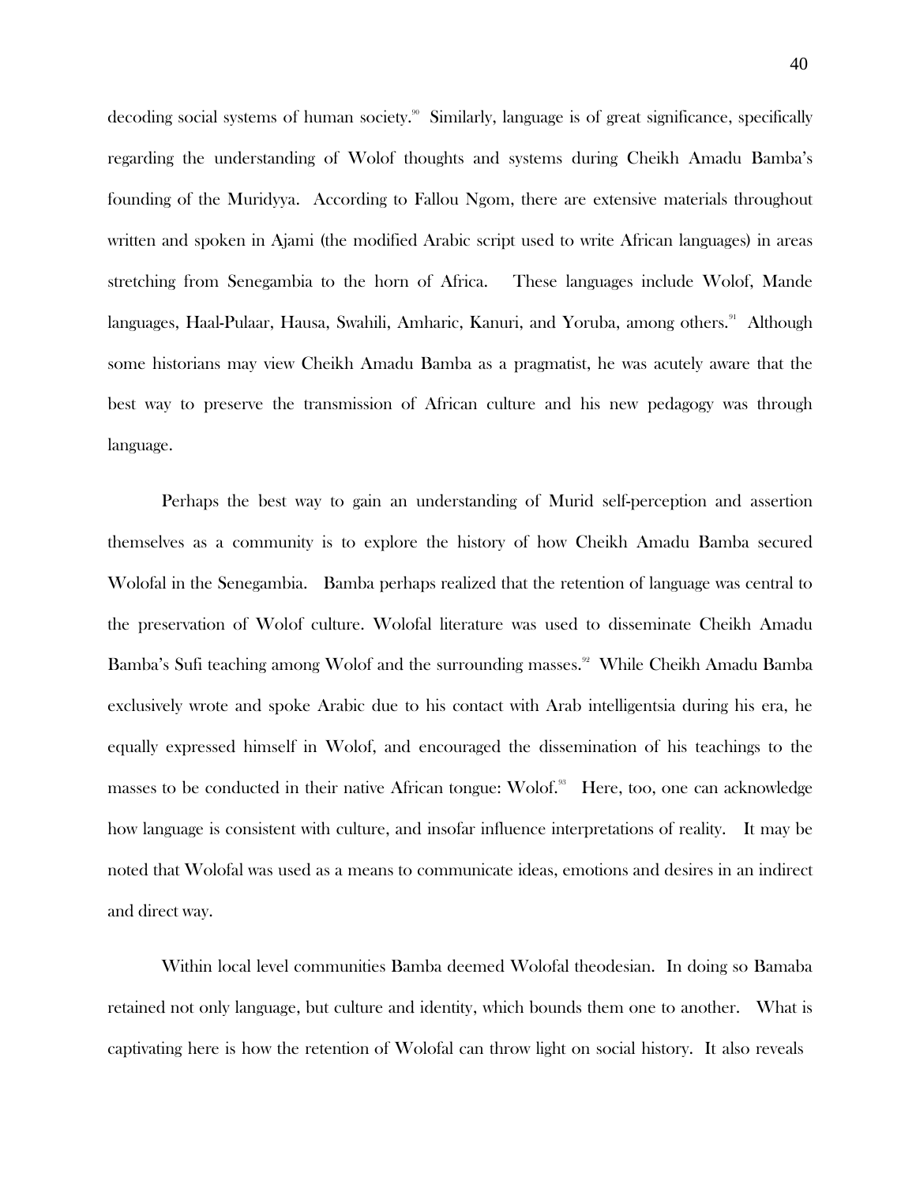decoding social systems of human society.[90] Similarly, language is of great significance, specifically regarding the understanding of Wolof thoughts and systems during Cheikh Amadu Bamba's founding of the Muridyya. According to Fallou Ngom, there are extensive materials throughout written and spoken in Ajami (the modified Arabic script used to write African languages) in areas stretching from Senegambia to the horn of Africa. These languages include Wolof, Mande languages, Haal-Pulaar, Hausa, Swahili, Amharic, Kanuri, and Yoruba, among others.[91] Although some historians may view Cheikh Amadu Bamba as a pragmatist, he was acutely aware that the best way to preserve the transmission of African culture and his new pedagogy was through language.

Perhaps the best way to gain an understanding of Murid self-perception and assertion themselves as a community is to explore the history of how Cheikh Amadu Bamba secured Wolofal in the Senegambia. Bamba perhaps realized that the retention of language was central to the preservation of Wolof culture. Wolofal literature was used to disseminate Cheikh Amadu Bamba's Sufi teaching among Wolof and the surrounding masses.[92] While Cheikh Amadu Bamba exclusively wrote and spoke Arabic due to his contact with Arab intelligentsia during his era, he equally expressed himself in Wolof, and encouraged the dissemination of his teachings to the masses to be conducted in their native African tongue: Wolof.[93] Here, too, one can acknowledge how language is consistent with culture, and insofar influence interpretations of reality. It may be noted that Wolofal was used as a means to communicate ideas, emotions and desires in an indirect and direct way.

Within local level communities Bamba deemed Wolofal theodesian. In doing so Bamaba retained not only language, but culture and identity, which bounds them one to another. What is captivating here is how the retention of Wolofal can throw light on social history. It also reveals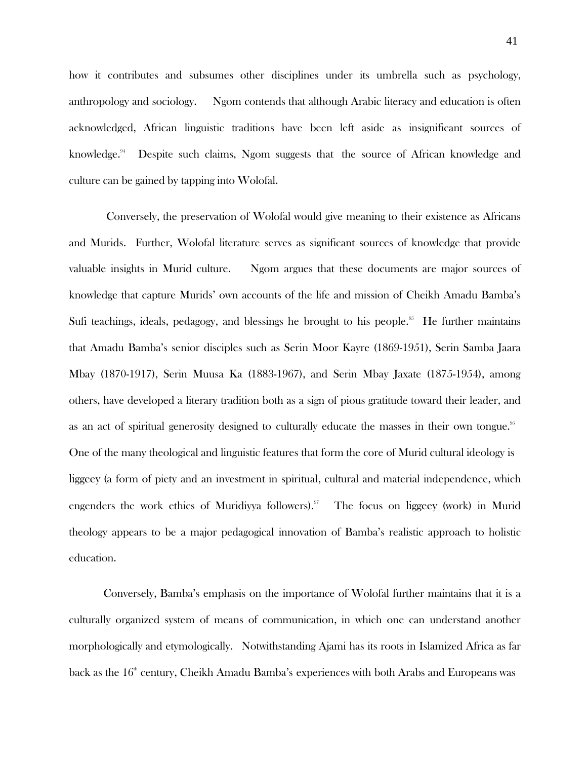how it contributes and subsumes other disciplines under its umbrella such as psychology, anthropology and sociology. Ngom contends that although Arabic literacy and education is often acknowledged, African linguistic traditions have been left aside as insignificant sources of knowledge.[94] Despite such claims, Ngom suggests that the source of African knowledge and culture can be gained by tapping into Wolofal.

Conversely, the preservation of Wolofal would give meaning to their existence as Africans and Murids. Further, Wolofal literature serves as significant sources of knowledge that provide valuable insights in Murid culture. Ngom argues that these documents are major sources of knowledge that capture Murids' own accounts of the life and mission of Cheikh Amadu Bamba's Sufi teachings, ideals, pedagogy, and blessings he brought to his people.[95] He further maintains that Amadu Bamba's senior disciples such as Serin Moor Kayre (1869-1951), Serin Samba Jaara Mbay (1870-1917), Serin Muusa Ka (1883-1967), and Serin Mbay Jaxate (1875-1954), among others, have developed a literary tradition both as a sign of pious gratitude toward their leader, and as an act of spiritual generosity designed to culturally educate the masses in their own tongue.[96] One of the many theological and linguistic features that form the core of Murid cultural ideology is liggeey (a form of piety and an investment in spiritual, cultural and material independence, which engenders the work ethics of Muridiyya followers).[97] The focus on liggeey (work) in Murid theology appears to be a major pedagogical innovation of Bamba's realistic approach to holistic education.

Conversely, Bamba's emphasis on the importance of Wolofal further maintains that it is a culturally organized system of means of communication, in which one can understand another morphologically and etymologically. Notwithstanding Ajami has its roots in Islamized Africa as far back as the 16th century, Cheikh Amadu Bamba's experiences with both Arabs and Europeans was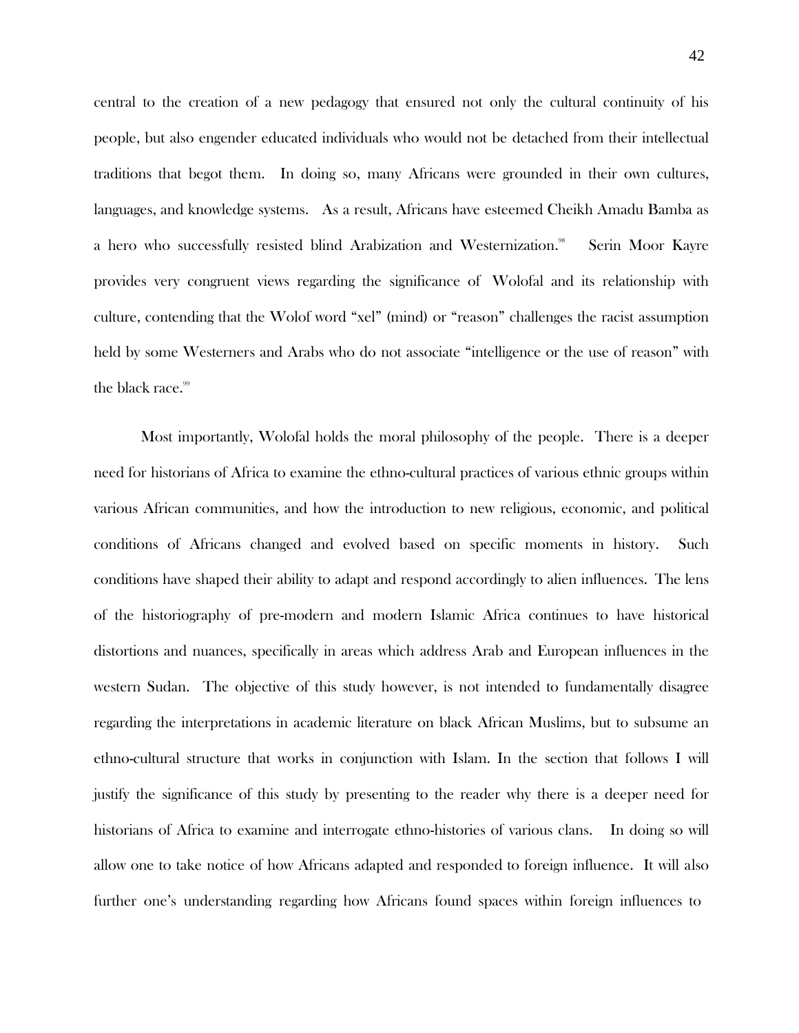central to the creation of a new pedagogy that ensured not only the cultural continuity of his people, but also engender educated individuals who would not be detached from their intellectual traditions that begot them. In doing so, many Africans were grounded in their own cultures, languages, and knowledge systems. As a result, Africans have esteemed Cheikh Amadu Bamba as a hero who successfully resisted blind Arabization and Westernization.[98] Serin Moor Kayre provides very congruent views regarding the significance of Wolofal and its relationship with culture, contending that the Wolof word "xel" (mind) or "reason" challenges the racist assumption held by some Westerners and Arabs who do not associate "intelligence or the use of reason" with the black race.[99]

Most importantly, Wolofal holds the moral philosophy of the people. There is a deeper need for historians of Africa to examine the ethno-cultural practices of various ethnic groups within various African communities, and how the introduction to new religious, economic, and political conditions of Africans changed and evolved based on specific moments in history. Such conditions have shaped their ability to adapt and respond accordingly to alien influences. The lens of the historiography of pre-modern and modern Islamic Africa continues to have historical distortions and nuances, specifically in areas which address Arab and European influences in the western Sudan. The objective of this study however, is not intended to fundamentally disagree regarding the interpretations in academic literature on black African Muslims, but to subsume an ethno-cultural structure that works in conjunction with Islam. In the section that follows I will justify the significance of this study by presenting to the reader why there is a deeper need for historians of Africa to examine and interrogate ethno-histories of various clans. In doing so will allow one to take notice of how Africans adapted and responded to foreign influence. It will also further one's understanding regarding how Africans found spaces within foreign influences to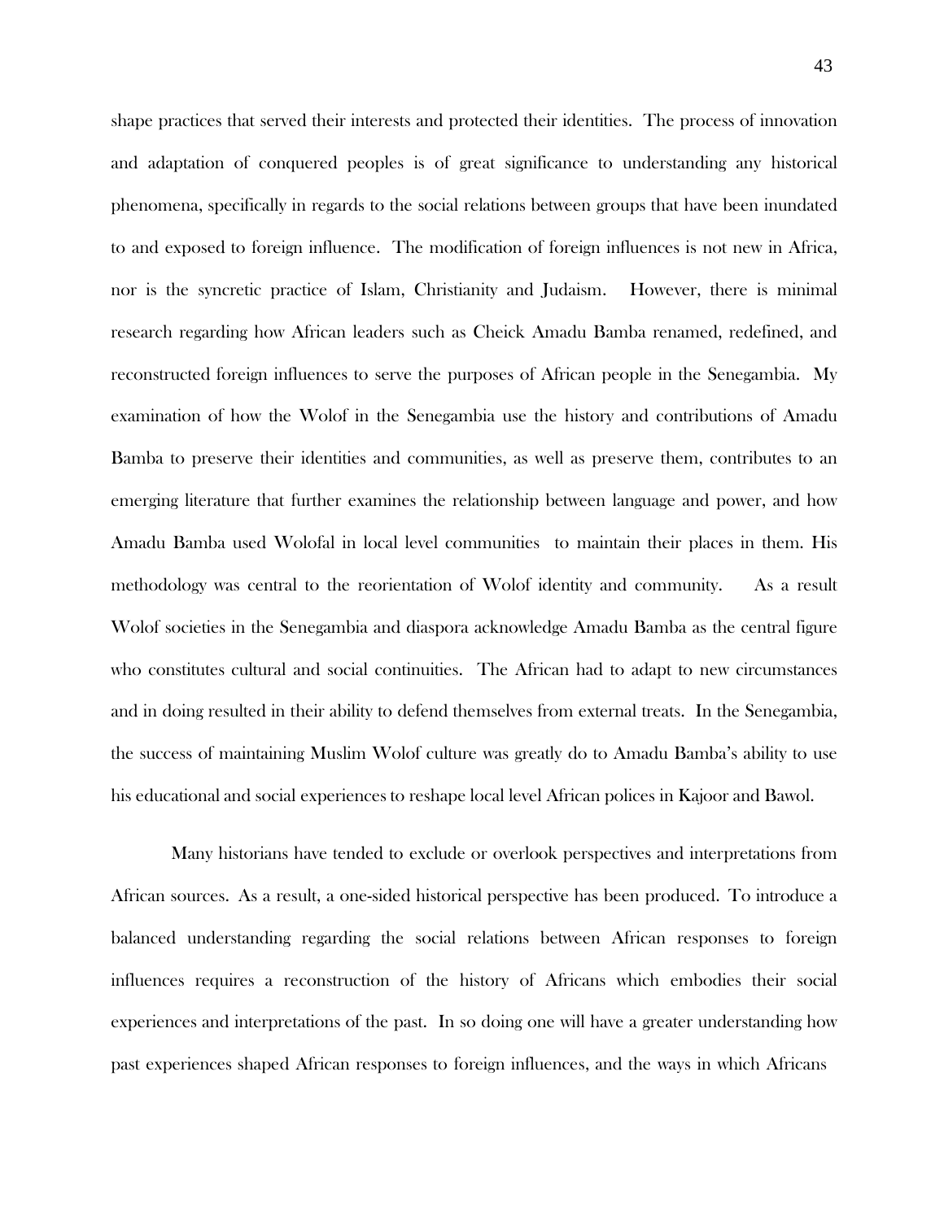shape practices that served their interests and protected their identities. The process of innovation and adaptation of conquered peoples is of great significance to understanding any historical phenomena, specifically in regards to the social relations between groups that have been inundated to and exposed to foreign influence. The modification of foreign influences is not new in Africa, nor is the syncretic practice of Islam, Christianity and Judaism. However, there is minimal research regarding how African leaders such as Cheick Amadu Bamba renamed, redefined, and reconstructed foreign influences to serve the purposes of African people in the Senegambia. My examination of how the Wolof in the Senegambia use the history and contributions of Amadu Bamba to preserve their identities and communities, as well as preserve them, contributes to an emerging literature that further examines the relationship between language and power, and how Amadu Bamba used Wolofal in local level communities to maintain their places in them. His methodology was central to the reorientation of Wolof identity and community. As a result Wolof societies in the Senegambia and diaspora acknowledge Amadu Bamba as the central figure who constitutes cultural and social continuities. The African had to adapt to new circumstances and in doing resulted in their ability to defend themselves from external treats. In the Senegambia, the success of maintaining Muslim Wolof culture was greatly do to Amadu Bamba's ability to use his educational and social experiences to reshape local level African polices in Kajoor and Bawol.

Many historians have tended to exclude or overlook perspectives and interpretations from African sources. As a result, a one-sided historical perspective has been produced. To introduce a balanced understanding regarding the social relations between African responses to foreign influences requires a reconstruction of the history of Africans which embodies their social experiences and interpretations of the past. In so doing one will have a greater understanding how past experiences shaped African responses to foreign influences, and the ways in which Africans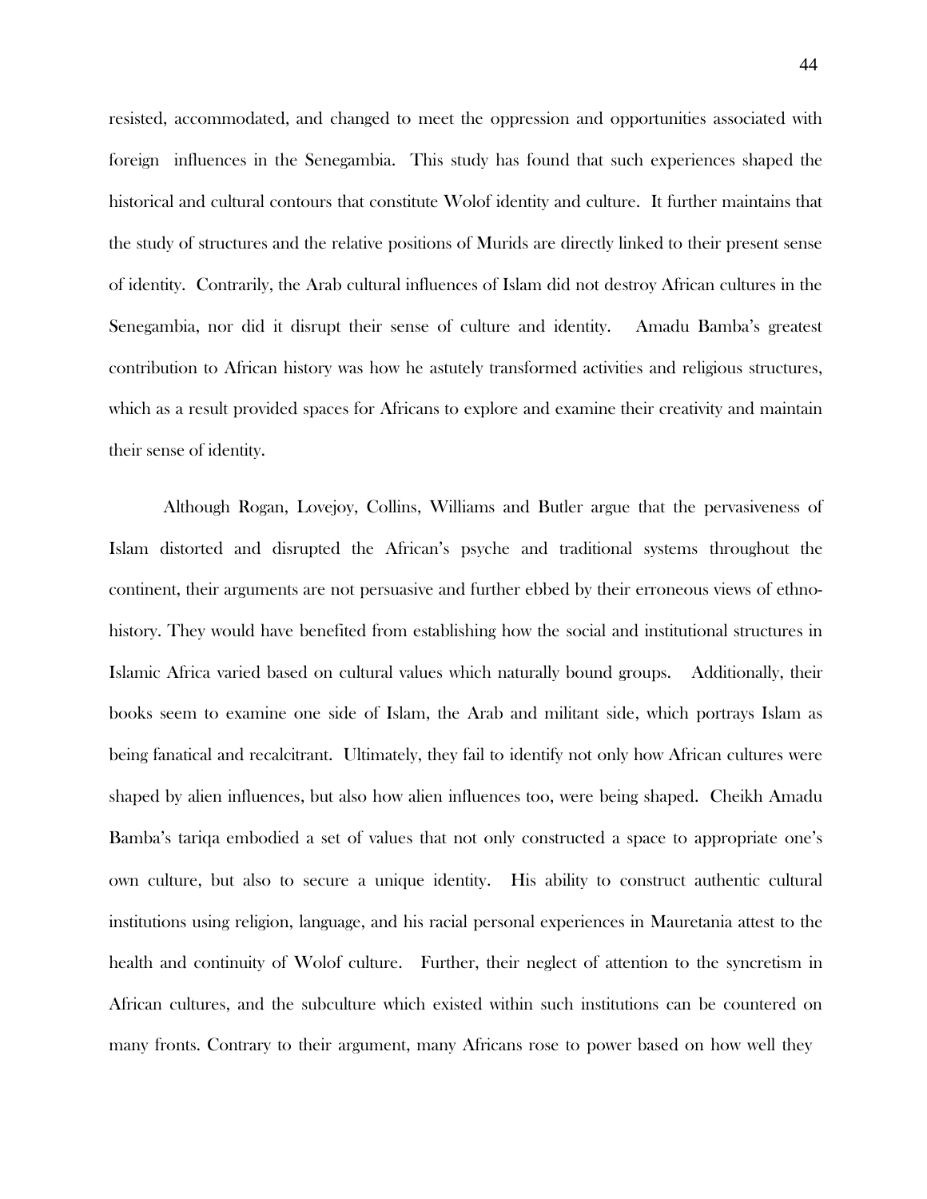resisted, accommodated, and changed to meet the oppression and opportunities associated with foreign influences in the Senegambia. This study has found that such experiences shaped the historical and cultural contours that constitute Wolof identity and culture. It further maintains that the study of structures and the relative positions of Murids are directly linked to their present sense of identity. Contrarily, the Arab cultural influences of Islam did not destroy African cultures in the Senegambia, nor did it disrupt their sense of culture and identity. Amadu Bamba's greatest contribution to African history was how he astutely transformed activities and religious structures, which as a result provided spaces for Africans to explore and examine their creativity and maintain their sense of identity.

Although Rogan, Lovejoy, Collins, Williams and Butler argue that the pervasiveness of Islam distorted and disrupted the African's psyche and traditional systems throughout the continent, their arguments are not persuasive and further ebbed by their erroneous views of ethno-history. They would have benefited from establishing how the social and institutional structures in Islamic Africa varied based on cultural values which naturally bound groups. Additionally, their books seem to examine one side of Islam, the Arab and militant side, which portrays Islam as being fanatical and recalcitrant. Ultimately, they fail to identify not only how African cultures were shaped by alien influences, but also how alien influences too, were being shaped. Cheikh Amadu Bamba's tariqa embodied a set of values that not only constructed a space to appropriate one's own culture, but also to secure a unique identity. His ability to construct authentic cultural institutions using religion, language, and his racial personal experiences in Mauretania attest to the health and continuity of Wolof culture. Further, their neglect of attention to the syncretism in African cultures, and the subculture which existed within such institutions can be countered on many fronts. Contrary to their argument, many Africans rose to power based on how well they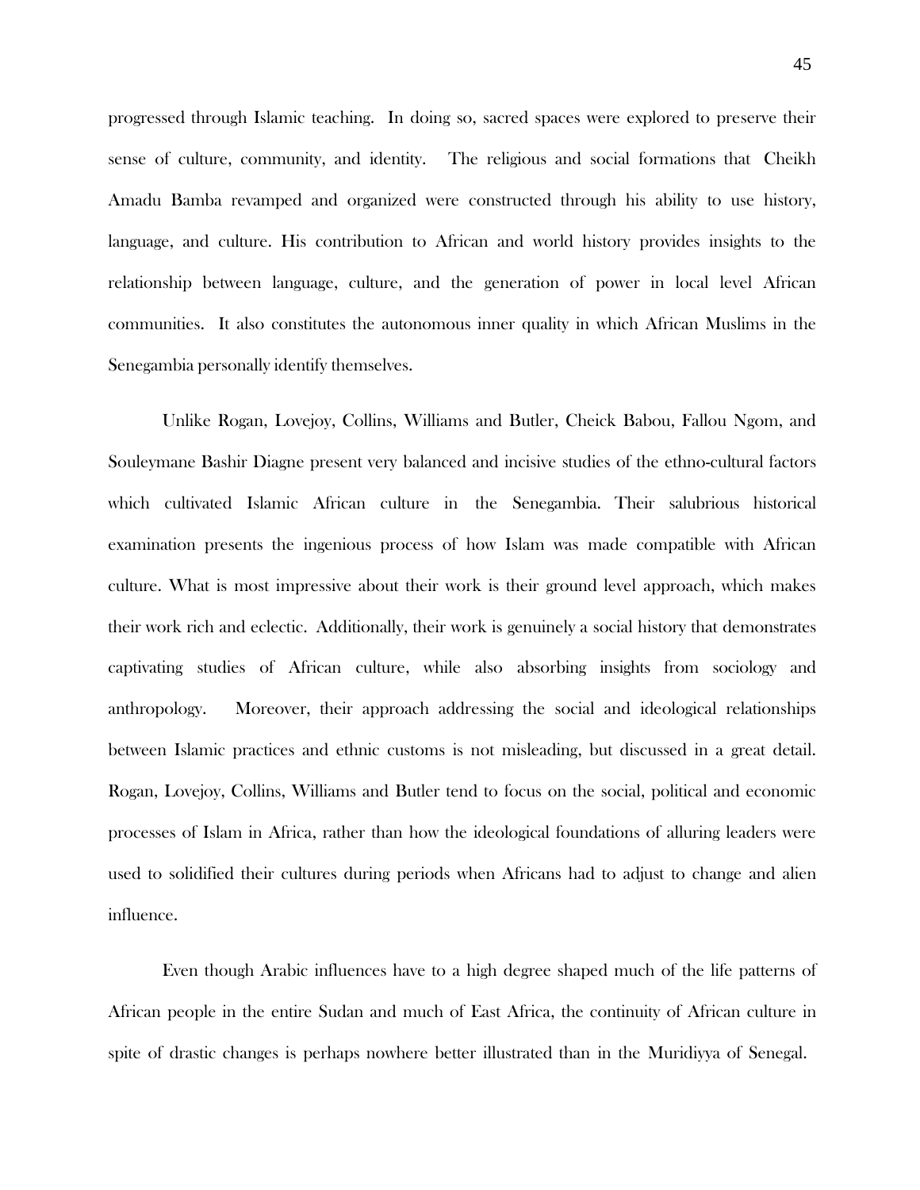progressed through Islamic teaching. In doing so, sacred spaces were explored to preserve their sense of culture, community, and identity. The religious and social formations that Cheikh Amadu Bamba revamped and organized were constructed through his ability to use history, language, and culture. His contribution to African and world history provides insights to the relationship between language, culture, and the generation of power in local level African communities. It also constitutes the autonomous inner quality in which African Muslims in the Senegambia personally identify themselves.

Unlike Rogan, Lovejoy, Collins, Williams and Butler, Cheick Babou, Fallou Ngom, and Souleymane Bashir Diagne present very balanced and incisive studies of the ethno-cultural factors which cultivated Islamic African culture in the Senegambia. Their salubrious historical examination presents the ingenious process of how Islam was made compatible with African culture. What is most impressive about their work is their ground level approach, which makes their work rich and eclectic. Additionally, their work is genuinely a social history that demonstrates captivating studies of African culture, while also absorbing insights from sociology and anthropology. Moreover, their approach addressing the social and ideological relationships between Islamic practices and ethnic customs is not misleading, but discussed in a great detail. Rogan, Lovejoy, Collins, Williams and Butler tend to focus on the social, political and economic processes of Islam in Africa, rather than how the ideological foundations of alluring leaders were used to solidified their cultures during periods when Africans had to adjust to change and alien influence.

Even though Arabic influences have to a high degree shaped much of the life patterns of African people in the entire Sudan and much of East Africa, the continuity of African culture in spite of drastic changes is perhaps nowhere better illustrated than in the Muridiyya of Senegal.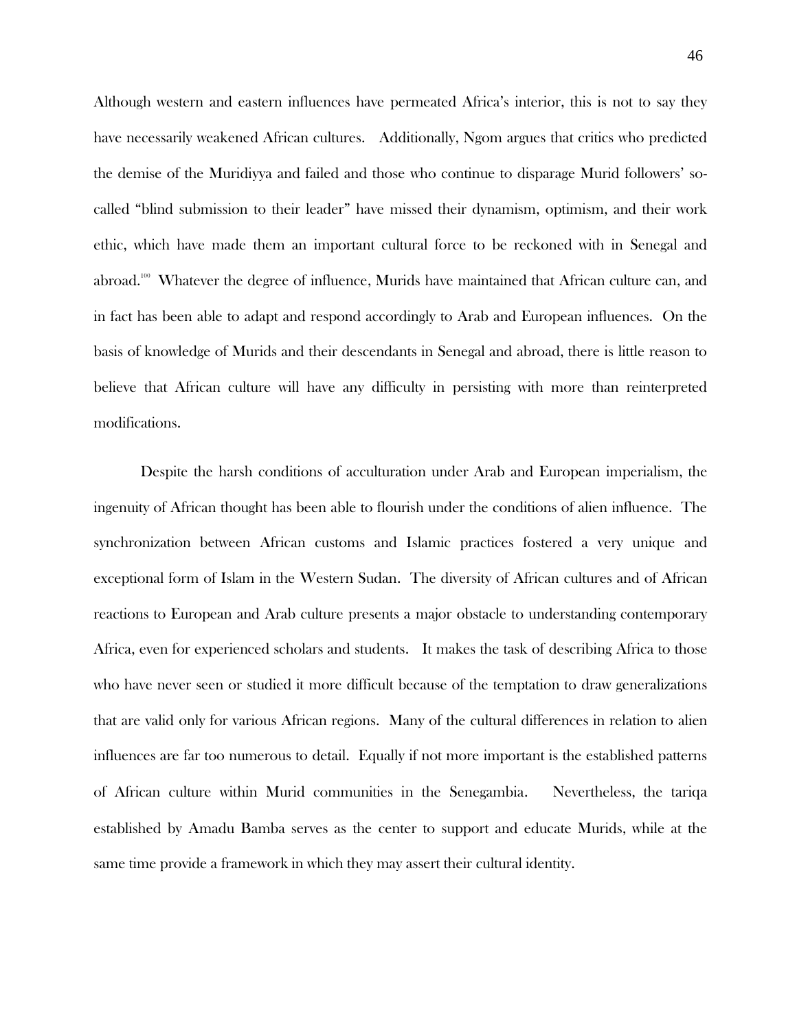Although western and eastern influences have permeated Africa's interior, this is not to say they have necessarily weakened African cultures. Additionally, Ngom argues that critics who predicted the demise of the Muridiyya and failed and those who continue to disparage Murid followers' so-called "blind submission to their leader" have missed their dynamism, optimism, and their work ethic, which have made them an important cultural force to be reckoned with in Senegal and abroad.[100] Whatever the degree of influence, Murids have maintained that African culture can, and in fact has been able to adapt and respond accordingly to Arab and European influences. On the basis of knowledge of Murids and their descendants in Senegal and abroad, there is little reason to believe that African culture will have any difficulty in persisting with more than reinterpreted modifications.

Despite the harsh conditions of acculturation under Arab and European imperialism, the ingenuity of African thought has been able to flourish under the conditions of alien influence. The synchronization between African customs and Islamic practices fostered a very unique and exceptional form of Islam in the Western Sudan. The diversity of African cultures and of African reactions to European and Arab culture presents a major obstacle to understanding contemporary Africa, even for experienced scholars and students. It makes the task of describing Africa to those who have never seen or studied it more difficult because of the temptation to draw generalizations that are valid only for various African regions. Many of the cultural differences in relation to alien influences are far too numerous to detail. Equally if not more important is the established patterns of African culture within Murid communities in the Senegambia. Nevertheless, the tariqa established by Amadu Bamba serves as the center to support and educate Murids, while at the same time provide a framework in which they may assert their cultural identity.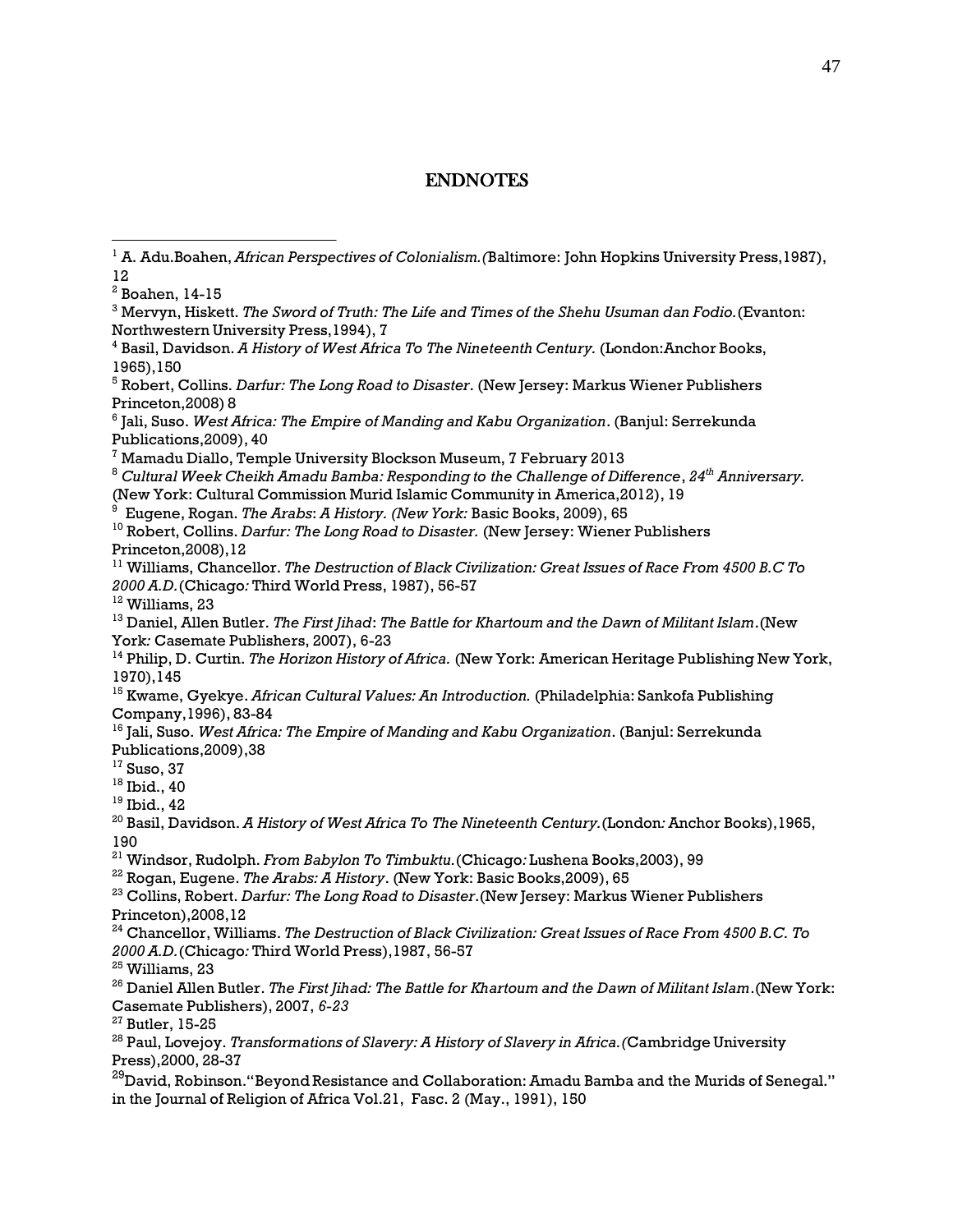## ENDNOTES

[1] A. Adu.Boahen, *African Perspectives of Colonialism.(*Baltimore: John Hopkins University Press,1987), 12

[2] Boahen, 14-15

[3] Mervyn, Hiskett. *The Sword of Truth: The Life and Times of the Shehu Usuman dan Fodio.*(Evanton: Northwestern University Press,1994), 7

[4] Basil, Davidson. *A History of West Africa To The Nineteenth Century.* (London:Anchor Books, 1965),150

[5] Robert, Collins. *Darfur: The Long Road to Disaster*. (New Jersey: Markus Wiener Publishers Princeton,2008) 8

[6] Jali, Suso. *West Africa: The Empire of Manding and Kabu Organization*. (Banjul: Serrekunda Publications,2009), 40

[7] Mamadu Diallo, Temple University Blockson Museum, 7 February 2013

[8] *Cultural Week Cheikh Amadu Bamba: Responding to the Challenge of Difference*, *24th Anniversary.* (New York: Cultural Commission Murid Islamic Community in America,2012), 19

[9] Eugene, Rogan. *The Arabs*: *A History. (New York:* Basic Books, 2009), 65

[10] Robert, Collins. *Darfur: The Long Road to Disaster.* (New Jersey: Wiener Publishers Princeton,2008),12

[11] Williams, Chancellor. *The Destruction of Black Civilization: Great Issues of Race From 4500 B.C To 2000 A.D.*(Chicago*:* Third World Press, 1987), 56-57

[12] Williams, 23

[13] Daniel, Allen Butler. *The First Jihad*: *The Battle for Khartoum and the Dawn of Militant Islam*.(New York*:* Casemate Publishers, 2007), 6-23

[14] Philip, D. Curtin. *The Horizon History of Africa.* (New York: American Heritage Publishing New York, 1970),145

[15] Kwame, Gyekye. *African Cultural Values: An Introduction.* (Philadelphia: Sankofa Publishing Company,1996), 83-84

[16] Jali, Suso. *West Africa: The Empire of Manding and Kabu Organization*. (Banjul: Serrekunda Publications,2009),38

[17] Suso, 37

[18] Ibid., 40

[19] Ibid., 42

[20] Basil, Davidson. *A History of West Africa To The Nineteenth Century.*(London*:* Anchor Books),1965, 190

[21] Windsor, Rudolph. *From Babylon To Timbuktu.*(Chicago*:* Lushena Books,2003), 99

[22] Rogan, Eugene. *The Arabs: A History*. (New York: Basic Books,2009), 65

[23] Collins, Robert. *Darfur: The Long Road to Disaster*.(New Jersey: Markus Wiener Publishers Princeton),2008,12

[24] Chancellor, Williams. *The Destruction of Black Civilization: Great Issues of Race From 4500 B.C. To 2000 A.D.*(Chicago*:* Third World Press),1987, 56-57

[25] Williams, 23

[26] Daniel Allen Butler. *The First Jihad: The Battle for Khartoum and the Dawn of Militant Islam*.(New York: Casemate Publishers), 2007, *6-23*

[27] Butler, 15-25

[28] Paul, Lovejoy. *Transformations of Slavery: A History of Slavery in Africa.(*Cambridge University Press),2000, 28-37

[29] David, Robinson."Beyond Resistance and Collaboration: Amadu Bamba and the Murids of Senegal." in the Journal of Religion of Africa Vol.21, Fasc. 2 (May., 1991), 150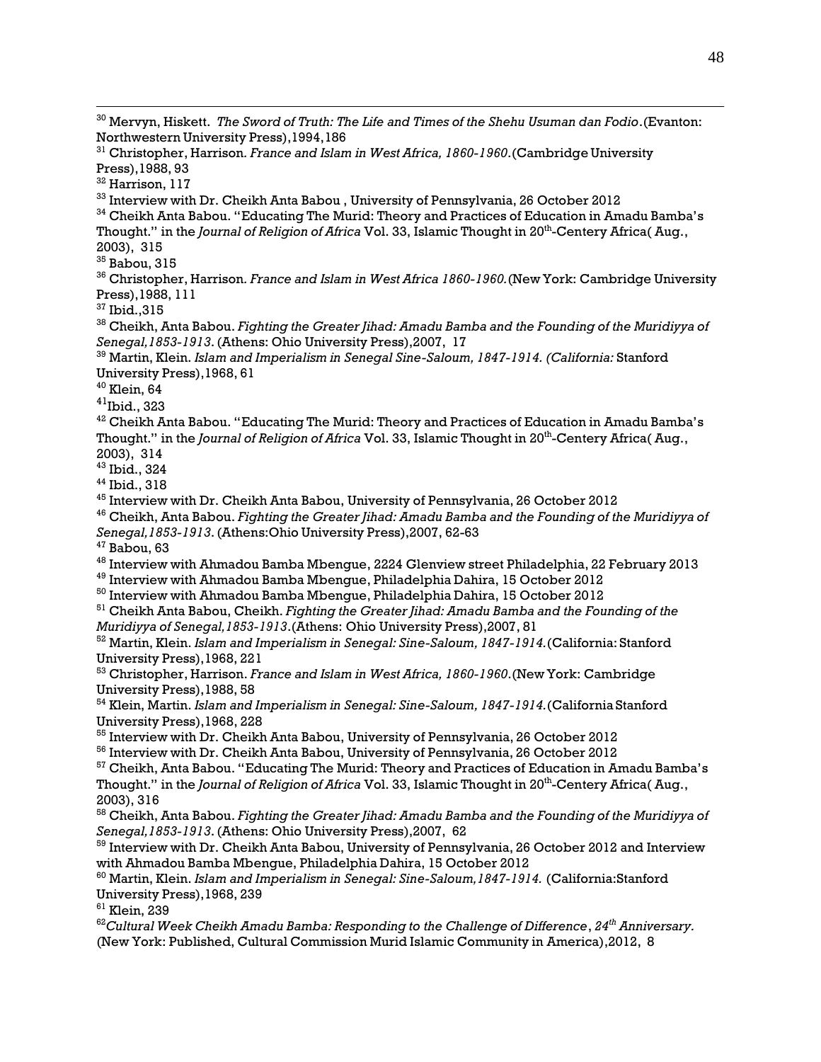[30] Mervyn, Hiskett. *The Sword of Truth: The Life and Times of the Shehu Usuman dan Fodio*.(Evanton: Northwestern University Press),1994,186

[31] Christopher, Harrison. *France and Islam in West Africa, 1860-1960*.(Cambridge University Press),1988, 93

[32] Harrison, 117

[33] Interview with Dr. Cheikh Anta Babou , University of Pennsylvania, 26 October 2012

[34] Cheikh Anta Babou. "Educating The Murid: Theory and Practices of Education in Amadu Bamba's Thought." in the *Journal of Religion of Africa* Vol. 33, Islamic Thought in 20th-Centery Africa( Aug., 2003), 315

[35] Babou, 315

[36] Christopher, Harrison. *France and Islam in West Africa 1860-1960.*(New York: Cambridge University Press),1988, 111

[37] Ibid.,315

[38] Cheikh, Anta Babou. *Fighting the Greater Jihad: Amadu Bamba and the Founding of the Muridiyya of Senegal,1853-1913*. (Athens: Ohio University Press),2007, 17

[39] Martin, Klein. *Islam and Imperialism in Senegal Sine-Saloum, 1847-1914. (California:* Stanford University Press),1968, 61

[40] Klein, 64

[41] Ibid., 323

[42] Cheikh Anta Babou. "Educating The Murid: Theory and Practices of Education in Amadu Bamba's Thought." in the *Journal of Religion of Africa* Vol. 33, Islamic Thought in 20th-Centery Africa( Aug., 2003), 314

[43] Ibid., 324

[44] Ibid., 318

[45] Interview with Dr. Cheikh Anta Babou, University of Pennsylvania, 26 October 2012

[46] Cheikh, Anta Babou. *Fighting the Greater Jihad: Amadu Bamba and the Founding of the Muridiyya of Senegal,1853-1913*. (Athens:Ohio University Press),2007, 62-63

[47] Babou, 63

[48] Interview with Ahmadou Bamba Mbengue, 2224 Glenview street Philadelphia, 22 February 2013

[49] Interview with Ahmadou Bamba Mbengue, Philadelphia Dahira, 15 October 2012

[50] Interview with Ahmadou Bamba Mbengue, Philadelphia Dahira, 15 October 2012

[51] Cheikh Anta Babou, Cheikh. *Fighting the Greater Jihad: Amadu Bamba and the Founding of the Muridiyya of Senegal,1853-1913*.(Athens: Ohio University Press),2007, 81

[52] Martin, Klein. *Islam and Imperialism in Senegal: Sine-Saloum, 1847-1914.*(California: Stanford University Press),1968, 221

[53] Christopher, Harrison. *France and Islam in West Africa, 1860-1960*.(New York: Cambridge University Press),1988, 58

[54] Klein, Martin. *Islam and Imperialism in Senegal: Sine-Saloum, 1847-1914.*(California Stanford University Press),1968, 228

[55] Interview with Dr. Cheikh Anta Babou, University of Pennsylvania, 26 October 2012

[56] Interview with Dr. Cheikh Anta Babou, University of Pennsylvania, 26 October 2012

[57] Cheikh, Anta Babou. "Educating The Murid: Theory and Practices of Education in Amadu Bamba's Thought." in the *Journal of Religion of Africa* Vol. 33, Islamic Thought in 20th-Centery Africa( Aug., 2003), 316

[58] Cheikh, Anta Babou. *Fighting the Greater Jihad: Amadu Bamba and the Founding of the Muridiyya of Senegal,1853-1913*. (Athens: Ohio University Press),2007, 62

[59] Interview with Dr. Cheikh Anta Babou, University of Pennsylvania, 26 October 2012 and Interview with Ahmadou Bamba Mbengue, Philadelphia Dahira, 15 October 2012

[60] Martin, Klein. *Islam and Imperialism in Senegal: Sine-Saloum,1847-1914.* (California:Stanford University Press),1968, 239

[61] Klein, 239

[62] *Cultural Week Cheikh Amadu Bamba: Responding to the Challenge of Difference*, *24th Anniversary.* (New York: Published, Cultural Commission Murid Islamic Community in America),2012, 8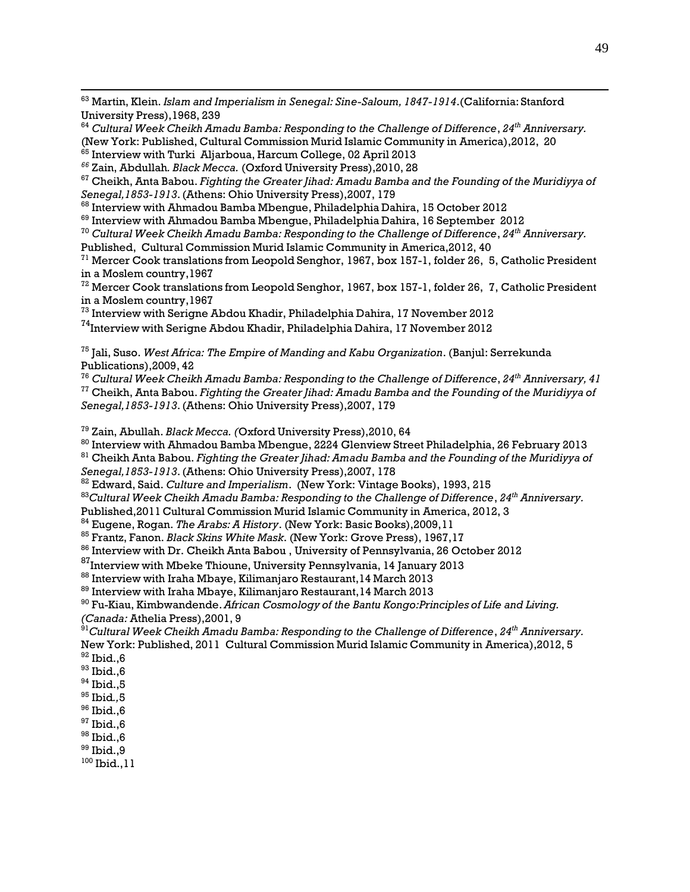[63] Martin, Klein. *Islam and Imperialism in Senegal: Sine-Saloum, 1847-1914*.(California: Stanford University Press),1968, 239

[64] *Cultural Week Cheikh Amadu Bamba: Responding to the Challenge of Difference*, *24th Anniversary.* (New York: Published, Cultural Commission Murid Islamic Community in America),2012, 20

[65] Interview with Turki Aljarboua, Harcum College, 02 April 2013

[66] Zain, Abdullah. *Black Mecca.* (Oxford University Press),2010, 28

[67] Cheikh, Anta Babou. *Fighting the Greater Jihad: Amadu Bamba and the Founding of the Muridiyya of Senegal,1853-1913*. (Athens: Ohio University Press),2007, 179

[68] Interview with Ahmadou Bamba Mbengue, Philadelphia Dahira, 15 October 2012

[69] Interview with Ahmadou Bamba Mbengue, Philadelphia Dahira, 16 September 2012

[70] *Cultural Week Cheikh Amadu Bamba: Responding to the Challenge of Difference*, *24th Anniversary.* Published, Cultural Commission Murid Islamic Community in America,2012, 40

[71] Mercer Cook translations from Leopold Senghor, 1967, box 157-1, folder 26, 5, Catholic President in a Moslem country,1967

[72] Mercer Cook translations from Leopold Senghor, 1967, box 157-1, folder 26, 7, Catholic President in a Moslem country,1967

[73] Interview with Serigne Abdou Khadir, Philadelphia Dahira, 17 November 2012

[74] Interview with Serigne Abdou Khadir, Philadelphia Dahira, 17 November 2012

[75] Jali, Suso. *West Africa: The Empire of Manding and Kabu Organization*. (Banjul: Serrekunda Publications),2009, 42

[76] *Cultural Week Cheikh Amadu Bamba: Responding to the Challenge of Difference*, *24th Anniversary, 41*

[77] Cheikh, Anta Babou. *Fighting the Greater Jihad: Amadu Bamba and the Founding of the Muridiyya of Senegal,1853-1913*. (Athens: Ohio University Press),2007, 179

[79] Zain, Abullah. *Black Mecca. (*Oxford University Press),2010, 64

[80] Interview with Ahmadou Bamba Mbengue, 2224 Glenview Street Philadelphia, 26 February 2013

[81] Cheikh Anta Babou. *Fighting the Greater Jihad: Amadu Bamba and the Founding of the Muridiyya of Senegal,1853-1913*. (Athens: Ohio University Press),2007, 178

[82] Edward, Said. *Culture and Imperialism*. (New York: Vintage Books), 1993, 215

[83] *Cultural Week Cheikh Amadu Bamba: Responding to the Challenge of Difference*, *24th Anniversary.* Published,2011 Cultural Commission Murid Islamic Community in America, 2012, 3

[84] Eugene, Rogan. *The Arabs: A History*. (New York: Basic Books),2009,11

[85] Frantz, Fanon. *Black Skins White Mask.* (New York: Grove Press), 1967,17

[86] Interview with Dr. Cheikh Anta Babou , University of Pennsylvania, 26 October 2012

[87] Interview with Mbeke Thioune, University Pennsylvania, 14 January 2013

[88] Interview with Iraha Mbaye, Kilimanjaro Restaurant,14 March 2013

[89] Interview with Iraha Mbaye, Kilimanjaro Restaurant,14 March 2013

[90] Fu-Kiau, Kimbwandende. *African Cosmology of the Bantu Kongo:Principles of Life and Living. (Canada:* Athelia Press),2001, 9

[91] *Cultural Week Cheikh Amadu Bamba: Responding to the Challenge of Difference*, *24th Anniversary.* New York: Published, 2011 Cultural Commission Murid Islamic Community in America),2012, 5

[92] Ibid.,6

[93] Ibid.,6

[94] Ibid.,5

[95] Ibid.,5

[96] Ibid.,6

[97] Ibid.,6

[98] Ibid.,6

[99] Ibid.,9

[100] Ibid.,11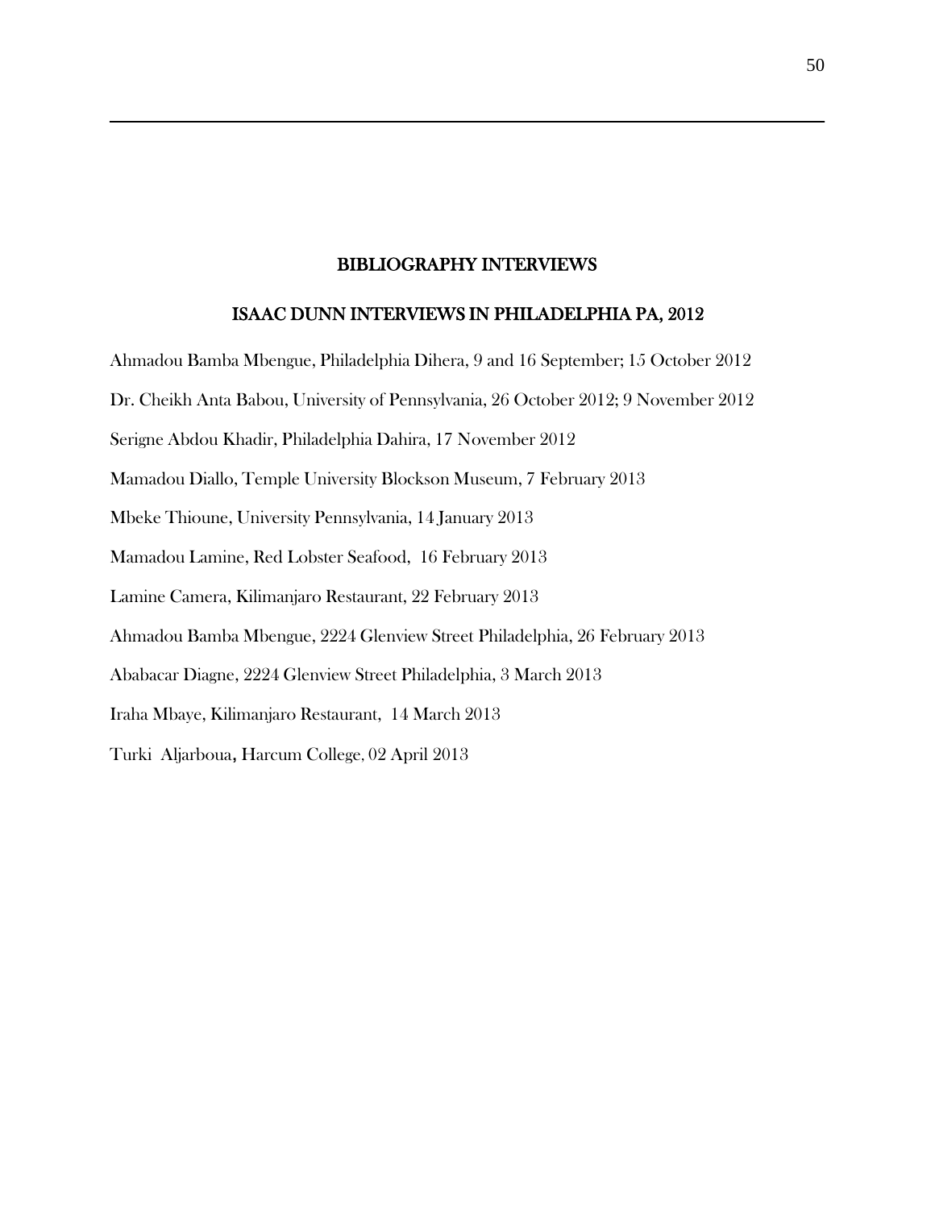## BIBLIOGRAPHY INTERVIEWS

### ISAAC DUNN INTERVIEWS IN PHILADELPHIA PA, 2012

Ahmadou Bamba Mbengue, Philadelphia Dihera, 9 and 16 September; 15 October 2012

Dr. Cheikh Anta Babou, University of Pennsylvania, 26 October 2012; 9 November 2012

Serigne Abdou Khadir, Philadelphia Dahira, 17 November 2012

Mamadou Diallo, Temple University Blockson Museum, 7 February 2013

Mbeke Thioune, University Pennsylvania, 14 January 2013

Mamadou Lamine, Red Lobster Seafood, 16 February 2013

Lamine Camera, Kilimanjaro Restaurant, 22 February 2013

Ahmadou Bamba Mbengue, 2224 Glenview Street Philadelphia, 26 February 2013

Ababacar Diagne, 2224 Glenview Street Philadelphia, 3 March 2013

Iraha Mbaye, Kilimanjaro Restaurant, 14 March 2013

Turki Aljarboua, Harcum College, 02 April 2013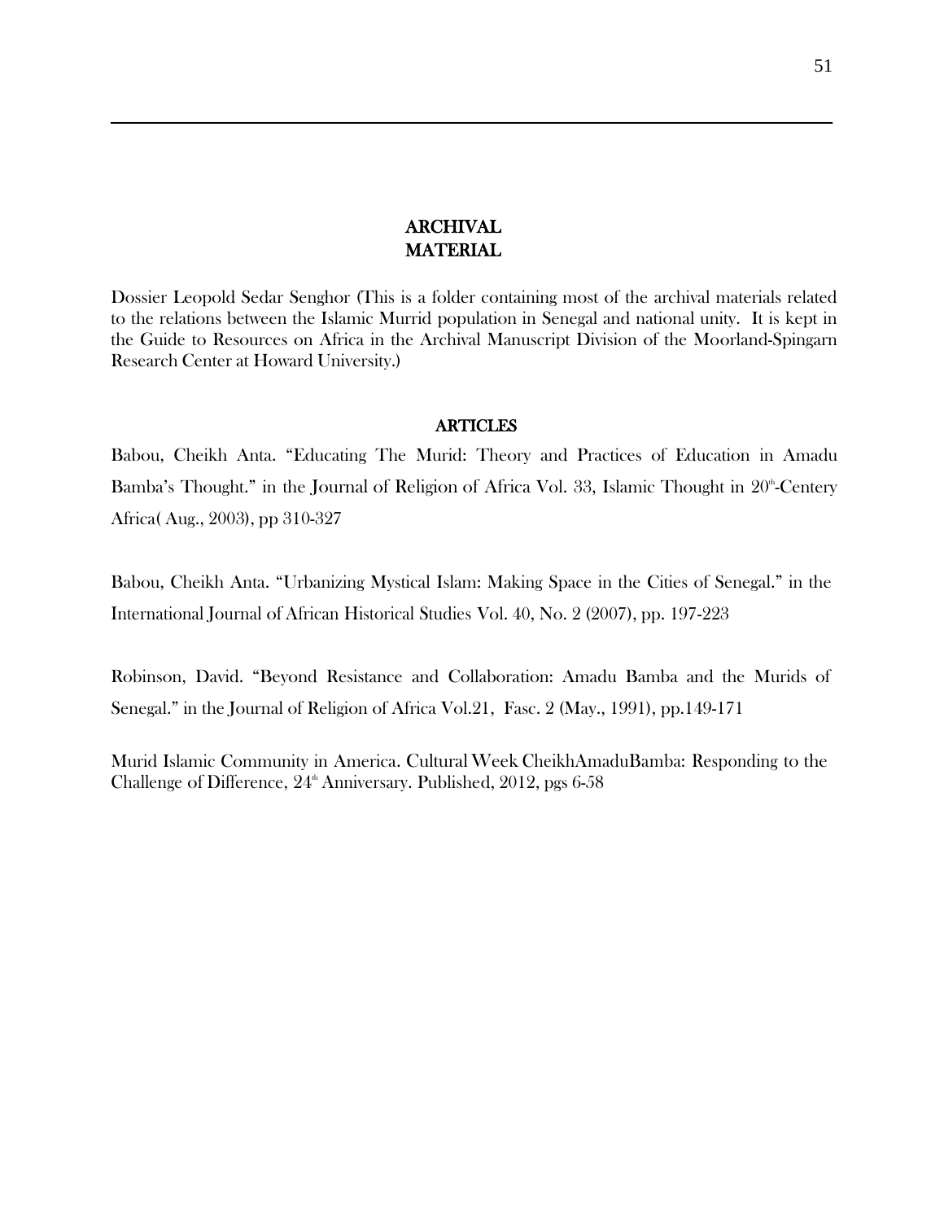## ARCHIVAL MATERIAL

Dossier Leopold Sedar Senghor (This is a folder containing most of the archival materials related to the relations between the Islamic Murrid population in Senegal and national unity. It is kept in the Guide to Resources on Africa in the Archival Manuscript Division of the Moorland-Spingarn Research Center at Howard University.)

## ARTICLES

Babou, Cheikh Anta. "Educating The Murid: Theory and Practices of Education in Amadu Bamba's Thought." in the Journal of Religion of Africa Vol. 33, Islamic Thought in 20th-Centery Africa( Aug., 2003), pp 310-327

Babou, Cheikh Anta. "Urbanizing Mystical Islam: Making Space in the Cities of Senegal." in the International Journal of African Historical Studies Vol. 40, No. 2 (2007), pp. 197-223

Robinson, David. "Beyond Resistance and Collaboration: Amadu Bamba and the Murids of Senegal." in the Journal of Religion of Africa Vol.21, Fasc. 2 (May., 1991), pp.149-171

Murid Islamic Community in America. Cultural Week CheikhAmaduBamba: Responding to the Challenge of Difference, 24th Anniversary. Published, 2012, pgs 6-58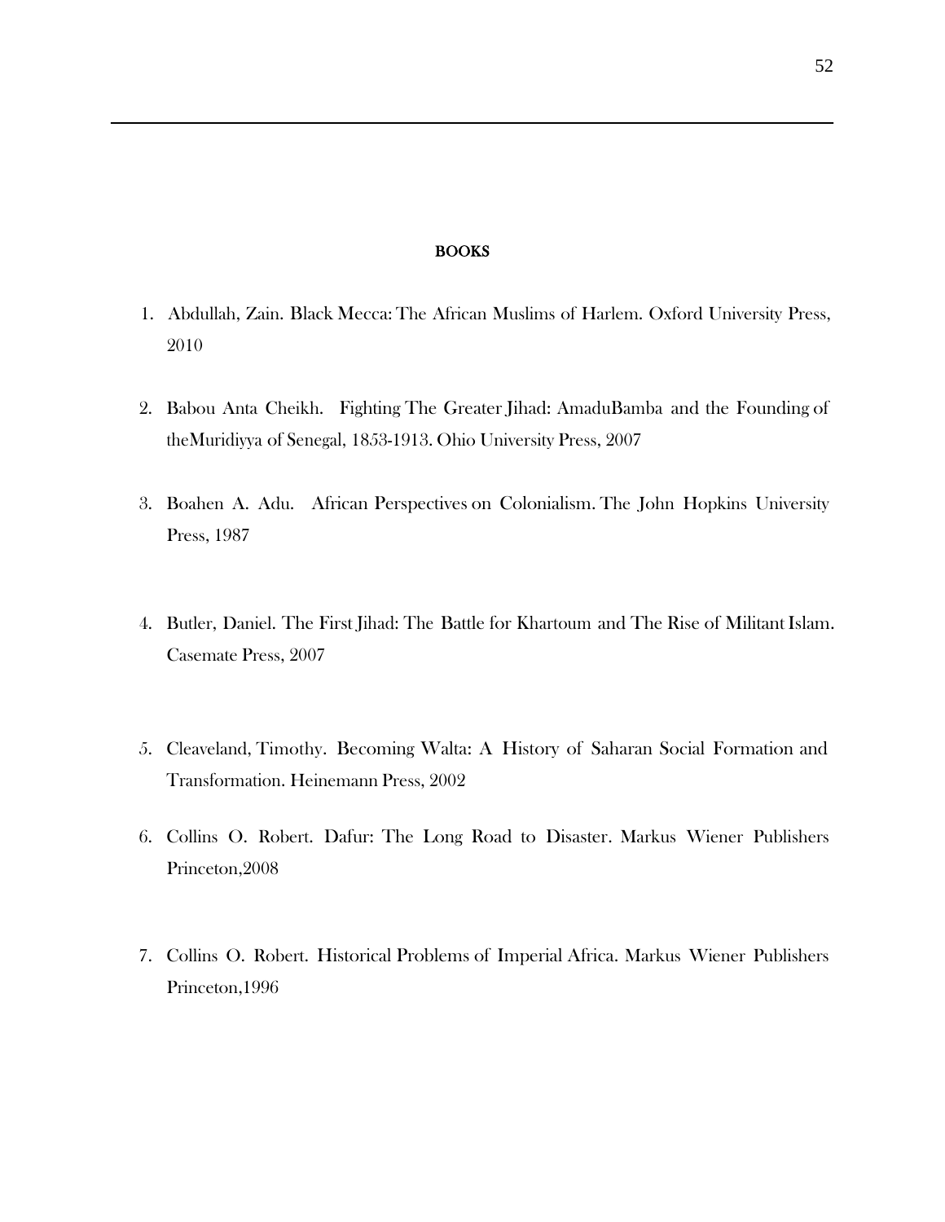**BOOKS**

1. Abdullah, Zain. Black Mecca: The African Muslims of Harlem. Oxford University Press, 2010

2. Babou Anta Cheikh. Fighting The Greater Jihad: AmaduBamba and the Founding of theMuridiyya of Senegal, 1853-1913. Ohio University Press, 2007

3. Boahen A. Adu. African Perspectives on Colonialism. The John Hopkins University Press, 1987

4. Butler, Daniel. The First Jihad: The Battle for Khartoum and The Rise of Militant Islam. Casemate Press, 2007

5. Cleaveland, Timothy. Becoming Walta: A History of Saharan Social Formation and Transformation. Heinemann Press, 2002

6. Collins O. Robert. Dafur: The Long Road to Disaster. Markus Wiener Publishers Princeton,2008

7. Collins O. Robert. Historical Problems of Imperial Africa. Markus Wiener Publishers Princeton,1996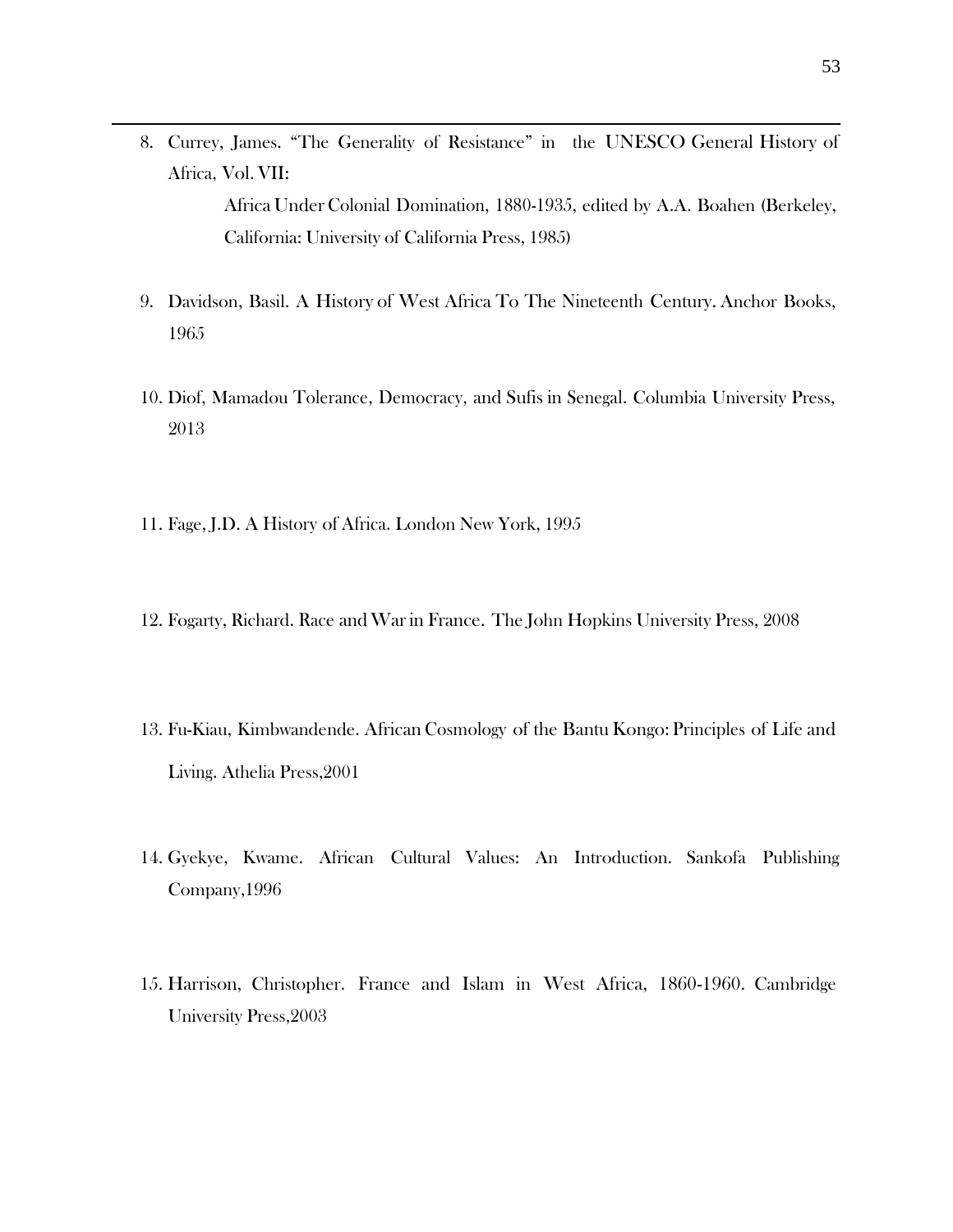8. Currey, James. "The Generality of Resistance" in the UNESCO General History of Africa, Vol. VII:

   Africa Under Colonial Domination, 1880-1935, edited by A.A. Boahen (Berkeley, California: University of California Press, 1985)

9. Davidson, Basil. A History of West Africa To The Nineteenth Century. Anchor Books, 1965

10. Diof, Mamadou Tolerance, Democracy, and Sufis in Senegal. Columbia University Press, 2013

11. Fage, J.D. A History of Africa. London New York, 1995

12. Fogarty, Richard. Race and War in France. The John Hopkins University Press, 2008

13. Fu-Kiau, Kimbwandende. African Cosmology of the Bantu Kongo: Principles of Life and Living. Athelia Press,2001

14. Gyekye, Kwame. African Cultural Values: An Introduction. Sankofa Publishing Company,1996

15. Harrison, Christopher. France and Islam in West Africa, 1860-1960. Cambridge University Press,2003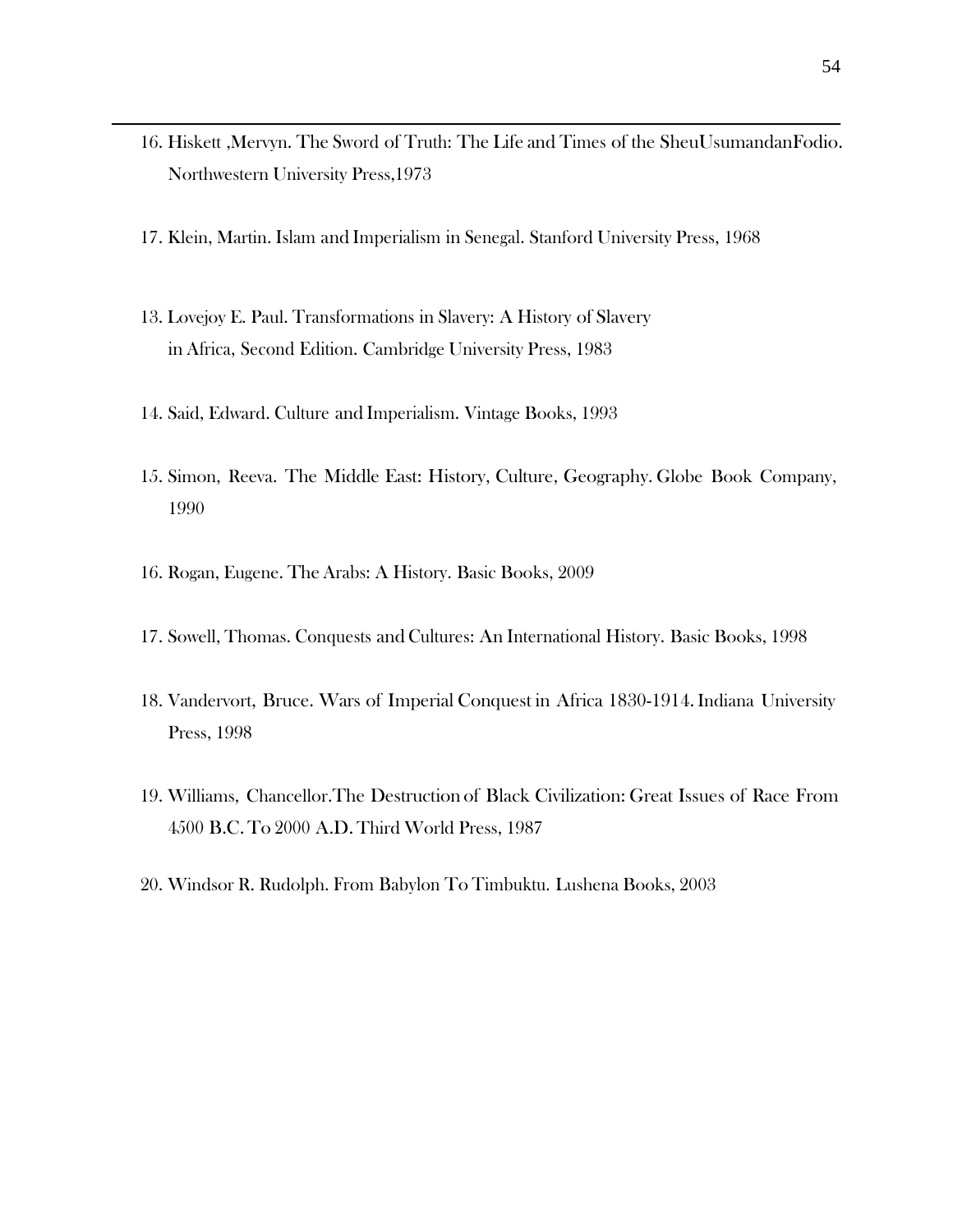16. Hiskett ,Mervyn. The Sword of Truth: The Life and Times of the SheuUsumandanFodio. Northwestern University Press,1973

17. Klein, Martin. Islam and Imperialism in Senegal. Stanford University Press, 1968

13. Lovejoy E. Paul. Transformations in Slavery: A History of Slavery in Africa, Second Edition. Cambridge University Press, 1983

14. Said, Edward. Culture and Imperialism. Vintage Books, 1993

15. Simon, Reeva. The Middle East: History, Culture, Geography. Globe Book Company, 1990

16. Rogan, Eugene. The Arabs: A History. Basic Books, 2009

17. Sowell, Thomas. Conquests and Cultures: An International History. Basic Books, 1998

18. Vandervort, Bruce. Wars of Imperial Conquest in Africa 1830-1914. Indiana University Press, 1998

19. Williams, Chancellor.The Destruction of Black Civilization: Great Issues of Race From 4500 B.C. To 2000 A.D. Third World Press, 1987

20. Windsor R. Rudolph. From Babylon To Timbuktu. Lushena Books, 2003